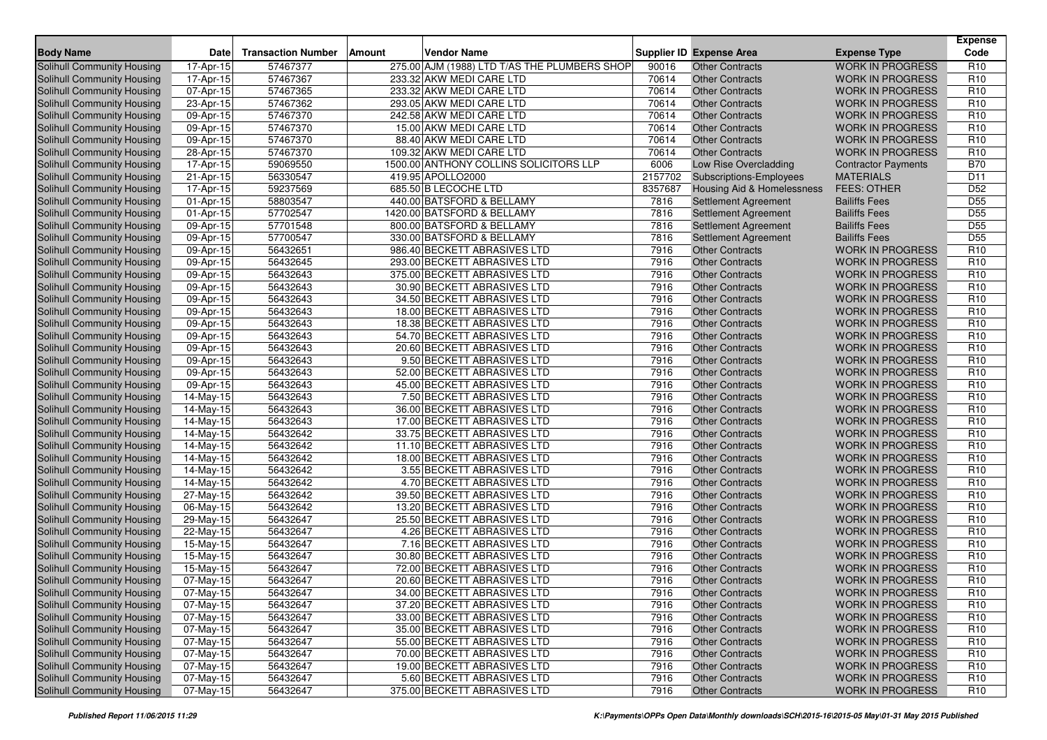| Body Name | Date | Transaction Number | Amount | Vendor Name | Supplier ID | Expense Area | Expense Type | Expense Code |
|---|---|---|---|---|---|---|---|---|
| Solihull Community Housing | 17-Apr-15 | 57467377 | 275.00 | AJM (1988) LTD T/AS THE PLUMBERS SHOP | 90016 | Other Contracts | WORK IN PROGRESS | R10 |
| Solihull Community Housing | 17-Apr-15 | 57467367 | 233.32 | AKW MEDI CARE LTD | 70614 | Other Contracts | WORK IN PROGRESS | R10 |
| Solihull Community Housing | 07-Apr-15 | 57467365 | 233.32 | AKW MEDI CARE LTD | 70614 | Other Contracts | WORK IN PROGRESS | R10 |
| Solihull Community Housing | 23-Apr-15 | 57467362 | 293.05 | AKW MEDI CARE LTD | 70614 | Other Contracts | WORK IN PROGRESS | R10 |
| Solihull Community Housing | 09-Apr-15 | 57467370 | 242.58 | AKW MEDI CARE LTD | 70614 | Other Contracts | WORK IN PROGRESS | R10 |
| Solihull Community Housing | 09-Apr-15 | 57467370 | 15.00 | AKW MEDI CARE LTD | 70614 | Other Contracts | WORK IN PROGRESS | R10 |
| Solihull Community Housing | 09-Apr-15 | 57467370 | 88.40 | AKW MEDI CARE LTD | 70614 | Other Contracts | WORK IN PROGRESS | R10 |
| Solihull Community Housing | 28-Apr-15 | 57467370 | 109.32 | AKW MEDI CARE LTD | 70614 | Other Contracts | WORK IN PROGRESS | R10 |
| Solihull Community Housing | 17-Apr-15 | 59069550 | 1500.00 | ANTHONY COLLINS SOLICITORS LLP | 6006 | Low Rise Overcladding | Contractor Payments | B70 |
| Solihull Community Housing | 21-Apr-15 | 56330547 | 419.95 | APOLLO2000 | 2157702 | Subscriptions-Employees | MATERIALS | D11 |
| Solihull Community Housing | 17-Apr-15 | 59237569 | 685.50 | B LECOCHE LTD | 8357687 | Housing Aid & Homelessness | FEES: OTHER | D52 |
| Solihull Community Housing | 01-Apr-15 | 58803547 | 440.00 | BATSFORD & BELLAMY | 7816 | Settlement Agreement | Bailiffs Fees | D55 |
| Solihull Community Housing | 01-Apr-15 | 57702547 | 1420.00 | BATSFORD & BELLAMY | 7816 | Settlement Agreement | Bailiffs Fees | D55 |
| Solihull Community Housing | 09-Apr-15 | 57701548 | 800.00 | BATSFORD & BELLAMY | 7816 | Settlement Agreement | Bailiffs Fees | D55 |
| Solihull Community Housing | 09-Apr-15 | 57700547 | 330.00 | BATSFORD & BELLAMY | 7816 | Settlement Agreement | Bailiffs Fees | D55 |
| Solihull Community Housing | 09-Apr-15 | 56432651 | 986.40 | BECKETT ABRASIVES LTD | 7916 | Other Contracts | WORK IN PROGRESS | R10 |
| Solihull Community Housing | 09-Apr-15 | 56432645 | 293.00 | BECKETT ABRASIVES LTD | 7916 | Other Contracts | WORK IN PROGRESS | R10 |
| Solihull Community Housing | 09-Apr-15 | 56432643 | 375.00 | BECKETT ABRASIVES LTD | 7916 | Other Contracts | WORK IN PROGRESS | R10 |
| Solihull Community Housing | 09-Apr-15 | 56432643 | 30.90 | BECKETT ABRASIVES LTD | 7916 | Other Contracts | WORK IN PROGRESS | R10 |
| Solihull Community Housing | 09-Apr-15 | 56432643 | 34.50 | BECKETT ABRASIVES LTD | 7916 | Other Contracts | WORK IN PROGRESS | R10 |
| Solihull Community Housing | 09-Apr-15 | 56432643 | 18.00 | BECKETT ABRASIVES LTD | 7916 | Other Contracts | WORK IN PROGRESS | R10 |
| Solihull Community Housing | 09-Apr-15 | 56432643 | 18.38 | BECKETT ABRASIVES LTD | 7916 | Other Contracts | WORK IN PROGRESS | R10 |
| Solihull Community Housing | 09-Apr-15 | 56432643 | 54.70 | BECKETT ABRASIVES LTD | 7916 | Other Contracts | WORK IN PROGRESS | R10 |
| Solihull Community Housing | 09-Apr-15 | 56432643 | 20.60 | BECKETT ABRASIVES LTD | 7916 | Other Contracts | WORK IN PROGRESS | R10 |
| Solihull Community Housing | 09-Apr-15 | 56432643 | 9.50 | BECKETT ABRASIVES LTD | 7916 | Other Contracts | WORK IN PROGRESS | R10 |
| Solihull Community Housing | 09-Apr-15 | 56432643 | 52.00 | BECKETT ABRASIVES LTD | 7916 | Other Contracts | WORK IN PROGRESS | R10 |
| Solihull Community Housing | 09-Apr-15 | 56432643 | 45.00 | BECKETT ABRASIVES LTD | 7916 | Other Contracts | WORK IN PROGRESS | R10 |
| Solihull Community Housing | 14-May-15 | 56432643 | 7.50 | BECKETT ABRASIVES LTD | 7916 | Other Contracts | WORK IN PROGRESS | R10 |
| Solihull Community Housing | 14-May-15 | 56432643 | 36.00 | BECKETT ABRASIVES LTD | 7916 | Other Contracts | WORK IN PROGRESS | R10 |
| Solihull Community Housing | 14-May-15 | 56432643 | 17.00 | BECKETT ABRASIVES LTD | 7916 | Other Contracts | WORK IN PROGRESS | R10 |
| Solihull Community Housing | 14-May-15 | 56432642 | 33.75 | BECKETT ABRASIVES LTD | 7916 | Other Contracts | WORK IN PROGRESS | R10 |
| Solihull Community Housing | 14-May-15 | 56432642 | 11.10 | BECKETT ABRASIVES LTD | 7916 | Other Contracts | WORK IN PROGRESS | R10 |
| Solihull Community Housing | 14-May-15 | 56432642 | 18.00 | BECKETT ABRASIVES LTD | 7916 | Other Contracts | WORK IN PROGRESS | R10 |
| Solihull Community Housing | 14-May-15 | 56432642 | 3.55 | BECKETT ABRASIVES LTD | 7916 | Other Contracts | WORK IN PROGRESS | R10 |
| Solihull Community Housing | 14-May-15 | 56432642 | 4.70 | BECKETT ABRASIVES LTD | 7916 | Other Contracts | WORK IN PROGRESS | R10 |
| Solihull Community Housing | 27-May-15 | 56432642 | 39.50 | BECKETT ABRASIVES LTD | 7916 | Other Contracts | WORK IN PROGRESS | R10 |
| Solihull Community Housing | 06-May-15 | 56432642 | 13.20 | BECKETT ABRASIVES LTD | 7916 | Other Contracts | WORK IN PROGRESS | R10 |
| Solihull Community Housing | 29-May-15 | 56432647 | 25.50 | BECKETT ABRASIVES LTD | 7916 | Other Contracts | WORK IN PROGRESS | R10 |
| Solihull Community Housing | 22-May-15 | 56432647 | 4.26 | BECKETT ABRASIVES LTD | 7916 | Other Contracts | WORK IN PROGRESS | R10 |
| Solihull Community Housing | 15-May-15 | 56432647 | 7.16 | BECKETT ABRASIVES LTD | 7916 | Other Contracts | WORK IN PROGRESS | R10 |
| Solihull Community Housing | 15-May-15 | 56432647 | 30.80 | BECKETT ABRASIVES LTD | 7916 | Other Contracts | WORK IN PROGRESS | R10 |
| Solihull Community Housing | 15-May-15 | 56432647 | 72.00 | BECKETT ABRASIVES LTD | 7916 | Other Contracts | WORK IN PROGRESS | R10 |
| Solihull Community Housing | 07-May-15 | 56432647 | 20.60 | BECKETT ABRASIVES LTD | 7916 | Other Contracts | WORK IN PROGRESS | R10 |
| Solihull Community Housing | 07-May-15 | 56432647 | 34.00 | BECKETT ABRASIVES LTD | 7916 | Other Contracts | WORK IN PROGRESS | R10 |
| Solihull Community Housing | 07-May-15 | 56432647 | 37.20 | BECKETT ABRASIVES LTD | 7916 | Other Contracts | WORK IN PROGRESS | R10 |
| Solihull Community Housing | 07-May-15 | 56432647 | 33.00 | BECKETT ABRASIVES LTD | 7916 | Other Contracts | WORK IN PROGRESS | R10 |
| Solihull Community Housing | 07-May-15 | 56432647 | 35.00 | BECKETT ABRASIVES LTD | 7916 | Other Contracts | WORK IN PROGRESS | R10 |
| Solihull Community Housing | 07-May-15 | 56432647 | 55.00 | BECKETT ABRASIVES LTD | 7916 | Other Contracts | WORK IN PROGRESS | R10 |
| Solihull Community Housing | 07-May-15 | 56432647 | 70.00 | BECKETT ABRASIVES LTD | 7916 | Other Contracts | WORK IN PROGRESS | R10 |
| Solihull Community Housing | 07-May-15 | 56432647 | 19.00 | BECKETT ABRASIVES LTD | 7916 | Other Contracts | WORK IN PROGRESS | R10 |
| Solihull Community Housing | 07-May-15 | 56432647 | 5.60 | BECKETT ABRASIVES LTD | 7916 | Other Contracts | WORK IN PROGRESS | R10 |
| Solihull Community Housing | 07-May-15 | 56432647 | 375.00 | BECKETT ABRASIVES LTD | 7916 | Other Contracts | WORK IN PROGRESS | R10 |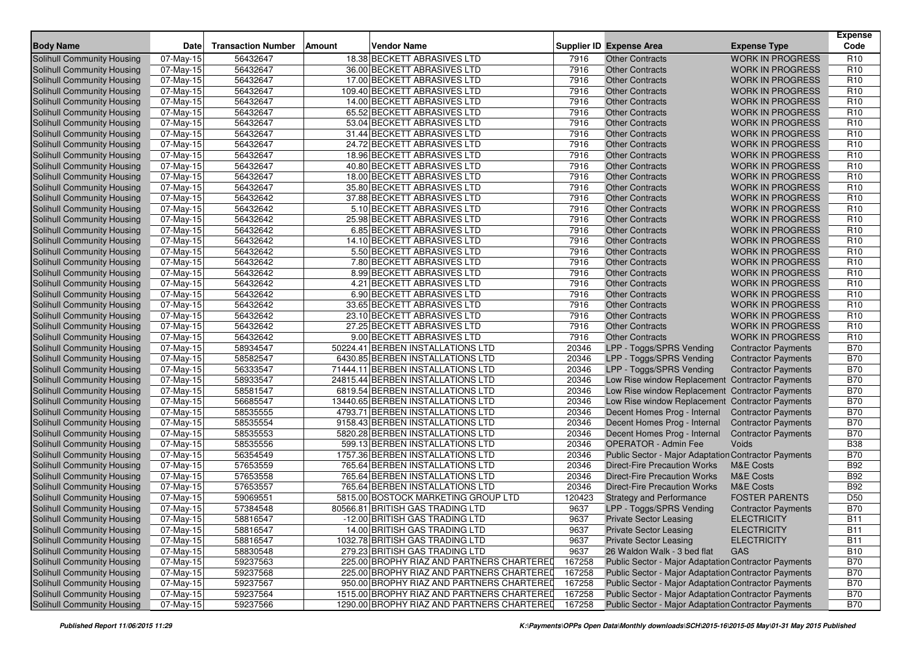| Body Name | Date | Transaction Number | Amount | Vendor Name | Supplier ID | Expense Area | Expense Type | Expense Code |
|---|---|---|---|---|---|---|---|---|
| Solihull Community Housing | 07-May-15 | 56432647 | 18.38 | BECKETT ABRASIVES LTD | 7916 | Other Contracts | WORK IN PROGRESS | R10 |
| Solihull Community Housing | 07-May-15 | 56432647 | 36.00 | BECKETT ABRASIVES LTD | 7916 | Other Contracts | WORK IN PROGRESS | R10 |
| Solihull Community Housing | 07-May-15 | 56432647 | 17.00 | BECKETT ABRASIVES LTD | 7916 | Other Contracts | WORK IN PROGRESS | R10 |
| Solihull Community Housing | 07-May-15 | 56432647 | 109.40 | BECKETT ABRASIVES LTD | 7916 | Other Contracts | WORK IN PROGRESS | R10 |
| Solihull Community Housing | 07-May-15 | 56432647 | 14.00 | BECKETT ABRASIVES LTD | 7916 | Other Contracts | WORK IN PROGRESS | R10 |
| Solihull Community Housing | 07-May-15 | 56432647 | 65.52 | BECKETT ABRASIVES LTD | 7916 | Other Contracts | WORK IN PROGRESS | R10 |
| Solihull Community Housing | 07-May-15 | 56432647 | 53.04 | BECKETT ABRASIVES LTD | 7916 | Other Contracts | WORK IN PROGRESS | R10 |
| Solihull Community Housing | 07-May-15 | 56432647 | 31.44 | BECKETT ABRASIVES LTD | 7916 | Other Contracts | WORK IN PROGRESS | R10 |
| Solihull Community Housing | 07-May-15 | 56432647 | 24.72 | BECKETT ABRASIVES LTD | 7916 | Other Contracts | WORK IN PROGRESS | R10 |
| Solihull Community Housing | 07-May-15 | 56432647 | 18.96 | BECKETT ABRASIVES LTD | 7916 | Other Contracts | WORK IN PROGRESS | R10 |
| Solihull Community Housing | 07-May-15 | 56432647 | 40.80 | BECKETT ABRASIVES LTD | 7916 | Other Contracts | WORK IN PROGRESS | R10 |
| Solihull Community Housing | 07-May-15 | 56432647 | 18.00 | BECKETT ABRASIVES LTD | 7916 | Other Contracts | WORK IN PROGRESS | R10 |
| Solihull Community Housing | 07-May-15 | 56432647 | 35.80 | BECKETT ABRASIVES LTD | 7916 | Other Contracts | WORK IN PROGRESS | R10 |
| Solihull Community Housing | 07-May-15 | 56432642 | 37.88 | BECKETT ABRASIVES LTD | 7916 | Other Contracts | WORK IN PROGRESS | R10 |
| Solihull Community Housing | 07-May-15 | 56432642 | 5.10 | BECKETT ABRASIVES LTD | 7916 | Other Contracts | WORK IN PROGRESS | R10 |
| Solihull Community Housing | 07-May-15 | 56432642 | 25.98 | BECKETT ABRASIVES LTD | 7916 | Other Contracts | WORK IN PROGRESS | R10 |
| Solihull Community Housing | 07-May-15 | 56432642 | 6.85 | BECKETT ABRASIVES LTD | 7916 | Other Contracts | WORK IN PROGRESS | R10 |
| Solihull Community Housing | 07-May-15 | 56432642 | 14.10 | BECKETT ABRASIVES LTD | 7916 | Other Contracts | WORK IN PROGRESS | R10 |
| Solihull Community Housing | 07-May-15 | 56432642 | 5.50 | BECKETT ABRASIVES LTD | 7916 | Other Contracts | WORK IN PROGRESS | R10 |
| Solihull Community Housing | 07-May-15 | 56432642 | 7.80 | BECKETT ABRASIVES LTD | 7916 | Other Contracts | WORK IN PROGRESS | R10 |
| Solihull Community Housing | 07-May-15 | 56432642 | 8.99 | BECKETT ABRASIVES LTD | 7916 | Other Contracts | WORK IN PROGRESS | R10 |
| Solihull Community Housing | 07-May-15 | 56432642 | 4.21 | BECKETT ABRASIVES LTD | 7916 | Other Contracts | WORK IN PROGRESS | R10 |
| Solihull Community Housing | 07-May-15 | 56432642 | 6.90 | BECKETT ABRASIVES LTD | 7916 | Other Contracts | WORK IN PROGRESS | R10 |
| Solihull Community Housing | 07-May-15 | 56432642 | 33.65 | BECKETT ABRASIVES LTD | 7916 | Other Contracts | WORK IN PROGRESS | R10 |
| Solihull Community Housing | 07-May-15 | 56432642 | 23.10 | BECKETT ABRASIVES LTD | 7916 | Other Contracts | WORK IN PROGRESS | R10 |
| Solihull Community Housing | 07-May-15 | 56432642 | 27.25 | BECKETT ABRASIVES LTD | 7916 | Other Contracts | WORK IN PROGRESS | R10 |
| Solihull Community Housing | 07-May-15 | 56432642 | 9.00 | BECKETT ABRASIVES LTD | 7916 | Other Contracts | WORK IN PROGRESS | R10 |
| Solihull Community Housing | 07-May-15 | 58934547 | 50224.41 | BERBEN INSTALLATIONS LTD | 20346 | LPP - Toggs/SPRS Vending | Contractor Payments | B70 |
| Solihull Community Housing | 07-May-15 | 58582547 | 6430.85 | BERBEN INSTALLATIONS LTD | 20346 | LPP - Toggs/SPRS Vending | Contractor Payments | B70 |
| Solihull Community Housing | 07-May-15 | 56333547 | 71444.11 | BERBEN INSTALLATIONS LTD | 20346 | LPP - Toggs/SPRS Vending | Contractor Payments | B70 |
| Solihull Community Housing | 07-May-15 | 58933547 | 24815.44 | BERBEN INSTALLATIONS LTD | 20346 | Low Rise window Replacement | Contractor Payments | B70 |
| Solihull Community Housing | 07-May-15 | 58581547 | 6819.54 | BERBEN INSTALLATIONS LTD | 20346 | Low Rise window Replacement | Contractor Payments | B70 |
| Solihull Community Housing | 07-May-15 | 56685547 | 13440.65 | BERBEN INSTALLATIONS LTD | 20346 | Low Rise window Replacement | Contractor Payments | B70 |
| Solihull Community Housing | 07-May-15 | 58535555 | 4793.71 | BERBEN INSTALLATIONS LTD | 20346 | Decent Homes Prog - Internal | Contractor Payments | B70 |
| Solihull Community Housing | 07-May-15 | 58535554 | 9158.43 | BERBEN INSTALLATIONS LTD | 20346 | Decent Homes Prog - Internal | Contractor Payments | B70 |
| Solihull Community Housing | 07-May-15 | 58535553 | 5820.28 | BERBEN INSTALLATIONS LTD | 20346 | Decent Homes Prog - Internal | Contractor Payments | B70 |
| Solihull Community Housing | 07-May-15 | 58535556 | 599.13 | BERBEN INSTALLATIONS LTD | 20346 | OPERATOR - Admin Fee | Voids | B38 |
| Solihull Community Housing | 07-May-15 | 56354549 | 1757.36 | BERBEN INSTALLATIONS LTD | 20346 | Public Sector - Major Adaptation | Contractor Payments | B70 |
| Solihull Community Housing | 07-May-15 | 57653559 | 765.64 | BERBEN INSTALLATIONS LTD | 20346 | Direct-Fire Precaution Works | M&E Costs | B92 |
| Solihull Community Housing | 07-May-15 | 57653558 | 765.64 | BERBEN INSTALLATIONS LTD | 20346 | Direct-Fire Precaution Works | M&E Costs | B92 |
| Solihull Community Housing | 07-May-15 | 57653557 | 765.64 | BERBEN INSTALLATIONS LTD | 20346 | Direct-Fire Precaution Works | M&E Costs | B92 |
| Solihull Community Housing | 07-May-15 | 59069551 | 5815.00 | BOSTOCK MARKETING GROUP LTD | 120423 | Strategy and Performance | FOSTER PARENTS | D50 |
| Solihull Community Housing | 07-May-15 | 57384548 | 80566.81 | BRITISH GAS TRADING LTD | 9637 | LPP - Toggs/SPRS Vending | Contractor Payments | B70 |
| Solihull Community Housing | 07-May-15 | 58816547 | -12.00 | BRITISH GAS TRADING LTD | 9637 | Private Sector Leasing | ELECTRICITY | B11 |
| Solihull Community Housing | 07-May-15 | 58816547 | 14.00 | BRITISH GAS TRADING LTD | 9637 | Private Sector Leasing | ELECTRICITY | B11 |
| Solihull Community Housing | 07-May-15 | 58816547 | 1032.78 | BRITISH GAS TRADING LTD | 9637 | Private Sector Leasing | ELECTRICITY | B11 |
| Solihull Community Housing | 07-May-15 | 58830548 | 279.23 | BRITISH GAS TRADING LTD | 9637 | 26 Waldon Walk - 3 bed flat | GAS | B10 |
| Solihull Community Housing | 07-May-15 | 59237563 | 225.00 | BROPHY RIAZ AND PARTNERS CHARTERED | 167258 | Public Sector - Major Adaptation | Contractor Payments | B70 |
| Solihull Community Housing | 07-May-15 | 59237568 | 225.00 | BROPHY RIAZ AND PARTNERS CHARTERED | 167258 | Public Sector - Major Adaptation | Contractor Payments | B70 |
| Solihull Community Housing | 07-May-15 | 59237567 | 950.00 | BROPHY RIAZ AND PARTNERS CHARTERED | 167258 | Public Sector - Major Adaptation | Contractor Payments | B70 |
| Solihull Community Housing | 07-May-15 | 59237564 | 1515.00 | BROPHY RIAZ AND PARTNERS CHARTERED | 167258 | Public Sector - Major Adaptation | Contractor Payments | B70 |
| Solihull Community Housing | 07-May-15 | 59237566 | 1290.00 | BROPHY RIAZ AND PARTNERS CHARTERED | 167258 | Public Sector - Major Adaptation | Contractor Payments | B70 |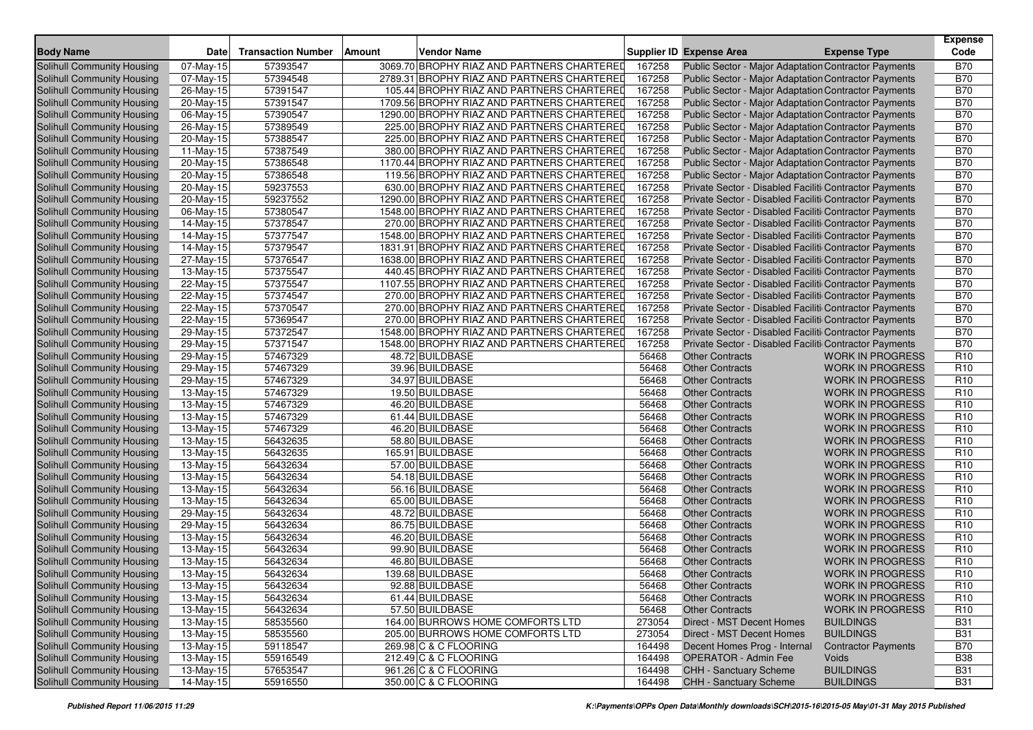| Body Name | Date | Transaction Number | Amount | Vendor Name | Supplier ID | Expense Area | Expense Type | Expense Code |
|---|---|---|---|---|---|---|---|---|
| Solihull Community Housing | 07-May-15 | 57393547 | 3069.70 | BROPHY RIAZ AND PARTNERS CHARTERED | 167258 | Public Sector - Major Adaptation | Contractor Payments | B70 |
| Solihull Community Housing | 07-May-15 | 57394548 | 2789.31 | BROPHY RIAZ AND PARTNERS CHARTERED | 167258 | Public Sector - Major Adaptation | Contractor Payments | B70 |
| Solihull Community Housing | 26-May-15 | 57391547 | 105.44 | BROPHY RIAZ AND PARTNERS CHARTERED | 167258 | Public Sector - Major Adaptation | Contractor Payments | B70 |
| Solihull Community Housing | 20-May-15 | 57391547 | 1709.56 | BROPHY RIAZ AND PARTNERS CHARTERED | 167258 | Public Sector - Major Adaptation | Contractor Payments | B70 |
| Solihull Community Housing | 06-May-15 | 57390547 | 1290.00 | BROPHY RIAZ AND PARTNERS CHARTERED | 167258 | Public Sector - Major Adaptation | Contractor Payments | B70 |
| Solihull Community Housing | 26-May-15 | 57389549 | 225.00 | BROPHY RIAZ AND PARTNERS CHARTERED | 167258 | Public Sector - Major Adaptation | Contractor Payments | B70 |
| Solihull Community Housing | 20-May-15 | 57388547 | 225.00 | BROPHY RIAZ AND PARTNERS CHARTERED | 167258 | Public Sector - Major Adaptation | Contractor Payments | B70 |
| Solihull Community Housing | 11-May-15 | 57387549 | 380.00 | BROPHY RIAZ AND PARTNERS CHARTERED | 167258 | Public Sector - Major Adaptation | Contractor Payments | B70 |
| Solihull Community Housing | 20-May-15 | 57386548 | 1170.44 | BROPHY RIAZ AND PARTNERS CHARTERED | 167258 | Public Sector - Major Adaptation | Contractor Payments | B70 |
| Solihull Community Housing | 20-May-15 | 57386548 | 119.56 | BROPHY RIAZ AND PARTNERS CHARTERED | 167258 | Public Sector - Major Adaptation | Contractor Payments | B70 |
| Solihull Community Housing | 20-May-15 | 59237553 | 630.00 | BROPHY RIAZ AND PARTNERS CHARTERED | 167258 | Private Sector - Disabled Faciliti | Contractor Payments | B70 |
| Solihull Community Housing | 20-May-15 | 59237552 | 1290.00 | BROPHY RIAZ AND PARTNERS CHARTERED | 167258 | Private Sector - Disabled Faciliti | Contractor Payments | B70 |
| Solihull Community Housing | 06-May-15 | 57380547 | 1548.00 | BROPHY RIAZ AND PARTNERS CHARTERED | 167258 | Private Sector - Disabled Faciliti | Contractor Payments | B70 |
| Solihull Community Housing | 14-May-15 | 57378547 | 270.00 | BROPHY RIAZ AND PARTNERS CHARTERED | 167258 | Private Sector - Disabled Faciliti | Contractor Payments | B70 |
| Solihull Community Housing | 14-May-15 | 57377547 | 1548.00 | BROPHY RIAZ AND PARTNERS CHARTERED | 167258 | Private Sector - Disabled Faciliti | Contractor Payments | B70 |
| Solihull Community Housing | 14-May-15 | 57379547 | 1831.91 | BROPHY RIAZ AND PARTNERS CHARTERED | 167258 | Private Sector - Disabled Faciliti | Contractor Payments | B70 |
| Solihull Community Housing | 27-May-15 | 57376547 | 1638.00 | BROPHY RIAZ AND PARTNERS CHARTERED | 167258 | Private Sector - Disabled Faciliti | Contractor Payments | B70 |
| Solihull Community Housing | 13-May-15 | 57375547 | 440.45 | BROPHY RIAZ AND PARTNERS CHARTERED | 167258 | Private Sector - Disabled Faciliti | Contractor Payments | B70 |
| Solihull Community Housing | 22-May-15 | 57375547 | 1107.55 | BROPHY RIAZ AND PARTNERS CHARTERED | 167258 | Private Sector - Disabled Faciliti | Contractor Payments | B70 |
| Solihull Community Housing | 22-May-15 | 57374547 | 270.00 | BROPHY RIAZ AND PARTNERS CHARTERED | 167258 | Private Sector - Disabled Faciliti | Contractor Payments | B70 |
| Solihull Community Housing | 22-May-15 | 57370547 | 270.00 | BROPHY RIAZ AND PARTNERS CHARTERED | 167258 | Private Sector - Disabled Faciliti | Contractor Payments | B70 |
| Solihull Community Housing | 22-May-15 | 57369547 | 270.00 | BROPHY RIAZ AND PARTNERS CHARTERED | 167258 | Private Sector - Disabled Faciliti | Contractor Payments | B70 |
| Solihull Community Housing | 29-May-15 | 57372547 | 1548.00 | BROPHY RIAZ AND PARTNERS CHARTERED | 167258 | Private Sector - Disabled Faciliti | Contractor Payments | B70 |
| Solihull Community Housing | 29-May-15 | 57371547 | 1548.00 | BROPHY RIAZ AND PARTNERS CHARTERED | 167258 | Private Sector - Disabled Faciliti | Contractor Payments | B70 |
| Solihull Community Housing | 29-May-15 | 57467329 | 48.72 | BUILDBASE | 56468 | Other Contracts | WORK IN PROGRESS | R10 |
| Solihull Community Housing | 29-May-15 | 57467329 | 39.96 | BUILDBASE | 56468 | Other Contracts | WORK IN PROGRESS | R10 |
| Solihull Community Housing | 29-May-15 | 57467329 | 34.97 | BUILDBASE | 56468 | Other Contracts | WORK IN PROGRESS | R10 |
| Solihull Community Housing | 13-May-15 | 57467329 | 19.50 | BUILDBASE | 56468 | Other Contracts | WORK IN PROGRESS | R10 |
| Solihull Community Housing | 13-May-15 | 57467329 | 46.20 | BUILDBASE | 56468 | Other Contracts | WORK IN PROGRESS | R10 |
| Solihull Community Housing | 13-May-15 | 57467329 | 61.44 | BUILDBASE | 56468 | Other Contracts | WORK IN PROGRESS | R10 |
| Solihull Community Housing | 13-May-15 | 57467329 | 46.20 | BUILDBASE | 56468 | Other Contracts | WORK IN PROGRESS | R10 |
| Solihull Community Housing | 13-May-15 | 56432635 | 58.80 | BUILDBASE | 56468 | Other Contracts | WORK IN PROGRESS | R10 |
| Solihull Community Housing | 13-May-15 | 56432635 | 165.91 | BUILDBASE | 56468 | Other Contracts | WORK IN PROGRESS | R10 |
| Solihull Community Housing | 13-May-15 | 56432634 | 57.00 | BUILDBASE | 56468 | Other Contracts | WORK IN PROGRESS | R10 |
| Solihull Community Housing | 13-May-15 | 56432634 | 54.18 | BUILDBASE | 56468 | Other Contracts | WORK IN PROGRESS | R10 |
| Solihull Community Housing | 13-May-15 | 56432634 | 56.16 | BUILDBASE | 56468 | Other Contracts | WORK IN PROGRESS | R10 |
| Solihull Community Housing | 13-May-15 | 56432634 | 65.00 | BUILDBASE | 56468 | Other Contracts | WORK IN PROGRESS | R10 |
| Solihull Community Housing | 29-May-15 | 56432634 | 48.72 | BUILDBASE | 56468 | Other Contracts | WORK IN PROGRESS | R10 |
| Solihull Community Housing | 29-May-15 | 56432634 | 86.75 | BUILDBASE | 56468 | Other Contracts | WORK IN PROGRESS | R10 |
| Solihull Community Housing | 13-May-15 | 56432634 | 46.20 | BUILDBASE | 56468 | Other Contracts | WORK IN PROGRESS | R10 |
| Solihull Community Housing | 13-May-15 | 56432634 | 99.90 | BUILDBASE | 56468 | Other Contracts | WORK IN PROGRESS | R10 |
| Solihull Community Housing | 13-May-15 | 56432634 | 46.80 | BUILDBASE | 56468 | Other Contracts | WORK IN PROGRESS | R10 |
| Solihull Community Housing | 13-May-15 | 56432634 | 139.68 | BUILDBASE | 56468 | Other Contracts | WORK IN PROGRESS | R10 |
| Solihull Community Housing | 13-May-15 | 56432634 | 92.88 | BUILDBASE | 56468 | Other Contracts | WORK IN PROGRESS | R10 |
| Solihull Community Housing | 13-May-15 | 56432634 | 61.44 | BUILDBASE | 56468 | Other Contracts | WORK IN PROGRESS | R10 |
| Solihull Community Housing | 13-May-15 | 56432634 | 57.50 | BUILDBASE | 56468 | Other Contracts | WORK IN PROGRESS | R10 |
| Solihull Community Housing | 13-May-15 | 58535560 | 164.00 | BURROWS HOME COMFORTS LTD | 273054 | Direct - MST Decent Homes | BUILDINGS | B31 |
| Solihull Community Housing | 13-May-15 | 58535560 | 205.00 | BURROWS HOME COMFORTS LTD | 273054 | Direct - MST Decent Homes | BUILDINGS | B31 |
| Solihull Community Housing | 13-May-15 | 59118547 | 269.98 | C & C FLOORING | 164498 | Decent Homes Prog - Internal | Contractor Payments | B70 |
| Solihull Community Housing | 13-May-15 | 55916549 | 212.49 | C & C FLOORING | 164498 | OPERATOR - Admin Fee | Voids | B38 |
| Solihull Community Housing | 13-May-15 | 57653547 | 961.26 | C & C FLOORING | 164498 | CHH - Sanctuary Scheme | BUILDINGS | B31 |
| Solihull Community Housing | 14-May-15 | 55916550 | 350.00 | C & C FLOORING | 164498 | CHH - Sanctuary Scheme | BUILDINGS | B31 |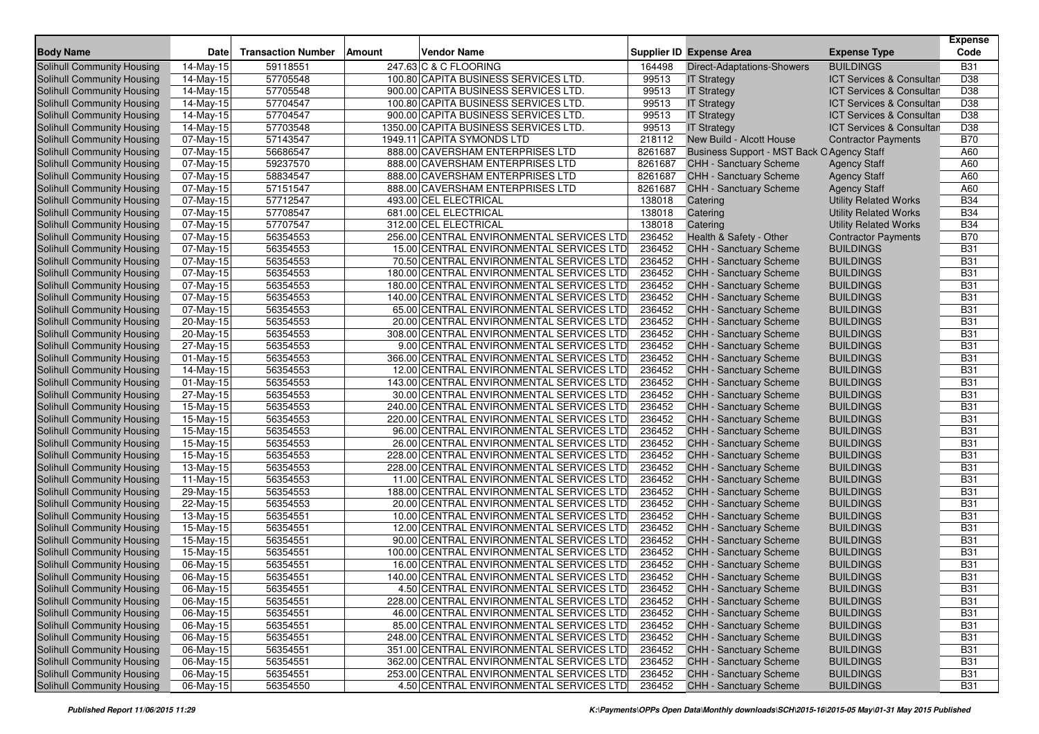| Body Name | Date | Transaction Number | Amount | Vendor Name | Supplier ID | Expense Area | Expense Type | Expense Code |
|---|---|---|---|---|---|---|---|---|
| Solihull Community Housing | 14-May-15 | 59118551 | 247.63 | C & C FLOORING | 164498 | Direct-Adaptations-Showers | BUILDINGS | B31 |
| Solihull Community Housing | 14-May-15 | 57705548 | 100.80 | CAPITA BUSINESS SERVICES LTD. | 99513 | IT Strategy | ICT Services & Consultan | D38 |
| Solihull Community Housing | 14-May-15 | 57705548 | 900.00 | CAPITA BUSINESS SERVICES LTD. | 99513 | IT Strategy | ICT Services & Consultan | D38 |
| Solihull Community Housing | 14-May-15 | 57704547 | 100.80 | CAPITA BUSINESS SERVICES LTD. | 99513 | IT Strategy | ICT Services & Consultan | D38 |
| Solihull Community Housing | 14-May-15 | 57704547 | 900.00 | CAPITA BUSINESS SERVICES LTD. | 99513 | IT Strategy | ICT Services & Consultan | D38 |
| Solihull Community Housing | 14-May-15 | 57703548 | 1350.00 | CAPITA BUSINESS SERVICES LTD. | 99513 | IT Strategy | ICT Services & Consultan | D38 |
| Solihull Community Housing | 07-May-15 | 57143547 | 1949.11 | CAPITA SYMONDS LTD | 218112 | New Build - Alcott House | Contractor Payments | B70 |
| Solihull Community Housing | 07-May-15 | 56686547 | 888.00 | CAVERSHAM ENTERPRISES LTD | 8261687 | Business Support - MST Back O | Agency Staff | A60 |
| Solihull Community Housing | 07-May-15 | 59237570 | 888.00 | CAVERSHAM ENTERPRISES LTD | 8261687 | CHH - Sanctuary Scheme | Agency Staff | A60 |
| Solihull Community Housing | 07-May-15 | 58834547 | 888.00 | CAVERSHAM ENTERPRISES LTD | 8261687 | CHH - Sanctuary Scheme | Agency Staff | A60 |
| Solihull Community Housing | 07-May-15 | 57151547 | 888.00 | CAVERSHAM ENTERPRISES LTD | 8261687 | CHH - Sanctuary Scheme | Agency Staff | A60 |
| Solihull Community Housing | 07-May-15 | 57712547 | 493.00 | CEL ELECTRICAL | 138018 | Catering | Utility Related Works | B34 |
| Solihull Community Housing | 07-May-15 | 57708547 | 681.00 | CEL ELECTRICAL | 138018 | Catering | Utility Related Works | B34 |
| Solihull Community Housing | 07-May-15 | 57707547 | 312.00 | CEL ELECTRICAL | 138018 | Catering | Utility Related Works | B34 |
| Solihull Community Housing | 07-May-15 | 56354553 | 256.00 | CENTRAL ENVIRONMENTAL SERVICES LTD | 236452 | Health & Safety - Other | Contractor Payments | B70 |
| Solihull Community Housing | 07-May-15 | 56354553 | 15.00 | CENTRAL ENVIRONMENTAL SERVICES LTD | 236452 | CHH - Sanctuary Scheme | BUILDINGS | B31 |
| Solihull Community Housing | 07-May-15 | 56354553 | 70.50 | CENTRAL ENVIRONMENTAL SERVICES LTD | 236452 | CHH - Sanctuary Scheme | BUILDINGS | B31 |
| Solihull Community Housing | 07-May-15 | 56354553 | 180.00 | CENTRAL ENVIRONMENTAL SERVICES LTD | 236452 | CHH - Sanctuary Scheme | BUILDINGS | B31 |
| Solihull Community Housing | 07-May-15 | 56354553 | 180.00 | CENTRAL ENVIRONMENTAL SERVICES LTD | 236452 | CHH - Sanctuary Scheme | BUILDINGS | B31 |
| Solihull Community Housing | 07-May-15 | 56354553 | 140.00 | CENTRAL ENVIRONMENTAL SERVICES LTD | 236452 | CHH - Sanctuary Scheme | BUILDINGS | B31 |
| Solihull Community Housing | 07-May-15 | 56354553 | 65.00 | CENTRAL ENVIRONMENTAL SERVICES LTD | 236452 | CHH - Sanctuary Scheme | BUILDINGS | B31 |
| Solihull Community Housing | 20-May-15 | 56354553 | 20.00 | CENTRAL ENVIRONMENTAL SERVICES LTD | 236452 | CHH - Sanctuary Scheme | BUILDINGS | B31 |
| Solihull Community Housing | 20-May-15 | 56354553 | 308.00 | CENTRAL ENVIRONMENTAL SERVICES LTD | 236452 | CHH - Sanctuary Scheme | BUILDINGS | B31 |
| Solihull Community Housing | 27-May-15 | 56354553 | 9.00 | CENTRAL ENVIRONMENTAL SERVICES LTD | 236452 | CHH - Sanctuary Scheme | BUILDINGS | B31 |
| Solihull Community Housing | 01-May-15 | 56354553 | 366.00 | CENTRAL ENVIRONMENTAL SERVICES LTD | 236452 | CHH - Sanctuary Scheme | BUILDINGS | B31 |
| Solihull Community Housing | 14-May-15 | 56354553 | 12.00 | CENTRAL ENVIRONMENTAL SERVICES LTD | 236452 | CHH - Sanctuary Scheme | BUILDINGS | B31 |
| Solihull Community Housing | 01-May-15 | 56354553 | 143.00 | CENTRAL ENVIRONMENTAL SERVICES LTD | 236452 | CHH - Sanctuary Scheme | BUILDINGS | B31 |
| Solihull Community Housing | 27-May-15 | 56354553 | 30.00 | CENTRAL ENVIRONMENTAL SERVICES LTD | 236452 | CHH - Sanctuary Scheme | BUILDINGS | B31 |
| Solihull Community Housing | 15-May-15 | 56354553 | 240.00 | CENTRAL ENVIRONMENTAL SERVICES LTD | 236452 | CHH - Sanctuary Scheme | BUILDINGS | B31 |
| Solihull Community Housing | 15-May-15 | 56354553 | 220.00 | CENTRAL ENVIRONMENTAL SERVICES LTD | 236452 | CHH - Sanctuary Scheme | BUILDINGS | B31 |
| Solihull Community Housing | 15-May-15 | 56354553 | 96.00 | CENTRAL ENVIRONMENTAL SERVICES LTD | 236452 | CHH - Sanctuary Scheme | BUILDINGS | B31 |
| Solihull Community Housing | 15-May-15 | 56354553 | 26.00 | CENTRAL ENVIRONMENTAL SERVICES LTD | 236452 | CHH - Sanctuary Scheme | BUILDINGS | B31 |
| Solihull Community Housing | 15-May-15 | 56354553 | 228.00 | CENTRAL ENVIRONMENTAL SERVICES LTD | 236452 | CHH - Sanctuary Scheme | BUILDINGS | B31 |
| Solihull Community Housing | 13-May-15 | 56354553 | 228.00 | CENTRAL ENVIRONMENTAL SERVICES LTD | 236452 | CHH - Sanctuary Scheme | BUILDINGS | B31 |
| Solihull Community Housing | 11-May-15 | 56354553 | 11.00 | CENTRAL ENVIRONMENTAL SERVICES LTD | 236452 | CHH - Sanctuary Scheme | BUILDINGS | B31 |
| Solihull Community Housing | 29-May-15 | 56354553 | 188.00 | CENTRAL ENVIRONMENTAL SERVICES LTD | 236452 | CHH - Sanctuary Scheme | BUILDINGS | B31 |
| Solihull Community Housing | 22-May-15 | 56354553 | 20.00 | CENTRAL ENVIRONMENTAL SERVICES LTD | 236452 | CHH - Sanctuary Scheme | BUILDINGS | B31 |
| Solihull Community Housing | 13-May-15 | 56354551 | 10.00 | CENTRAL ENVIRONMENTAL SERVICES LTD | 236452 | CHH - Sanctuary Scheme | BUILDINGS | B31 |
| Solihull Community Housing | 15-May-15 | 56354551 | 12.00 | CENTRAL ENVIRONMENTAL SERVICES LTD | 236452 | CHH - Sanctuary Scheme | BUILDINGS | B31 |
| Solihull Community Housing | 15-May-15 | 56354551 | 90.00 | CENTRAL ENVIRONMENTAL SERVICES LTD | 236452 | CHH - Sanctuary Scheme | BUILDINGS | B31 |
| Solihull Community Housing | 15-May-15 | 56354551 | 100.00 | CENTRAL ENVIRONMENTAL SERVICES LTD | 236452 | CHH - Sanctuary Scheme | BUILDINGS | B31 |
| Solihull Community Housing | 06-May-15 | 56354551 | 16.00 | CENTRAL ENVIRONMENTAL SERVICES LTD | 236452 | CHH - Sanctuary Scheme | BUILDINGS | B31 |
| Solihull Community Housing | 06-May-15 | 56354551 | 140.00 | CENTRAL ENVIRONMENTAL SERVICES LTD | 236452 | CHH - Sanctuary Scheme | BUILDINGS | B31 |
| Solihull Community Housing | 06-May-15 | 56354551 | 4.50 | CENTRAL ENVIRONMENTAL SERVICES LTD | 236452 | CHH - Sanctuary Scheme | BUILDINGS | B31 |
| Solihull Community Housing | 06-May-15 | 56354551 | 228.00 | CENTRAL ENVIRONMENTAL SERVICES LTD | 236452 | CHH - Sanctuary Scheme | BUILDINGS | B31 |
| Solihull Community Housing | 06-May-15 | 56354551 | 46.00 | CENTRAL ENVIRONMENTAL SERVICES LTD | 236452 | CHH - Sanctuary Scheme | BUILDINGS | B31 |
| Solihull Community Housing | 06-May-15 | 56354551 | 85.00 | CENTRAL ENVIRONMENTAL SERVICES LTD | 236452 | CHH - Sanctuary Scheme | BUILDINGS | B31 |
| Solihull Community Housing | 06-May-15 | 56354551 | 248.00 | CENTRAL ENVIRONMENTAL SERVICES LTD | 236452 | CHH - Sanctuary Scheme | BUILDINGS | B31 |
| Solihull Community Housing | 06-May-15 | 56354551 | 351.00 | CENTRAL ENVIRONMENTAL SERVICES LTD | 236452 | CHH - Sanctuary Scheme | BUILDINGS | B31 |
| Solihull Community Housing | 06-May-15 | 56354551 | 362.00 | CENTRAL ENVIRONMENTAL SERVICES LTD | 236452 | CHH - Sanctuary Scheme | BUILDINGS | B31 |
| Solihull Community Housing | 06-May-15 | 56354551 | 253.00 | CENTRAL ENVIRONMENTAL SERVICES LTD | 236452 | CHH - Sanctuary Scheme | BUILDINGS | B31 |
| Solihull Community Housing | 06-May-15 | 56354550 | 4.50 | CENTRAL ENVIRONMENTAL SERVICES LTD | 236452 | CHH - Sanctuary Scheme | BUILDINGS | B31 |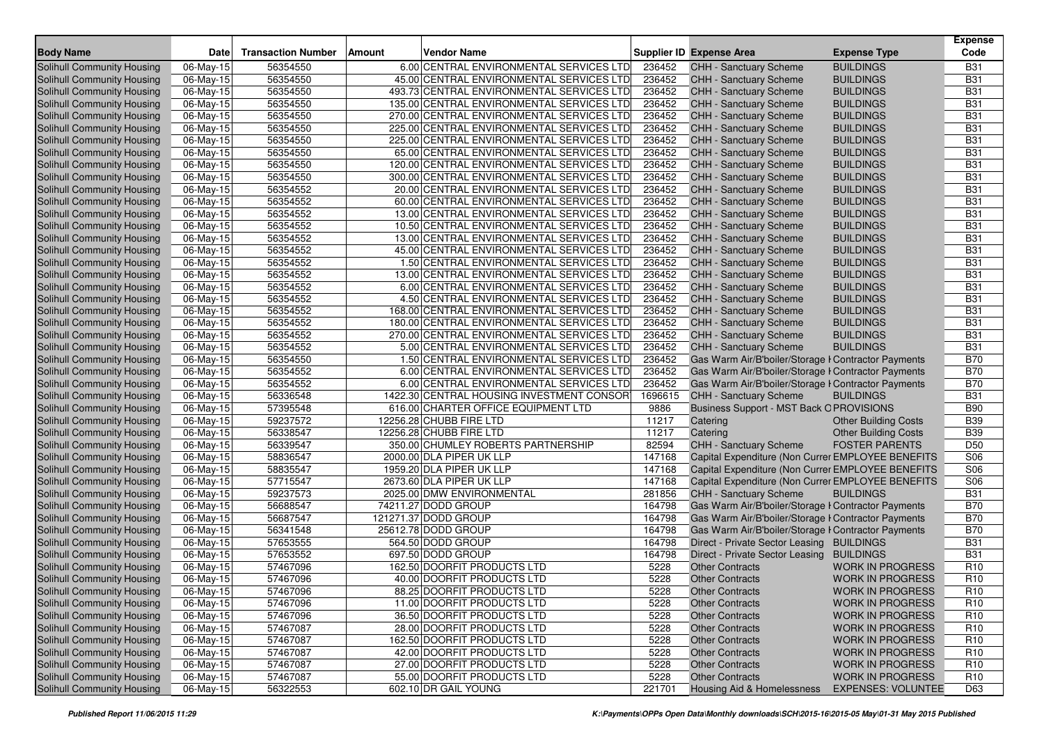| Body Name | Date | Transaction Number | Amount | Vendor Name | Supplier ID | Expense Area | Expense Type | Expense Code |
|---|---|---|---|---|---|---|---|---|
| Solihull Community Housing | 06-May-15 | 56354550 | 6.00 | CENTRAL ENVIRONMENTAL SERVICES LTD | 236452 | CHH - Sanctuary Scheme | BUILDINGS | B31 |
| Solihull Community Housing | 06-May-15 | 56354550 | 45.00 | CENTRAL ENVIRONMENTAL SERVICES LTD | 236452 | CHH - Sanctuary Scheme | BUILDINGS | B31 |
| Solihull Community Housing | 06-May-15 | 56354550 | 493.73 | CENTRAL ENVIRONMENTAL SERVICES LTD | 236452 | CHH - Sanctuary Scheme | BUILDINGS | B31 |
| Solihull Community Housing | 06-May-15 | 56354550 | 135.00 | CENTRAL ENVIRONMENTAL SERVICES LTD | 236452 | CHH - Sanctuary Scheme | BUILDINGS | B31 |
| Solihull Community Housing | 06-May-15 | 56354550 | 270.00 | CENTRAL ENVIRONMENTAL SERVICES LTD | 236452 | CHH - Sanctuary Scheme | BUILDINGS | B31 |
| Solihull Community Housing | 06-May-15 | 56354550 | 225.00 | CENTRAL ENVIRONMENTAL SERVICES LTD | 236452 | CHH - Sanctuary Scheme | BUILDINGS | B31 |
| Solihull Community Housing | 06-May-15 | 56354550 | 225.00 | CENTRAL ENVIRONMENTAL SERVICES LTD | 236452 | CHH - Sanctuary Scheme | BUILDINGS | B31 |
| Solihull Community Housing | 06-May-15 | 56354550 | 65.00 | CENTRAL ENVIRONMENTAL SERVICES LTD | 236452 | CHH - Sanctuary Scheme | BUILDINGS | B31 |
| Solihull Community Housing | 06-May-15 | 56354550 | 120.00 | CENTRAL ENVIRONMENTAL SERVICES LTD | 236452 | CHH - Sanctuary Scheme | BUILDINGS | B31 |
| Solihull Community Housing | 06-May-15 | 56354550 | 300.00 | CENTRAL ENVIRONMENTAL SERVICES LTD | 236452 | CHH - Sanctuary Scheme | BUILDINGS | B31 |
| Solihull Community Housing | 06-May-15 | 56354552 | 20.00 | CENTRAL ENVIRONMENTAL SERVICES LTD | 236452 | CHH - Sanctuary Scheme | BUILDINGS | B31 |
| Solihull Community Housing | 06-May-15 | 56354552 | 60.00 | CENTRAL ENVIRONMENTAL SERVICES LTD | 236452 | CHH - Sanctuary Scheme | BUILDINGS | B31 |
| Solihull Community Housing | 06-May-15 | 56354552 | 13.00 | CENTRAL ENVIRONMENTAL SERVICES LTD | 236452 | CHH - Sanctuary Scheme | BUILDINGS | B31 |
| Solihull Community Housing | 06-May-15 | 56354552 | 10.50 | CENTRAL ENVIRONMENTAL SERVICES LTD | 236452 | CHH - Sanctuary Scheme | BUILDINGS | B31 |
| Solihull Community Housing | 06-May-15 | 56354552 | 13.00 | CENTRAL ENVIRONMENTAL SERVICES LTD | 236452 | CHH - Sanctuary Scheme | BUILDINGS | B31 |
| Solihull Community Housing | 06-May-15 | 56354552 | 45.00 | CENTRAL ENVIRONMENTAL SERVICES LTD | 236452 | CHH - Sanctuary Scheme | BUILDINGS | B31 |
| Solihull Community Housing | 06-May-15 | 56354552 | 1.50 | CENTRAL ENVIRONMENTAL SERVICES LTD | 236452 | CHH - Sanctuary Scheme | BUILDINGS | B31 |
| Solihull Community Housing | 06-May-15 | 56354552 | 13.00 | CENTRAL ENVIRONMENTAL SERVICES LTD | 236452 | CHH - Sanctuary Scheme | BUILDINGS | B31 |
| Solihull Community Housing | 06-May-15 | 56354552 | 6.00 | CENTRAL ENVIRONMENTAL SERVICES LTD | 236452 | CHH - Sanctuary Scheme | BUILDINGS | B31 |
| Solihull Community Housing | 06-May-15 | 56354552 | 4.50 | CENTRAL ENVIRONMENTAL SERVICES LTD | 236452 | CHH - Sanctuary Scheme | BUILDINGS | B31 |
| Solihull Community Housing | 06-May-15 | 56354552 | 168.00 | CENTRAL ENVIRONMENTAL SERVICES LTD | 236452 | CHH - Sanctuary Scheme | BUILDINGS | B31 |
| Solihull Community Housing | 06-May-15 | 56354552 | 180.00 | CENTRAL ENVIRONMENTAL SERVICES LTD | 236452 | CHH - Sanctuary Scheme | BUILDINGS | B31 |
| Solihull Community Housing | 06-May-15 | 56354552 | 270.00 | CENTRAL ENVIRONMENTAL SERVICES LTD | 236452 | CHH - Sanctuary Scheme | BUILDINGS | B31 |
| Solihull Community Housing | 06-May-15 | 56354552 | 5.00 | CENTRAL ENVIRONMENTAL SERVICES LTD | 236452 | CHH - Sanctuary Scheme | BUILDINGS | B31 |
| Solihull Community Housing | 06-May-15 | 56354550 | 1.50 | CENTRAL ENVIRONMENTAL SERVICES LTD | 236452 | Gas Warm Air/B'boiler/Storage H | Contractor Payments | B70 |
| Solihull Community Housing | 06-May-15 | 56354552 | 6.00 | CENTRAL ENVIRONMENTAL SERVICES LTD | 236452 | Gas Warm Air/B'boiler/Storage H | Contractor Payments | B70 |
| Solihull Community Housing | 06-May-15 | 56354552 | 6.00 | CENTRAL ENVIRONMENTAL SERVICES LTD | 236452 | Gas Warm Air/B'boiler/Storage H | Contractor Payments | B70 |
| Solihull Community Housing | 06-May-15 | 56336548 | 1422.30 | CENTRAL HOUSING INVESTMENT CONSORT | 1696615 | CHH - Sanctuary Scheme | BUILDINGS | B31 |
| Solihull Community Housing | 06-May-15 | 57395548 | 616.00 | CHARTER OFFICE EQUIPMENT LTD | 9886 | Business Support - MST Back O | PROVISIONS | B90 |
| Solihull Community Housing | 06-May-15 | 59237572 | 12256.28 | CHUBB FIRE LTD | 11217 | Catering | Other Building Costs | B39 |
| Solihull Community Housing | 06-May-15 | 56338547 | 12256.28 | CHUBB FIRE LTD | 11217 | Catering | Other Building Costs | B39 |
| Solihull Community Housing | 06-May-15 | 56339547 | 350.00 | CHUMLEY ROBERTS PARTNERSHIP | 82594 | CHH - Sanctuary Scheme | FOSTER PARENTS | D50 |
| Solihull Community Housing | 06-May-15 | 58836547 | 2000.00 | DLA PIPER UK LLP | 147168 | Capital Expenditure (Non Curren | EMPLOYEE BENEFITS | S06 |
| Solihull Community Housing | 06-May-15 | 58835547 | 1959.20 | DLA PIPER UK LLP | 147168 | Capital Expenditure (Non Curren | EMPLOYEE BENEFITS | S06 |
| Solihull Community Housing | 06-May-15 | 57715547 | 2673.60 | DLA PIPER UK LLP | 147168 | Capital Expenditure (Non Curren | EMPLOYEE BENEFITS | S06 |
| Solihull Community Housing | 06-May-15 | 59237573 | 2025.00 | DMW ENVIRONMENTAL | 281856 | CHH - Sanctuary Scheme | BUILDINGS | B31 |
| Solihull Community Housing | 06-May-15 | 56688547 | 74211.27 | DODD GROUP | 164798 | Gas Warm Air/B'boiler/Storage H | Contractor Payments | B70 |
| Solihull Community Housing | 06-May-15 | 56687547 | 121271.37 | DODD GROUP | 164798 | Gas Warm Air/B'boiler/Storage H | Contractor Payments | B70 |
| Solihull Community Housing | 06-May-15 | 56341548 | 25612.78 | DODD GROUP | 164798 | Gas Warm Air/B'boiler/Storage H | Contractor Payments | B70 |
| Solihull Community Housing | 06-May-15 | 57653555 | 564.50 | DODD GROUP | 164798 | Direct - Private Sector Leasing | BUILDINGS | B31 |
| Solihull Community Housing | 06-May-15 | 57653552 | 697.50 | DODD GROUP | 164798 | Direct - Private Sector Leasing | BUILDINGS | B31 |
| Solihull Community Housing | 06-May-15 | 57467096 | 162.50 | DOORFIT PRODUCTS LTD | 5228 | Other Contracts | WORK IN PROGRESS | R10 |
| Solihull Community Housing | 06-May-15 | 57467096 | 40.00 | DOORFIT PRODUCTS LTD | 5228 | Other Contracts | WORK IN PROGRESS | R10 |
| Solihull Community Housing | 06-May-15 | 57467096 | 88.25 | DOORFIT PRODUCTS LTD | 5228 | Other Contracts | WORK IN PROGRESS | R10 |
| Solihull Community Housing | 06-May-15 | 57467096 | 11.00 | DOORFIT PRODUCTS LTD | 5228 | Other Contracts | WORK IN PROGRESS | R10 |
| Solihull Community Housing | 06-May-15 | 57467096 | 36.50 | DOORFIT PRODUCTS LTD | 5228 | Other Contracts | WORK IN PROGRESS | R10 |
| Solihull Community Housing | 06-May-15 | 57467087 | 28.00 | DOORFIT PRODUCTS LTD | 5228 | Other Contracts | WORK IN PROGRESS | R10 |
| Solihull Community Housing | 06-May-15 | 57467087 | 162.50 | DOORFIT PRODUCTS LTD | 5228 | Other Contracts | WORK IN PROGRESS | R10 |
| Solihull Community Housing | 06-May-15 | 57467087 | 42.00 | DOORFIT PRODUCTS LTD | 5228 | Other Contracts | WORK IN PROGRESS | R10 |
| Solihull Community Housing | 06-May-15 | 57467087 | 27.00 | DOORFIT PRODUCTS LTD | 5228 | Other Contracts | WORK IN PROGRESS | R10 |
| Solihull Community Housing | 06-May-15 | 57467087 | 55.00 | DOORFIT PRODUCTS LTD | 5228 | Other Contracts | WORK IN PROGRESS | R10 |
| Solihull Community Housing | 06-May-15 | 56322553 | 602.10 | DR GAIL YOUNG | 221701 | Housing Aid & Homelessness | EXPENSES: VOLUNTEE | D63 |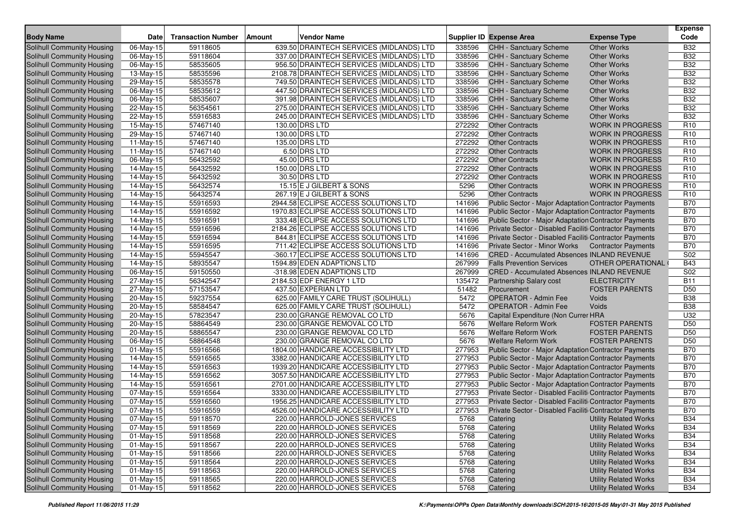| Body Name | Date | Transaction Number | Amount | Vendor Name | Supplier ID | Expense Area | Expense Type | Expense Code |
|---|---|---|---|---|---|---|---|---|
| Solihull Community Housing | 06-May-15 | 59118605 | 639.50 | DRAINTECH SERVICES (MIDLANDS) LTD | 338596 | CHH - Sanctuary Scheme | Other Works | B32 |
| Solihull Community Housing | 06-May-15 | 59118604 | 337.00 | DRAINTECH SERVICES (MIDLANDS) LTD | 338596 | CHH - Sanctuary Scheme | Other Works | B32 |
| Solihull Community Housing | 06-May-15 | 58535605 | 956.50 | DRAINTECH SERVICES (MIDLANDS) LTD | 338596 | CHH - Sanctuary Scheme | Other Works | B32 |
| Solihull Community Housing | 13-May-15 | 58535596 | 2108.78 | DRAINTECH SERVICES (MIDLANDS) LTD | 338596 | CHH - Sanctuary Scheme | Other Works | B32 |
| Solihull Community Housing | 29-May-15 | 58535578 | 749.50 | DRAINTECH SERVICES (MIDLANDS) LTD | 338596 | CHH - Sanctuary Scheme | Other Works | B32 |
| Solihull Community Housing | 06-May-15 | 58535612 | 447.50 | DRAINTECH SERVICES (MIDLANDS) LTD | 338596 | CHH - Sanctuary Scheme | Other Works | B32 |
| Solihull Community Housing | 06-May-15 | 58535607 | 391.98 | DRAINTECH SERVICES (MIDLANDS) LTD | 338596 | CHH - Sanctuary Scheme | Other Works | B32 |
| Solihull Community Housing | 22-May-15 | 56354561 | 275.00 | DRAINTECH SERVICES (MIDLANDS) LTD | 338596 | CHH - Sanctuary Scheme | Other Works | B32 |
| Solihull Community Housing | 22-May-15 | 55916583 | 245.00 | DRAINTECH SERVICES (MIDLANDS) LTD | 338596 | CHH - Sanctuary Scheme | Other Works | B32 |
| Solihull Community Housing | 15-May-15 | 57467140 | 130.00 | DRS LTD | 272292 | Other Contracts | WORK IN PROGRESS | R10 |
| Solihull Community Housing | 29-May-15 | 57467140 | 130.00 | DRS LTD | 272292 | Other Contracts | WORK IN PROGRESS | R10 |
| Solihull Community Housing | 11-May-15 | 57467140 | 135.00 | DRS LTD | 272292 | Other Contracts | WORK IN PROGRESS | R10 |
| Solihull Community Housing | 11-May-15 | 57467140 | 6.50 | DRS LTD | 272292 | Other Contracts | WORK IN PROGRESS | R10 |
| Solihull Community Housing | 06-May-15 | 56432592 | 45.00 | DRS LTD | 272292 | Other Contracts | WORK IN PROGRESS | R10 |
| Solihull Community Housing | 14-May-15 | 56432592 | 150.00 | DRS LTD | 272292 | Other Contracts | WORK IN PROGRESS | R10 |
| Solihull Community Housing | 14-May-15 | 56432592 | 30.50 | DRS LTD | 272292 | Other Contracts | WORK IN PROGRESS | R10 |
| Solihull Community Housing | 14-May-15 | 56432574 | 15.15 | E J GILBERT & SONS | 5296 | Other Contracts | WORK IN PROGRESS | R10 |
| Solihull Community Housing | 14-May-15 | 56432574 | 267.19 | E J GILBERT & SONS | 5296 | Other Contracts | WORK IN PROGRESS | R10 |
| Solihull Community Housing | 14-May-15 | 55916593 | 2944.58 | ECLIPSE ACCESS SOLUTIONS LTD | 141696 | Public Sector - Major Adaptation | Contractor Payments | B70 |
| Solihull Community Housing | 14-May-15 | 55916592 | 1970.83 | ECLIPSE ACCESS SOLUTIONS LTD | 141696 | Public Sector - Major Adaptation | Contractor Payments | B70 |
| Solihull Community Housing | 14-May-15 | 55916591 | 333.48 | ECLIPSE ACCESS SOLUTIONS LTD | 141696 | Public Sector - Major Adaptation | Contractor Payments | B70 |
| Solihull Community Housing | 14-May-15 | 55916596 | 2184.26 | ECLIPSE ACCESS SOLUTIONS LTD | 141696 | Private Sector - Disabled Faciliti | Contractor Payments | B70 |
| Solihull Community Housing | 14-May-15 | 55916594 | 844.81 | ECLIPSE ACCESS SOLUTIONS LTD | 141696 | Private Sector - Disabled Faciliti | Contractor Payments | B70 |
| Solihull Community Housing | 14-May-15 | 55916595 | 711.42 | ECLIPSE ACCESS SOLUTIONS LTD | 141696 | Private Sector - Minor Works | Contractor Payments | B70 |
| Solihull Community Housing | 14-May-15 | 55945547 | -360.17 | ECLIPSE ACCESS SOLUTIONS LTD | 141696 | CRED - Accumulated Absences | INLAND REVENUE | S02 |
| Solihull Community Housing | 14-May-15 | 58935547 | 1594.89 | EDEN ADAPTIONS LTD | 267999 | Falls Prevention Services | OTHER OPERATIONAL | B43 |
| Solihull Community Housing | 06-May-15 | 59150550 | -318.98 | EDEN ADAPTIONS LTD | 267999 | CRED - Accumulated Absences | INLAND REVENUE | S02 |
| Solihull Community Housing | 27-May-15 | 56342547 | 2184.53 | EDF ENERGY 1 LTD | 135472 | Partnership Salary cost | ELECTRICITY | B11 |
| Solihull Community Housing | 27-May-15 | 57153547 | 437.50 | EXPERIAN LTD | 51482 | Procurement | FOSTER PARENTS | D50 |
| Solihull Community Housing | 20-May-15 | 59237554 | 625.00 | FAMILY CARE TRUST (SOLIHULL) | 5472 | OPERATOR - Admin Fee | Voids | B38 |
| Solihull Community Housing | 20-May-15 | 58584547 | 625.00 | FAMILY CARE TRUST (SOLIHULL) | 5472 | OPERATOR - Admin Fee | Voids | B38 |
| Solihull Community Housing | 20-May-15 | 57823547 | 230.00 | GRANGE REMOVAL CO LTD | 5676 | Capital Expenditure (Non Curren | HRA | U32 |
| Solihull Community Housing | 20-May-15 | 58864549 | 230.00 | GRANGE REMOVAL CO LTD | 5676 | Welfare Reform Work | FOSTER PARENTS | D50 |
| Solihull Community Housing | 20-May-15 | 58865547 | 230.00 | GRANGE REMOVAL CO LTD | 5676 | Welfare Reform Work | FOSTER PARENTS | D50 |
| Solihull Community Housing | 06-May-15 | 58864548 | 230.00 | GRANGE REMOVAL CO LTD | 5676 | Welfare Reform Work | FOSTER PARENTS | D50 |
| Solihull Community Housing | 01-May-15 | 55916566 | 1804.00 | HANDICARE ACCESSIBILITY LTD | 277953 | Public Sector - Major Adaptation | Contractor Payments | B70 |
| Solihull Community Housing | 14-May-15 | 55916565 | 3382.00 | HANDICARE ACCESSIBILITY LTD | 277953 | Public Sector - Major Adaptation | Contractor Payments | B70 |
| Solihull Community Housing | 14-May-15 | 55916563 | 1939.20 | HANDICARE ACCESSIBILITY LTD | 277953 | Public Sector - Major Adaptation | Contractor Payments | B70 |
| Solihull Community Housing | 14-May-15 | 55916562 | 3057.50 | HANDICARE ACCESSIBILITY LTD | 277953 | Public Sector - Major Adaptation | Contractor Payments | B70 |
| Solihull Community Housing | 14-May-15 | 55916561 | 2701.00 | HANDICARE ACCESSIBILITY LTD | 277953 | Public Sector - Major Adaptation | Contractor Payments | B70 |
| Solihull Community Housing | 07-May-15 | 55916564 | 3330.00 | HANDICARE ACCESSIBILITY LTD | 277953 | Private Sector - Disabled Faciliti | Contractor Payments | B70 |
| Solihull Community Housing | 07-May-15 | 55916560 | 1956.25 | HANDICARE ACCESSIBILITY LTD | 277953 | Private Sector - Disabled Faciliti | Contractor Payments | B70 |
| Solihull Community Housing | 07-May-15 | 55916559 | 4526.00 | HANDICARE ACCESSIBILITY LTD | 277953 | Private Sector - Disabled Faciliti | Contractor Payments | B70 |
| Solihull Community Housing | 07-May-15 | 59118570 | 220.00 | HARROLD-JONES SERVICES | 5768 | Catering | Utility Related Works | B34 |
| Solihull Community Housing | 07-May-15 | 59118569 | 220.00 | HARROLD-JONES SERVICES | 5768 | Catering | Utility Related Works | B34 |
| Solihull Community Housing | 01-May-15 | 59118568 | 220.00 | HARROLD-JONES SERVICES | 5768 | Catering | Utility Related Works | B34 |
| Solihull Community Housing | 01-May-15 | 59118567 | 220.00 | HARROLD-JONES SERVICES | 5768 | Catering | Utility Related Works | B34 |
| Solihull Community Housing | 01-May-15 | 59118566 | 220.00 | HARROLD-JONES SERVICES | 5768 | Catering | Utility Related Works | B34 |
| Solihull Community Housing | 01-May-15 | 59118564 | 220.00 | HARROLD-JONES SERVICES | 5768 | Catering | Utility Related Works | B34 |
| Solihull Community Housing | 01-May-15 | 59118563 | 220.00 | HARROLD-JONES SERVICES | 5768 | Catering | Utility Related Works | B34 |
| Solihull Community Housing | 01-May-15 | 59118565 | 220.00 | HARROLD-JONES SERVICES | 5768 | Catering | Utility Related Works | B34 |
| Solihull Community Housing | 01-May-15 | 59118562 | 220.00 | HARROLD-JONES SERVICES | 5768 | Catering | Utility Related Works | B34 |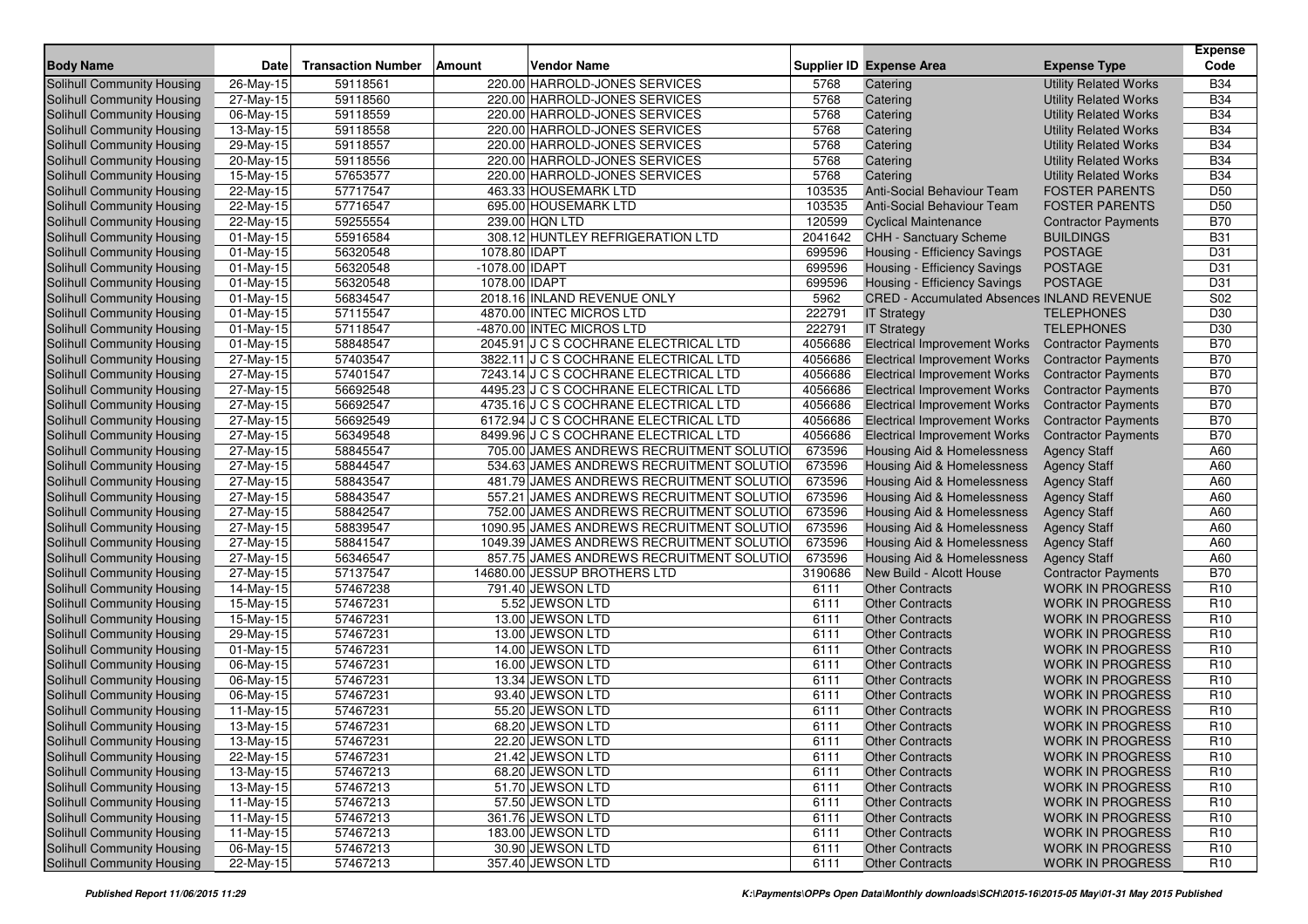| Body Name | Date | Transaction Number | Amount | Vendor Name | Supplier ID | Expense Area | Expense Type | Expense Code |
|---|---|---|---|---|---|---|---|---|
| Solihull Community Housing | 26-May-15 | 59118561 | 220.00 | HARROLD-JONES SERVICES | 5768 | Catering | Utility Related Works | B34 |
| Solihull Community Housing | 27-May-15 | 59118560 | 220.00 | HARROLD-JONES SERVICES | 5768 | Catering | Utility Related Works | B34 |
| Solihull Community Housing | 06-May-15 | 59118559 | 220.00 | HARROLD-JONES SERVICES | 5768 | Catering | Utility Related Works | B34 |
| Solihull Community Housing | 13-May-15 | 59118558 | 220.00 | HARROLD-JONES SERVICES | 5768 | Catering | Utility Related Works | B34 |
| Solihull Community Housing | 29-May-15 | 59118557 | 220.00 | HARROLD-JONES SERVICES | 5768 | Catering | Utility Related Works | B34 |
| Solihull Community Housing | 20-May-15 | 59118556 | 220.00 | HARROLD-JONES SERVICES | 5768 | Catering | Utility Related Works | B34 |
| Solihull Community Housing | 15-May-15 | 57653577 | 220.00 | HARROLD-JONES SERVICES | 5768 | Catering | Utility Related Works | B34 |
| Solihull Community Housing | 22-May-15 | 57717547 | 463.33 | HOUSEMARK LTD | 103535 | Anti-Social Behaviour Team | FOSTER PARENTS | D50 |
| Solihull Community Housing | 22-May-15 | 57716547 | 695.00 | HOUSEMARK LTD | 103535 | Anti-Social Behaviour Team | FOSTER PARENTS | D50 |
| Solihull Community Housing | 22-May-15 | 59255554 | 239.00 | HQN LTD | 120599 | Cyclical Maintenance | Contractor Payments | B70 |
| Solihull Community Housing | 01-May-15 | 55916584 | 308.12 | HUNTLEY REFRIGERATION LTD | 2041642 | CHH - Sanctuary Scheme | BUILDINGS | B31 |
| Solihull Community Housing | 01-May-15 | 56320548 | 1078.80 | IDAPT | 699596 | Housing - Efficiency Savings | POSTAGE | D31 |
| Solihull Community Housing | 01-May-15 | 56320548 | -1078.00 | IDAPT | 699596 | Housing - Efficiency Savings | POSTAGE | D31 |
| Solihull Community Housing | 01-May-15 | 56320548 | 1078.00 | IDAPT | 699596 | Housing - Efficiency Savings | POSTAGE | D31 |
| Solihull Community Housing | 01-May-15 | 56834547 | 2018.16 | INLAND REVENUE ONLY | 5962 | CRED - Accumulated Absences | INLAND REVENUE | S02 |
| Solihull Community Housing | 01-May-15 | 57115547 | 4870.00 | INTEC MICROS LTD | 222791 | IT Strategy | TELEPHONES | D30 |
| Solihull Community Housing | 01-May-15 | 57118547 | -4870.00 | INTEC MICROS LTD | 222791 | IT Strategy | TELEPHONES | D30 |
| Solihull Community Housing | 01-May-15 | 58848547 | 2045.91 | J C S COCHRANE ELECTRICAL LTD | 4056686 | Electrical Improvement Works | Contractor Payments | B70 |
| Solihull Community Housing | 27-May-15 | 57403547 | 3822.11 | J C S COCHRANE ELECTRICAL LTD | 4056686 | Electrical Improvement Works | Contractor Payments | B70 |
| Solihull Community Housing | 27-May-15 | 57401547 | 7243.14 | J C S COCHRANE ELECTRICAL LTD | 4056686 | Electrical Improvement Works | Contractor Payments | B70 |
| Solihull Community Housing | 27-May-15 | 56692548 | 4495.23 | J C S COCHRANE ELECTRICAL LTD | 4056686 | Electrical Improvement Works | Contractor Payments | B70 |
| Solihull Community Housing | 27-May-15 | 56692547 | 4735.16 | J C S COCHRANE ELECTRICAL LTD | 4056686 | Electrical Improvement Works | Contractor Payments | B70 |
| Solihull Community Housing | 27-May-15 | 56692549 | 6172.94 | J C S COCHRANE ELECTRICAL LTD | 4056686 | Electrical Improvement Works | Contractor Payments | B70 |
| Solihull Community Housing | 27-May-15 | 56349548 | 8499.96 | J C S COCHRANE ELECTRICAL LTD | 4056686 | Electrical Improvement Works | Contractor Payments | B70 |
| Solihull Community Housing | 27-May-15 | 58845547 | 705.00 | JAMES ANDREWS RECRUITMENT SOLUTIO | 673596 | Housing Aid & Homelessness | Agency Staff | A60 |
| Solihull Community Housing | 27-May-15 | 58844547 | 534.63 | JAMES ANDREWS RECRUITMENT SOLUTIO | 673596 | Housing Aid & Homelessness | Agency Staff | A60 |
| Solihull Community Housing | 27-May-15 | 58843547 | 481.79 | JAMES ANDREWS RECRUITMENT SOLUTIO | 673596 | Housing Aid & Homelessness | Agency Staff | A60 |
| Solihull Community Housing | 27-May-15 | 58843547 | 557.21 | JAMES ANDREWS RECRUITMENT SOLUTIO | 673596 | Housing Aid & Homelessness | Agency Staff | A60 |
| Solihull Community Housing | 27-May-15 | 58842547 | 752.00 | JAMES ANDREWS RECRUITMENT SOLUTIO | 673596 | Housing Aid & Homelessness | Agency Staff | A60 |
| Solihull Community Housing | 27-May-15 | 58839547 | 1090.95 | JAMES ANDREWS RECRUITMENT SOLUTIO | 673596 | Housing Aid & Homelessness | Agency Staff | A60 |
| Solihull Community Housing | 27-May-15 | 58841547 | 1049.39 | JAMES ANDREWS RECRUITMENT SOLUTIO | 673596 | Housing Aid & Homelessness | Agency Staff | A60 |
| Solihull Community Housing | 27-May-15 | 56346547 | 857.75 | JAMES ANDREWS RECRUITMENT SOLUTIO | 673596 | Housing Aid & Homelessness | Agency Staff | A60 |
| Solihull Community Housing | 27-May-15 | 57137547 | 14680.00 | JESSUP BROTHERS LTD | 3190686 | New Build - Alcott House | Contractor Payments | B70 |
| Solihull Community Housing | 14-May-15 | 57467238 | 791.40 | JEWSON LTD | 6111 | Other Contracts | WORK IN PROGRESS | R10 |
| Solihull Community Housing | 15-May-15 | 57467231 | 5.52 | JEWSON LTD | 6111 | Other Contracts | WORK IN PROGRESS | R10 |
| Solihull Community Housing | 15-May-15 | 57467231 | 13.00 | JEWSON LTD | 6111 | Other Contracts | WORK IN PROGRESS | R10 |
| Solihull Community Housing | 29-May-15 | 57467231 | 13.00 | JEWSON LTD | 6111 | Other Contracts | WORK IN PROGRESS | R10 |
| Solihull Community Housing | 01-May-15 | 57467231 | 14.00 | JEWSON LTD | 6111 | Other Contracts | WORK IN PROGRESS | R10 |
| Solihull Community Housing | 06-May-15 | 57467231 | 16.00 | JEWSON LTD | 6111 | Other Contracts | WORK IN PROGRESS | R10 |
| Solihull Community Housing | 06-May-15 | 57467231 | 13.34 | JEWSON LTD | 6111 | Other Contracts | WORK IN PROGRESS | R10 |
| Solihull Community Housing | 06-May-15 | 57467231 | 93.40 | JEWSON LTD | 6111 | Other Contracts | WORK IN PROGRESS | R10 |
| Solihull Community Housing | 11-May-15 | 57467231 | 55.20 | JEWSON LTD | 6111 | Other Contracts | WORK IN PROGRESS | R10 |
| Solihull Community Housing | 13-May-15 | 57467231 | 68.20 | JEWSON LTD | 6111 | Other Contracts | WORK IN PROGRESS | R10 |
| Solihull Community Housing | 13-May-15 | 57467231 | 22.20 | JEWSON LTD | 6111 | Other Contracts | WORK IN PROGRESS | R10 |
| Solihull Community Housing | 22-May-15 | 57467231 | 21.42 | JEWSON LTD | 6111 | Other Contracts | WORK IN PROGRESS | R10 |
| Solihull Community Housing | 13-May-15 | 57467213 | 68.20 | JEWSON LTD | 6111 | Other Contracts | WORK IN PROGRESS | R10 |
| Solihull Community Housing | 13-May-15 | 57467213 | 51.70 | JEWSON LTD | 6111 | Other Contracts | WORK IN PROGRESS | R10 |
| Solihull Community Housing | 11-May-15 | 57467213 | 57.50 | JEWSON LTD | 6111 | Other Contracts | WORK IN PROGRESS | R10 |
| Solihull Community Housing | 11-May-15 | 57467213 | 361.76 | JEWSON LTD | 6111 | Other Contracts | WORK IN PROGRESS | R10 |
| Solihull Community Housing | 11-May-15 | 57467213 | 183.00 | JEWSON LTD | 6111 | Other Contracts | WORK IN PROGRESS | R10 |
| Solihull Community Housing | 06-May-15 | 57467213 | 30.90 | JEWSON LTD | 6111 | Other Contracts | WORK IN PROGRESS | R10 |
| Solihull Community Housing | 22-May-15 | 57467213 | 357.40 | JEWSON LTD | 6111 | Other Contracts | WORK IN PROGRESS | R10 |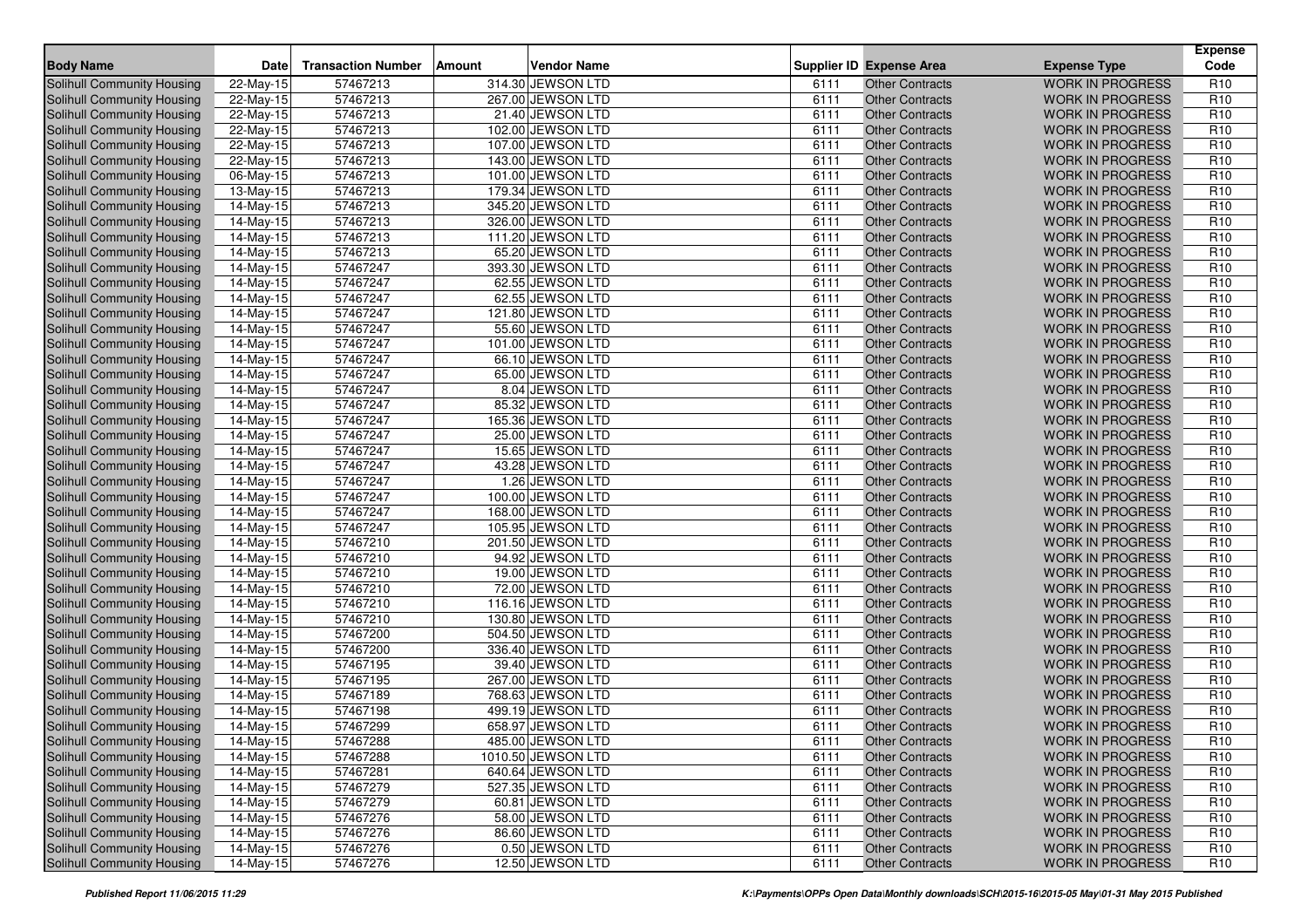| Body Name | Date | Transaction Number | Amount | Vendor Name | Supplier ID | Expense Area | Expense Type | Expense Code |
|---|---|---|---|---|---|---|---|---|
| Solihull Community Housing | 22-May-15 | 57467213 | 314.30 | JEWSON LTD | 6111 | Other Contracts | WORK IN PROGRESS | R10 |
| Solihull Community Housing | 22-May-15 | 57467213 | 267.00 | JEWSON LTD | 6111 | Other Contracts | WORK IN PROGRESS | R10 |
| Solihull Community Housing | 22-May-15 | 57467213 | 21.40 | JEWSON LTD | 6111 | Other Contracts | WORK IN PROGRESS | R10 |
| Solihull Community Housing | 22-May-15 | 57467213 | 102.00 | JEWSON LTD | 6111 | Other Contracts | WORK IN PROGRESS | R10 |
| Solihull Community Housing | 22-May-15 | 57467213 | 107.00 | JEWSON LTD | 6111 | Other Contracts | WORK IN PROGRESS | R10 |
| Solihull Community Housing | 22-May-15 | 57467213 | 143.00 | JEWSON LTD | 6111 | Other Contracts | WORK IN PROGRESS | R10 |
| Solihull Community Housing | 06-May-15 | 57467213 | 101.00 | JEWSON LTD | 6111 | Other Contracts | WORK IN PROGRESS | R10 |
| Solihull Community Housing | 13-May-15 | 57467213 | 179.34 | JEWSON LTD | 6111 | Other Contracts | WORK IN PROGRESS | R10 |
| Solihull Community Housing | 14-May-15 | 57467213 | 345.20 | JEWSON LTD | 6111 | Other Contracts | WORK IN PROGRESS | R10 |
| Solihull Community Housing | 14-May-15 | 57467213 | 326.00 | JEWSON LTD | 6111 | Other Contracts | WORK IN PROGRESS | R10 |
| Solihull Community Housing | 14-May-15 | 57467213 | 111.20 | JEWSON LTD | 6111 | Other Contracts | WORK IN PROGRESS | R10 |
| Solihull Community Housing | 14-May-15 | 57467213 | 65.20 | JEWSON LTD | 6111 | Other Contracts | WORK IN PROGRESS | R10 |
| Solihull Community Housing | 14-May-15 | 57467247 | 393.30 | JEWSON LTD | 6111 | Other Contracts | WORK IN PROGRESS | R10 |
| Solihull Community Housing | 14-May-15 | 57467247 | 62.55 | JEWSON LTD | 6111 | Other Contracts | WORK IN PROGRESS | R10 |
| Solihull Community Housing | 14-May-15 | 57467247 | 62.55 | JEWSON LTD | 6111 | Other Contracts | WORK IN PROGRESS | R10 |
| Solihull Community Housing | 14-May-15 | 57467247 | 121.80 | JEWSON LTD | 6111 | Other Contracts | WORK IN PROGRESS | R10 |
| Solihull Community Housing | 14-May-15 | 57467247 | 55.60 | JEWSON LTD | 6111 | Other Contracts | WORK IN PROGRESS | R10 |
| Solihull Community Housing | 14-May-15 | 57467247 | 101.00 | JEWSON LTD | 6111 | Other Contracts | WORK IN PROGRESS | R10 |
| Solihull Community Housing | 14-May-15 | 57467247 | 66.10 | JEWSON LTD | 6111 | Other Contracts | WORK IN PROGRESS | R10 |
| Solihull Community Housing | 14-May-15 | 57467247 | 65.00 | JEWSON LTD | 6111 | Other Contracts | WORK IN PROGRESS | R10 |
| Solihull Community Housing | 14-May-15 | 57467247 | 8.04 | JEWSON LTD | 6111 | Other Contracts | WORK IN PROGRESS | R10 |
| Solihull Community Housing | 14-May-15 | 57467247 | 85.32 | JEWSON LTD | 6111 | Other Contracts | WORK IN PROGRESS | R10 |
| Solihull Community Housing | 14-May-15 | 57467247 | 165.36 | JEWSON LTD | 6111 | Other Contracts | WORK IN PROGRESS | R10 |
| Solihull Community Housing | 14-May-15 | 57467247 | 25.00 | JEWSON LTD | 6111 | Other Contracts | WORK IN PROGRESS | R10 |
| Solihull Community Housing | 14-May-15 | 57467247 | 15.65 | JEWSON LTD | 6111 | Other Contracts | WORK IN PROGRESS | R10 |
| Solihull Community Housing | 14-May-15 | 57467247 | 43.28 | JEWSON LTD | 6111 | Other Contracts | WORK IN PROGRESS | R10 |
| Solihull Community Housing | 14-May-15 | 57467247 | 1.26 | JEWSON LTD | 6111 | Other Contracts | WORK IN PROGRESS | R10 |
| Solihull Community Housing | 14-May-15 | 57467247 | 100.00 | JEWSON LTD | 6111 | Other Contracts | WORK IN PROGRESS | R10 |
| Solihull Community Housing | 14-May-15 | 57467247 | 168.00 | JEWSON LTD | 6111 | Other Contracts | WORK IN PROGRESS | R10 |
| Solihull Community Housing | 14-May-15 | 57467247 | 105.95 | JEWSON LTD | 6111 | Other Contracts | WORK IN PROGRESS | R10 |
| Solihull Community Housing | 14-May-15 | 57467210 | 201.50 | JEWSON LTD | 6111 | Other Contracts | WORK IN PROGRESS | R10 |
| Solihull Community Housing | 14-May-15 | 57467210 | 94.92 | JEWSON LTD | 6111 | Other Contracts | WORK IN PROGRESS | R10 |
| Solihull Community Housing | 14-May-15 | 57467210 | 19.00 | JEWSON LTD | 6111 | Other Contracts | WORK IN PROGRESS | R10 |
| Solihull Community Housing | 14-May-15 | 57467210 | 72.00 | JEWSON LTD | 6111 | Other Contracts | WORK IN PROGRESS | R10 |
| Solihull Community Housing | 14-May-15 | 57467210 | 116.16 | JEWSON LTD | 6111 | Other Contracts | WORK IN PROGRESS | R10 |
| Solihull Community Housing | 14-May-15 | 57467210 | 130.80 | JEWSON LTD | 6111 | Other Contracts | WORK IN PROGRESS | R10 |
| Solihull Community Housing | 14-May-15 | 57467200 | 504.50 | JEWSON LTD | 6111 | Other Contracts | WORK IN PROGRESS | R10 |
| Solihull Community Housing | 14-May-15 | 57467200 | 336.40 | JEWSON LTD | 6111 | Other Contracts | WORK IN PROGRESS | R10 |
| Solihull Community Housing | 14-May-15 | 57467195 | 39.40 | JEWSON LTD | 6111 | Other Contracts | WORK IN PROGRESS | R10 |
| Solihull Community Housing | 14-May-15 | 57467195 | 267.00 | JEWSON LTD | 6111 | Other Contracts | WORK IN PROGRESS | R10 |
| Solihull Community Housing | 14-May-15 | 57467189 | 768.63 | JEWSON LTD | 6111 | Other Contracts | WORK IN PROGRESS | R10 |
| Solihull Community Housing | 14-May-15 | 57467198 | 499.19 | JEWSON LTD | 6111 | Other Contracts | WORK IN PROGRESS | R10 |
| Solihull Community Housing | 14-May-15 | 57467299 | 658.97 | JEWSON LTD | 6111 | Other Contracts | WORK IN PROGRESS | R10 |
| Solihull Community Housing | 14-May-15 | 57467288 | 485.00 | JEWSON LTD | 6111 | Other Contracts | WORK IN PROGRESS | R10 |
| Solihull Community Housing | 14-May-15 | 57467288 | 1010.50 | JEWSON LTD | 6111 | Other Contracts | WORK IN PROGRESS | R10 |
| Solihull Community Housing | 14-May-15 | 57467281 | 640.64 | JEWSON LTD | 6111 | Other Contracts | WORK IN PROGRESS | R10 |
| Solihull Community Housing | 14-May-15 | 57467279 | 527.35 | JEWSON LTD | 6111 | Other Contracts | WORK IN PROGRESS | R10 |
| Solihull Community Housing | 14-May-15 | 57467279 | 60.81 | JEWSON LTD | 6111 | Other Contracts | WORK IN PROGRESS | R10 |
| Solihull Community Housing | 14-May-15 | 57467276 | 58.00 | JEWSON LTD | 6111 | Other Contracts | WORK IN PROGRESS | R10 |
| Solihull Community Housing | 14-May-15 | 57467276 | 86.60 | JEWSON LTD | 6111 | Other Contracts | WORK IN PROGRESS | R10 |
| Solihull Community Housing | 14-May-15 | 57467276 | 0.50 | JEWSON LTD | 6111 | Other Contracts | WORK IN PROGRESS | R10 |
| Solihull Community Housing | 14-May-15 | 57467276 | 12.50 | JEWSON LTD | 6111 | Other Contracts | WORK IN PROGRESS | R10 |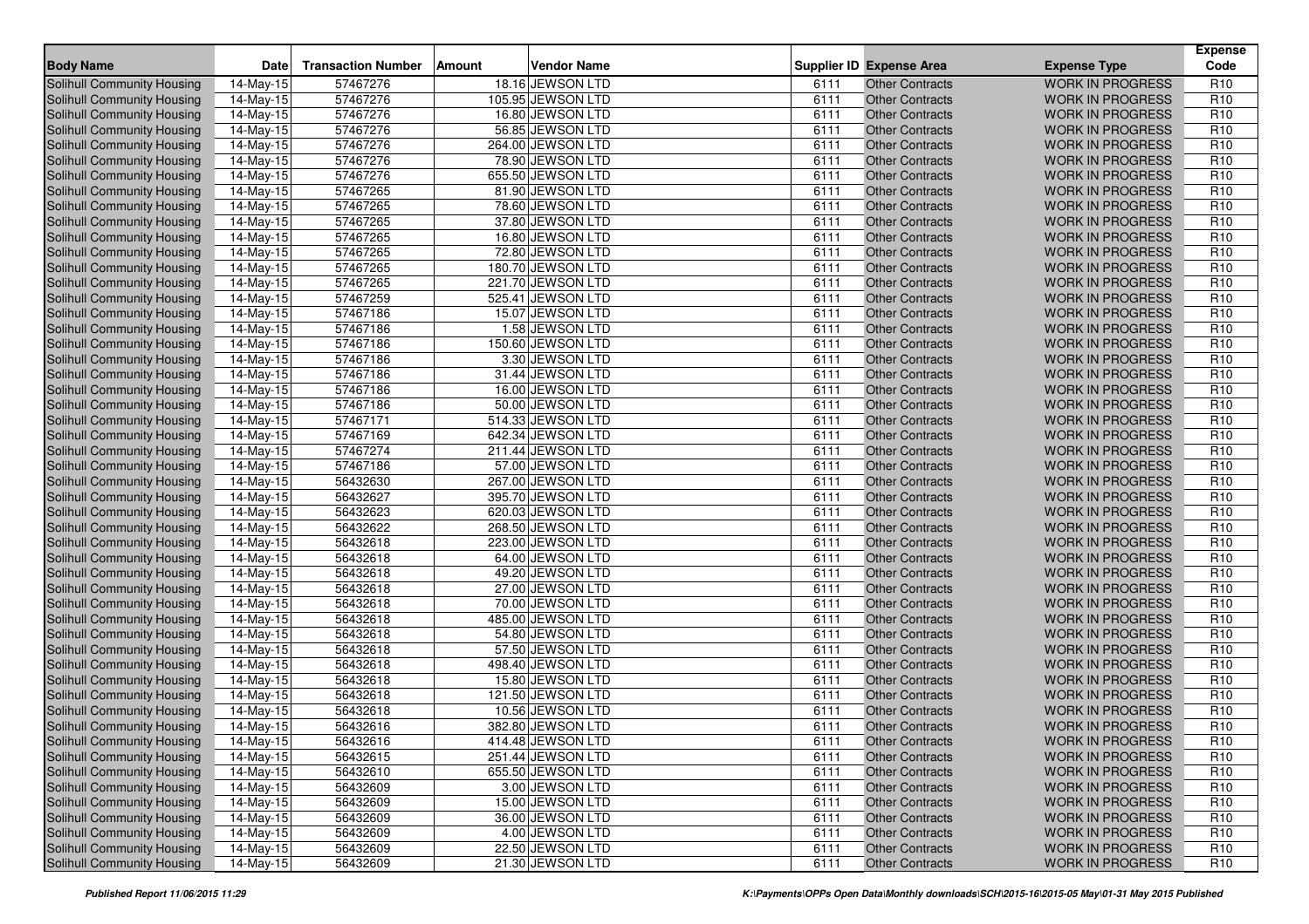| Body Name | Date | Transaction Number | Amount | Vendor Name | Supplier ID | Expense Area | Expense Type | Expense Code |
|---|---|---|---|---|---|---|---|---|
| Solihull Community Housing | 14-May-15 | 57467276 | 18.16 | JEWSON LTD | 6111 | Other Contracts | WORK IN PROGRESS | R10 |
| Solihull Community Housing | 14-May-15 | 57467276 | 105.95 | JEWSON LTD | 6111 | Other Contracts | WORK IN PROGRESS | R10 |
| Solihull Community Housing | 14-May-15 | 57467276 | 16.80 | JEWSON LTD | 6111 | Other Contracts | WORK IN PROGRESS | R10 |
| Solihull Community Housing | 14-May-15 | 57467276 | 56.85 | JEWSON LTD | 6111 | Other Contracts | WORK IN PROGRESS | R10 |
| Solihull Community Housing | 14-May-15 | 57467276 | 264.00 | JEWSON LTD | 6111 | Other Contracts | WORK IN PROGRESS | R10 |
| Solihull Community Housing | 14-May-15 | 57467276 | 78.90 | JEWSON LTD | 6111 | Other Contracts | WORK IN PROGRESS | R10 |
| Solihull Community Housing | 14-May-15 | 57467276 | 655.50 | JEWSON LTD | 6111 | Other Contracts | WORK IN PROGRESS | R10 |
| Solihull Community Housing | 14-May-15 | 57467265 | 81.90 | JEWSON LTD | 6111 | Other Contracts | WORK IN PROGRESS | R10 |
| Solihull Community Housing | 14-May-15 | 57467265 | 78.60 | JEWSON LTD | 6111 | Other Contracts | WORK IN PROGRESS | R10 |
| Solihull Community Housing | 14-May-15 | 57467265 | 37.80 | JEWSON LTD | 6111 | Other Contracts | WORK IN PROGRESS | R10 |
| Solihull Community Housing | 14-May-15 | 57467265 | 16.80 | JEWSON LTD | 6111 | Other Contracts | WORK IN PROGRESS | R10 |
| Solihull Community Housing | 14-May-15 | 57467265 | 72.80 | JEWSON LTD | 6111 | Other Contracts | WORK IN PROGRESS | R10 |
| Solihull Community Housing | 14-May-15 | 57467265 | 180.70 | JEWSON LTD | 6111 | Other Contracts | WORK IN PROGRESS | R10 |
| Solihull Community Housing | 14-May-15 | 57467265 | 221.70 | JEWSON LTD | 6111 | Other Contracts | WORK IN PROGRESS | R10 |
| Solihull Community Housing | 14-May-15 | 57467259 | 525.41 | JEWSON LTD | 6111 | Other Contracts | WORK IN PROGRESS | R10 |
| Solihull Community Housing | 14-May-15 | 57467186 | 15.07 | JEWSON LTD | 6111 | Other Contracts | WORK IN PROGRESS | R10 |
| Solihull Community Housing | 14-May-15 | 57467186 | 1.58 | JEWSON LTD | 6111 | Other Contracts | WORK IN PROGRESS | R10 |
| Solihull Community Housing | 14-May-15 | 57467186 | 150.60 | JEWSON LTD | 6111 | Other Contracts | WORK IN PROGRESS | R10 |
| Solihull Community Housing | 14-May-15 | 57467186 | 3.30 | JEWSON LTD | 6111 | Other Contracts | WORK IN PROGRESS | R10 |
| Solihull Community Housing | 14-May-15 | 57467186 | 31.44 | JEWSON LTD | 6111 | Other Contracts | WORK IN PROGRESS | R10 |
| Solihull Community Housing | 14-May-15 | 57467186 | 16.00 | JEWSON LTD | 6111 | Other Contracts | WORK IN PROGRESS | R10 |
| Solihull Community Housing | 14-May-15 | 57467186 | 50.00 | JEWSON LTD | 6111 | Other Contracts | WORK IN PROGRESS | R10 |
| Solihull Community Housing | 14-May-15 | 57467171 | 514.33 | JEWSON LTD | 6111 | Other Contracts | WORK IN PROGRESS | R10 |
| Solihull Community Housing | 14-May-15 | 57467169 | 642.34 | JEWSON LTD | 6111 | Other Contracts | WORK IN PROGRESS | R10 |
| Solihull Community Housing | 14-May-15 | 57467274 | 211.44 | JEWSON LTD | 6111 | Other Contracts | WORK IN PROGRESS | R10 |
| Solihull Community Housing | 14-May-15 | 57467186 | 57.00 | JEWSON LTD | 6111 | Other Contracts | WORK IN PROGRESS | R10 |
| Solihull Community Housing | 14-May-15 | 56432630 | 267.00 | JEWSON LTD | 6111 | Other Contracts | WORK IN PROGRESS | R10 |
| Solihull Community Housing | 14-May-15 | 56432627 | 395.70 | JEWSON LTD | 6111 | Other Contracts | WORK IN PROGRESS | R10 |
| Solihull Community Housing | 14-May-15 | 56432623 | 620.03 | JEWSON LTD | 6111 | Other Contracts | WORK IN PROGRESS | R10 |
| Solihull Community Housing | 14-May-15 | 56432622 | 268.50 | JEWSON LTD | 6111 | Other Contracts | WORK IN PROGRESS | R10 |
| Solihull Community Housing | 14-May-15 | 56432618 | 223.00 | JEWSON LTD | 6111 | Other Contracts | WORK IN PROGRESS | R10 |
| Solihull Community Housing | 14-May-15 | 56432618 | 64.00 | JEWSON LTD | 6111 | Other Contracts | WORK IN PROGRESS | R10 |
| Solihull Community Housing | 14-May-15 | 56432618 | 49.20 | JEWSON LTD | 6111 | Other Contracts | WORK IN PROGRESS | R10 |
| Solihull Community Housing | 14-May-15 | 56432618 | 27.00 | JEWSON LTD | 6111 | Other Contracts | WORK IN PROGRESS | R10 |
| Solihull Community Housing | 14-May-15 | 56432618 | 70.00 | JEWSON LTD | 6111 | Other Contracts | WORK IN PROGRESS | R10 |
| Solihull Community Housing | 14-May-15 | 56432618 | 485.00 | JEWSON LTD | 6111 | Other Contracts | WORK IN PROGRESS | R10 |
| Solihull Community Housing | 14-May-15 | 56432618 | 54.80 | JEWSON LTD | 6111 | Other Contracts | WORK IN PROGRESS | R10 |
| Solihull Community Housing | 14-May-15 | 56432618 | 57.50 | JEWSON LTD | 6111 | Other Contracts | WORK IN PROGRESS | R10 |
| Solihull Community Housing | 14-May-15 | 56432618 | 498.40 | JEWSON LTD | 6111 | Other Contracts | WORK IN PROGRESS | R10 |
| Solihull Community Housing | 14-May-15 | 56432618 | 15.80 | JEWSON LTD | 6111 | Other Contracts | WORK IN PROGRESS | R10 |
| Solihull Community Housing | 14-May-15 | 56432618 | 121.50 | JEWSON LTD | 6111 | Other Contracts | WORK IN PROGRESS | R10 |
| Solihull Community Housing | 14-May-15 | 56432618 | 10.56 | JEWSON LTD | 6111 | Other Contracts | WORK IN PROGRESS | R10 |
| Solihull Community Housing | 14-May-15 | 56432616 | 382.80 | JEWSON LTD | 6111 | Other Contracts | WORK IN PROGRESS | R10 |
| Solihull Community Housing | 14-May-15 | 56432616 | 414.48 | JEWSON LTD | 6111 | Other Contracts | WORK IN PROGRESS | R10 |
| Solihull Community Housing | 14-May-15 | 56432615 | 251.44 | JEWSON LTD | 6111 | Other Contracts | WORK IN PROGRESS | R10 |
| Solihull Community Housing | 14-May-15 | 56432610 | 655.50 | JEWSON LTD | 6111 | Other Contracts | WORK IN PROGRESS | R10 |
| Solihull Community Housing | 14-May-15 | 56432609 | 3.00 | JEWSON LTD | 6111 | Other Contracts | WORK IN PROGRESS | R10 |
| Solihull Community Housing | 14-May-15 | 56432609 | 15.00 | JEWSON LTD | 6111 | Other Contracts | WORK IN PROGRESS | R10 |
| Solihull Community Housing | 14-May-15 | 56432609 | 36.00 | JEWSON LTD | 6111 | Other Contracts | WORK IN PROGRESS | R10 |
| Solihull Community Housing | 14-May-15 | 56432609 | 4.00 | JEWSON LTD | 6111 | Other Contracts | WORK IN PROGRESS | R10 |
| Solihull Community Housing | 14-May-15 | 56432609 | 22.50 | JEWSON LTD | 6111 | Other Contracts | WORK IN PROGRESS | R10 |
| Solihull Community Housing | 14-May-15 | 56432609 | 21.30 | JEWSON LTD | 6111 | Other Contracts | WORK IN PROGRESS | R10 |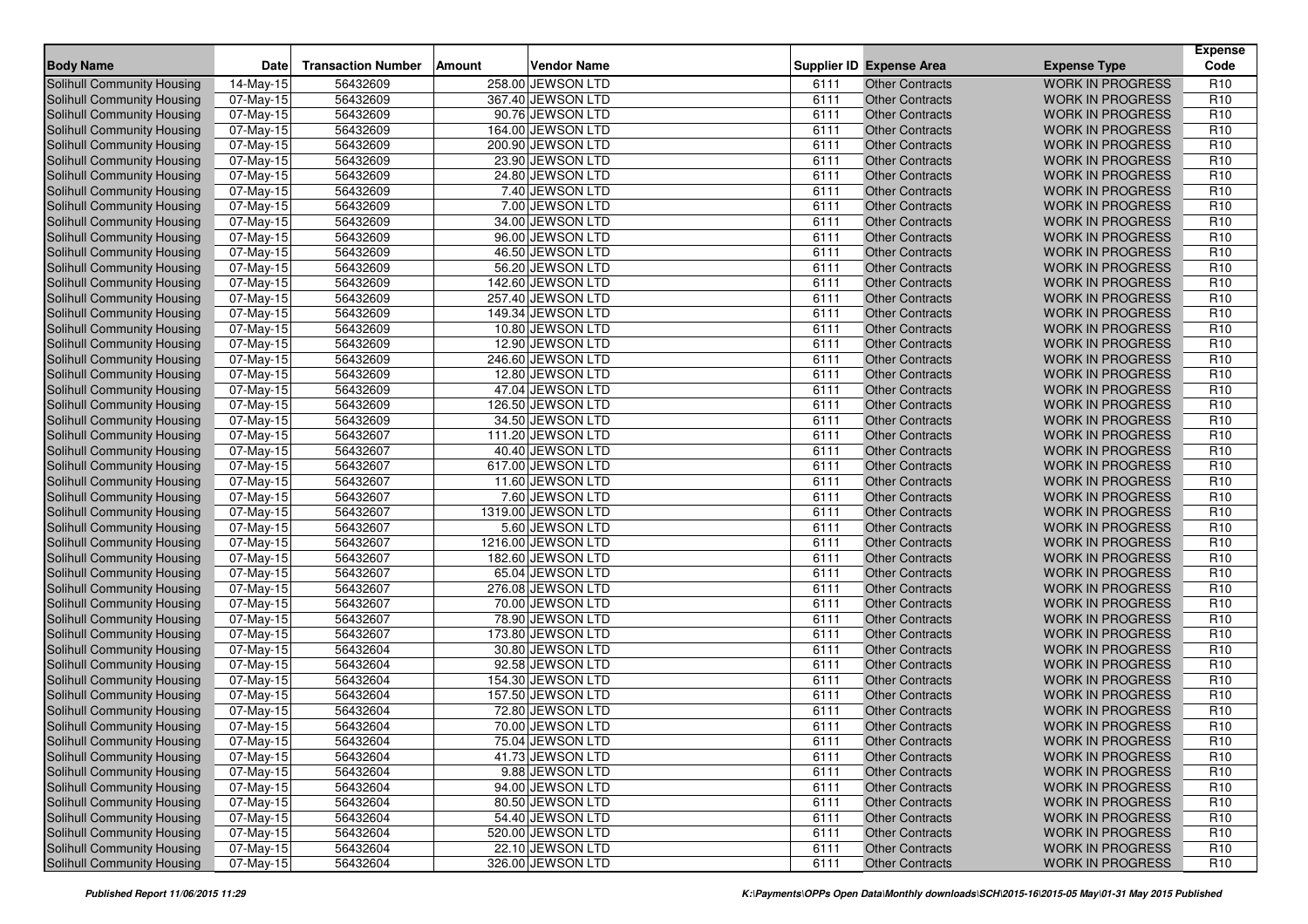| Body Name | Date | Transaction Number | Amount | Vendor Name | Supplier ID | Expense Area | Expense Type | Expense Code |
|---|---|---|---|---|---|---|---|---|
| Solihull Community Housing | 14-May-15 | 56432609 | 258.00 | JEWSON LTD | 6111 | Other Contracts | WORK IN PROGRESS | R10 |
| Solihull Community Housing | 07-May-15 | 56432609 | 367.40 | JEWSON LTD | 6111 | Other Contracts | WORK IN PROGRESS | R10 |
| Solihull Community Housing | 07-May-15 | 56432609 | 90.76 | JEWSON LTD | 6111 | Other Contracts | WORK IN PROGRESS | R10 |
| Solihull Community Housing | 07-May-15 | 56432609 | 164.00 | JEWSON LTD | 6111 | Other Contracts | WORK IN PROGRESS | R10 |
| Solihull Community Housing | 07-May-15 | 56432609 | 200.90 | JEWSON LTD | 6111 | Other Contracts | WORK IN PROGRESS | R10 |
| Solihull Community Housing | 07-May-15 | 56432609 | 23.90 | JEWSON LTD | 6111 | Other Contracts | WORK IN PROGRESS | R10 |
| Solihull Community Housing | 07-May-15 | 56432609 | 24.80 | JEWSON LTD | 6111 | Other Contracts | WORK IN PROGRESS | R10 |
| Solihull Community Housing | 07-May-15 | 56432609 | 7.40 | JEWSON LTD | 6111 | Other Contracts | WORK IN PROGRESS | R10 |
| Solihull Community Housing | 07-May-15 | 56432609 | 7.00 | JEWSON LTD | 6111 | Other Contracts | WORK IN PROGRESS | R10 |
| Solihull Community Housing | 07-May-15 | 56432609 | 34.00 | JEWSON LTD | 6111 | Other Contracts | WORK IN PROGRESS | R10 |
| Solihull Community Housing | 07-May-15 | 56432609 | 96.00 | JEWSON LTD | 6111 | Other Contracts | WORK IN PROGRESS | R10 |
| Solihull Community Housing | 07-May-15 | 56432609 | 46.50 | JEWSON LTD | 6111 | Other Contracts | WORK IN PROGRESS | R10 |
| Solihull Community Housing | 07-May-15 | 56432609 | 56.20 | JEWSON LTD | 6111 | Other Contracts | WORK IN PROGRESS | R10 |
| Solihull Community Housing | 07-May-15 | 56432609 | 142.60 | JEWSON LTD | 6111 | Other Contracts | WORK IN PROGRESS | R10 |
| Solihull Community Housing | 07-May-15 | 56432609 | 257.40 | JEWSON LTD | 6111 | Other Contracts | WORK IN PROGRESS | R10 |
| Solihull Community Housing | 07-May-15 | 56432609 | 149.34 | JEWSON LTD | 6111 | Other Contracts | WORK IN PROGRESS | R10 |
| Solihull Community Housing | 07-May-15 | 56432609 | 10.80 | JEWSON LTD | 6111 | Other Contracts | WORK IN PROGRESS | R10 |
| Solihull Community Housing | 07-May-15 | 56432609 | 12.90 | JEWSON LTD | 6111 | Other Contracts | WORK IN PROGRESS | R10 |
| Solihull Community Housing | 07-May-15 | 56432609 | 246.60 | JEWSON LTD | 6111 | Other Contracts | WORK IN PROGRESS | R10 |
| Solihull Community Housing | 07-May-15 | 56432609 | 12.80 | JEWSON LTD | 6111 | Other Contracts | WORK IN PROGRESS | R10 |
| Solihull Community Housing | 07-May-15 | 56432609 | 47.04 | JEWSON LTD | 6111 | Other Contracts | WORK IN PROGRESS | R10 |
| Solihull Community Housing | 07-May-15 | 56432609 | 126.50 | JEWSON LTD | 6111 | Other Contracts | WORK IN PROGRESS | R10 |
| Solihull Community Housing | 07-May-15 | 56432609 | 34.50 | JEWSON LTD | 6111 | Other Contracts | WORK IN PROGRESS | R10 |
| Solihull Community Housing | 07-May-15 | 56432607 | 111.20 | JEWSON LTD | 6111 | Other Contracts | WORK IN PROGRESS | R10 |
| Solihull Community Housing | 07-May-15 | 56432607 | 40.40 | JEWSON LTD | 6111 | Other Contracts | WORK IN PROGRESS | R10 |
| Solihull Community Housing | 07-May-15 | 56432607 | 617.00 | JEWSON LTD | 6111 | Other Contracts | WORK IN PROGRESS | R10 |
| Solihull Community Housing | 07-May-15 | 56432607 | 11.60 | JEWSON LTD | 6111 | Other Contracts | WORK IN PROGRESS | R10 |
| Solihull Community Housing | 07-May-15 | 56432607 | 7.60 | JEWSON LTD | 6111 | Other Contracts | WORK IN PROGRESS | R10 |
| Solihull Community Housing | 07-May-15 | 56432607 | 1319.00 | JEWSON LTD | 6111 | Other Contracts | WORK IN PROGRESS | R10 |
| Solihull Community Housing | 07-May-15 | 56432607 | 5.60 | JEWSON LTD | 6111 | Other Contracts | WORK IN PROGRESS | R10 |
| Solihull Community Housing | 07-May-15 | 56432607 | 1216.00 | JEWSON LTD | 6111 | Other Contracts | WORK IN PROGRESS | R10 |
| Solihull Community Housing | 07-May-15 | 56432607 | 182.60 | JEWSON LTD | 6111 | Other Contracts | WORK IN PROGRESS | R10 |
| Solihull Community Housing | 07-May-15 | 56432607 | 65.04 | JEWSON LTD | 6111 | Other Contracts | WORK IN PROGRESS | R10 |
| Solihull Community Housing | 07-May-15 | 56432607 | 276.08 | JEWSON LTD | 6111 | Other Contracts | WORK IN PROGRESS | R10 |
| Solihull Community Housing | 07-May-15 | 56432607 | 70.00 | JEWSON LTD | 6111 | Other Contracts | WORK IN PROGRESS | R10 |
| Solihull Community Housing | 07-May-15 | 56432607 | 78.90 | JEWSON LTD | 6111 | Other Contracts | WORK IN PROGRESS | R10 |
| Solihull Community Housing | 07-May-15 | 56432607 | 173.80 | JEWSON LTD | 6111 | Other Contracts | WORK IN PROGRESS | R10 |
| Solihull Community Housing | 07-May-15 | 56432604 | 30.80 | JEWSON LTD | 6111 | Other Contracts | WORK IN PROGRESS | R10 |
| Solihull Community Housing | 07-May-15 | 56432604 | 92.58 | JEWSON LTD | 6111 | Other Contracts | WORK IN PROGRESS | R10 |
| Solihull Community Housing | 07-May-15 | 56432604 | 154.30 | JEWSON LTD | 6111 | Other Contracts | WORK IN PROGRESS | R10 |
| Solihull Community Housing | 07-May-15 | 56432604 | 157.50 | JEWSON LTD | 6111 | Other Contracts | WORK IN PROGRESS | R10 |
| Solihull Community Housing | 07-May-15 | 56432604 | 72.80 | JEWSON LTD | 6111 | Other Contracts | WORK IN PROGRESS | R10 |
| Solihull Community Housing | 07-May-15 | 56432604 | 70.00 | JEWSON LTD | 6111 | Other Contracts | WORK IN PROGRESS | R10 |
| Solihull Community Housing | 07-May-15 | 56432604 | 75.04 | JEWSON LTD | 6111 | Other Contracts | WORK IN PROGRESS | R10 |
| Solihull Community Housing | 07-May-15 | 56432604 | 41.73 | JEWSON LTD | 6111 | Other Contracts | WORK IN PROGRESS | R10 |
| Solihull Community Housing | 07-May-15 | 56432604 | 9.88 | JEWSON LTD | 6111 | Other Contracts | WORK IN PROGRESS | R10 |
| Solihull Community Housing | 07-May-15 | 56432604 | 94.00 | JEWSON LTD | 6111 | Other Contracts | WORK IN PROGRESS | R10 |
| Solihull Community Housing | 07-May-15 | 56432604 | 80.50 | JEWSON LTD | 6111 | Other Contracts | WORK IN PROGRESS | R10 |
| Solihull Community Housing | 07-May-15 | 56432604 | 54.40 | JEWSON LTD | 6111 | Other Contracts | WORK IN PROGRESS | R10 |
| Solihull Community Housing | 07-May-15 | 56432604 | 520.00 | JEWSON LTD | 6111 | Other Contracts | WORK IN PROGRESS | R10 |
| Solihull Community Housing | 07-May-15 | 56432604 | 22.10 | JEWSON LTD | 6111 | Other Contracts | WORK IN PROGRESS | R10 |
| Solihull Community Housing | 07-May-15 | 56432604 | 326.00 | JEWSON LTD | 6111 | Other Contracts | WORK IN PROGRESS | R10 |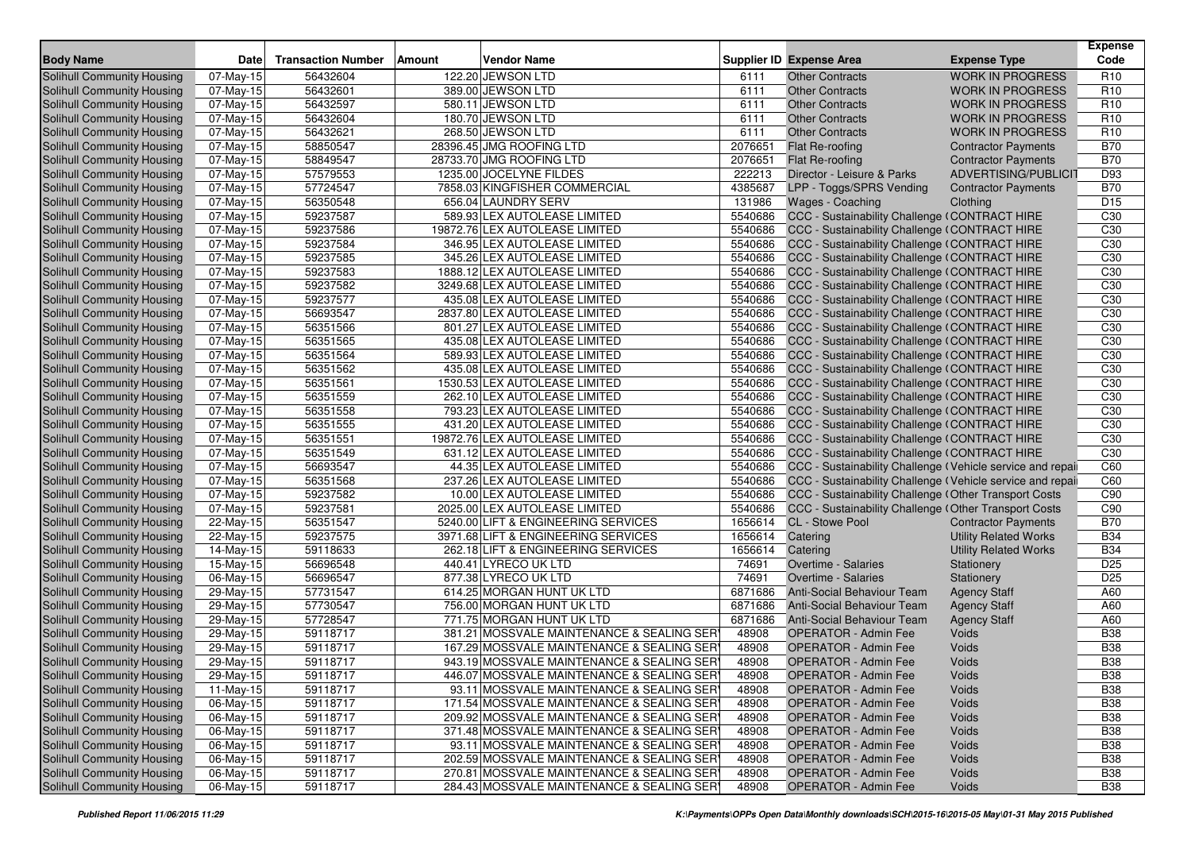| Body Name | Date | Transaction Number | Amount | Vendor Name | Supplier ID | Expense Area | Expense Type | Expense Code |
|---|---|---|---|---|---|---|---|---|
| Solihull Community Housing | 07-May-15 | 56432604 | 122.20 | JEWSON LTD | 6111 | Other Contracts | WORK IN PROGRESS | R10 |
| Solihull Community Housing | 07-May-15 | 56432601 | 389.00 | JEWSON LTD | 6111 | Other Contracts | WORK IN PROGRESS | R10 |
| Solihull Community Housing | 07-May-15 | 56432597 | 580.11 | JEWSON LTD | 6111 | Other Contracts | WORK IN PROGRESS | R10 |
| Solihull Community Housing | 07-May-15 | 56432604 | 180.70 | JEWSON LTD | 6111 | Other Contracts | WORK IN PROGRESS | R10 |
| Solihull Community Housing | 07-May-15 | 56432621 | 268.50 | JEWSON LTD | 6111 | Other Contracts | WORK IN PROGRESS | R10 |
| Solihull Community Housing | 07-May-15 | 58850547 | 28396.45 | JMG ROOFING LTD | 2076651 | Flat Re-roofing | Contractor Payments | B70 |
| Solihull Community Housing | 07-May-15 | 58849547 | 28733.70 | JMG ROOFING LTD | 2076651 | Flat Re-roofing | Contractor Payments | B70 |
| Solihull Community Housing | 07-May-15 | 57579553 | 1235.00 | JOCELYNE FILDES | 222213 | Director - Leisure & Parks | ADVERTISING/PUBLICIT | D93 |
| Solihull Community Housing | 07-May-15 | 57724547 | 7858.03 | KINGFISHER COMMERCIAL | 4385687 | LPP - Toggs/SPRS Vending | Contractor Payments | B70 |
| Solihull Community Housing | 07-May-15 | 56350548 | 656.04 | LAUNDRY SERV | 131986 | Wages - Coaching | Clothing | D15 |
| Solihull Community Housing | 07-May-15 | 59237587 | 589.93 | LEX AUTOLEASE LIMITED | 5540686 | CCC - Sustainability Challenge ( | CONTRACT HIRE | C30 |
| Solihull Community Housing | 07-May-15 | 59237586 | 19872.76 | LEX AUTOLEASE LIMITED | 5540686 | CCC - Sustainability Challenge ( | CONTRACT HIRE | C30 |
| Solihull Community Housing | 07-May-15 | 59237584 | 346.95 | LEX AUTOLEASE LIMITED | 5540686 | CCC - Sustainability Challenge ( | CONTRACT HIRE | C30 |
| Solihull Community Housing | 07-May-15 | 59237585 | 345.26 | LEX AUTOLEASE LIMITED | 5540686 | CCC - Sustainability Challenge ( | CONTRACT HIRE | C30 |
| Solihull Community Housing | 07-May-15 | 59237583 | 1888.12 | LEX AUTOLEASE LIMITED | 5540686 | CCC - Sustainability Challenge ( | CONTRACT HIRE | C30 |
| Solihull Community Housing | 07-May-15 | 59237582 | 3249.68 | LEX AUTOLEASE LIMITED | 5540686 | CCC - Sustainability Challenge ( | CONTRACT HIRE | C30 |
| Solihull Community Housing | 07-May-15 | 59237577 | 435.08 | LEX AUTOLEASE LIMITED | 5540686 | CCC - Sustainability Challenge ( | CONTRACT HIRE | C30 |
| Solihull Community Housing | 07-May-15 | 56693547 | 2837.80 | LEX AUTOLEASE LIMITED | 5540686 | CCC - Sustainability Challenge ( | CONTRACT HIRE | C30 |
| Solihull Community Housing | 07-May-15 | 56351566 | 801.27 | LEX AUTOLEASE LIMITED | 5540686 | CCC - Sustainability Challenge ( | CONTRACT HIRE | C30 |
| Solihull Community Housing | 07-May-15 | 56351565 | 435.08 | LEX AUTOLEASE LIMITED | 5540686 | CCC - Sustainability Challenge ( | CONTRACT HIRE | C30 |
| Solihull Community Housing | 07-May-15 | 56351564 | 589.93 | LEX AUTOLEASE LIMITED | 5540686 | CCC - Sustainability Challenge ( | CONTRACT HIRE | C30 |
| Solihull Community Housing | 07-May-15 | 56351562 | 435.08 | LEX AUTOLEASE LIMITED | 5540686 | CCC - Sustainability Challenge ( | CONTRACT HIRE | C30 |
| Solihull Community Housing | 07-May-15 | 56351561 | 1530.53 | LEX AUTOLEASE LIMITED | 5540686 | CCC - Sustainability Challenge ( | CONTRACT HIRE | C30 |
| Solihull Community Housing | 07-May-15 | 56351559 | 262.10 | LEX AUTOLEASE LIMITED | 5540686 | CCC - Sustainability Challenge ( | CONTRACT HIRE | C30 |
| Solihull Community Housing | 07-May-15 | 56351558 | 793.23 | LEX AUTOLEASE LIMITED | 5540686 | CCC - Sustainability Challenge ( | CONTRACT HIRE | C30 |
| Solihull Community Housing | 07-May-15 | 56351555 | 431.20 | LEX AUTOLEASE LIMITED | 5540686 | CCC - Sustainability Challenge ( | CONTRACT HIRE | C30 |
| Solihull Community Housing | 07-May-15 | 56351551 | 19872.76 | LEX AUTOLEASE LIMITED | 5540686 | CCC - Sustainability Challenge ( | CONTRACT HIRE | C30 |
| Solihull Community Housing | 07-May-15 | 56351549 | 631.12 | LEX AUTOLEASE LIMITED | 5540686 | CCC - Sustainability Challenge ( | CONTRACT HIRE | C30 |
| Solihull Community Housing | 07-May-15 | 56693547 | 44.35 | LEX AUTOLEASE LIMITED | 5540686 | CCC - Sustainability Challenge ( | Vehicle service and repai | C60 |
| Solihull Community Housing | 07-May-15 | 56351568 | 237.26 | LEX AUTOLEASE LIMITED | 5540686 | CCC - Sustainability Challenge ( | Vehicle service and repai | C60 |
| Solihull Community Housing | 07-May-15 | 59237582 | 10.00 | LEX AUTOLEASE LIMITED | 5540686 | CCC - Sustainability Challenge ( | Other Transport Costs | C90 |
| Solihull Community Housing | 07-May-15 | 59237581 | 2025.00 | LEX AUTOLEASE LIMITED | 5540686 | CCC - Sustainability Challenge ( | Other Transport Costs | C90 |
| Solihull Community Housing | 22-May-15 | 56351547 | 5240.00 | LIFT & ENGINEERING SERVICES | 1656614 | CL - Stowe Pool | Contractor Payments | B70 |
| Solihull Community Housing | 22-May-15 | 59237575 | 3971.68 | LIFT & ENGINEERING SERVICES | 1656614 | Catering | Utility Related Works | B34 |
| Solihull Community Housing | 14-May-15 | 59118633 | 262.18 | LIFT & ENGINEERING SERVICES | 1656614 | Catering | Utility Related Works | B34 |
| Solihull Community Housing | 15-May-15 | 56696548 | 440.41 | LYRECO UK LTD | 74691 | Overtime - Salaries | Stationery | D25 |
| Solihull Community Housing | 06-May-15 | 56696547 | 877.38 | LYRECO UK LTD | 74691 | Overtime - Salaries | Stationery | D25 |
| Solihull Community Housing | 29-May-15 | 57731547 | 614.25 | MORGAN HUNT UK LTD | 6871686 | Anti-Social Behaviour Team | Agency Staff | A60 |
| Solihull Community Housing | 29-May-15 | 57730547 | 756.00 | MORGAN HUNT UK LTD | 6871686 | Anti-Social Behaviour Team | Agency Staff | A60 |
| Solihull Community Housing | 29-May-15 | 57728547 | 771.75 | MORGAN HUNT UK LTD | 6871686 | Anti-Social Behaviour Team | Agency Staff | A60 |
| Solihull Community Housing | 29-May-15 | 59118717 | 381.21 | MOSSVALE MAINTENANCE & SEALING SER | 48908 | OPERATOR - Admin Fee | Voids | B38 |
| Solihull Community Housing | 29-May-15 | 59118717 | 167.29 | MOSSVALE MAINTENANCE & SEALING SER | 48908 | OPERATOR - Admin Fee | Voids | B38 |
| Solihull Community Housing | 29-May-15 | 59118717 | 943.19 | MOSSVALE MAINTENANCE & SEALING SER | 48908 | OPERATOR - Admin Fee | Voids | B38 |
| Solihull Community Housing | 29-May-15 | 59118717 | 446.07 | MOSSVALE MAINTENANCE & SEALING SER | 48908 | OPERATOR - Admin Fee | Voids | B38 |
| Solihull Community Housing | 11-May-15 | 59118717 | 93.11 | MOSSVALE MAINTENANCE & SEALING SER | 48908 | OPERATOR - Admin Fee | Voids | B38 |
| Solihull Community Housing | 06-May-15 | 59118717 | 171.54 | MOSSVALE MAINTENANCE & SEALING SER | 48908 | OPERATOR - Admin Fee | Voids | B38 |
| Solihull Community Housing | 06-May-15 | 59118717 | 209.92 | MOSSVALE MAINTENANCE & SEALING SER | 48908 | OPERATOR - Admin Fee | Voids | B38 |
| Solihull Community Housing | 06-May-15 | 59118717 | 371.48 | MOSSVALE MAINTENANCE & SEALING SER | 48908 | OPERATOR - Admin Fee | Voids | B38 |
| Solihull Community Housing | 06-May-15 | 59118717 | 93.11 | MOSSVALE MAINTENANCE & SEALING SER | 48908 | OPERATOR - Admin Fee | Voids | B38 |
| Solihull Community Housing | 06-May-15 | 59118717 | 202.59 | MOSSVALE MAINTENANCE & SEALING SER | 48908 | OPERATOR - Admin Fee | Voids | B38 |
| Solihull Community Housing | 06-May-15 | 59118717 | 270.81 | MOSSVALE MAINTENANCE & SEALING SER | 48908 | OPERATOR - Admin Fee | Voids | B38 |
| Solihull Community Housing | 06-May-15 | 59118717 | 284.43 | MOSSVALE MAINTENANCE & SEALING SER | 48908 | OPERATOR - Admin Fee | Voids | B38 |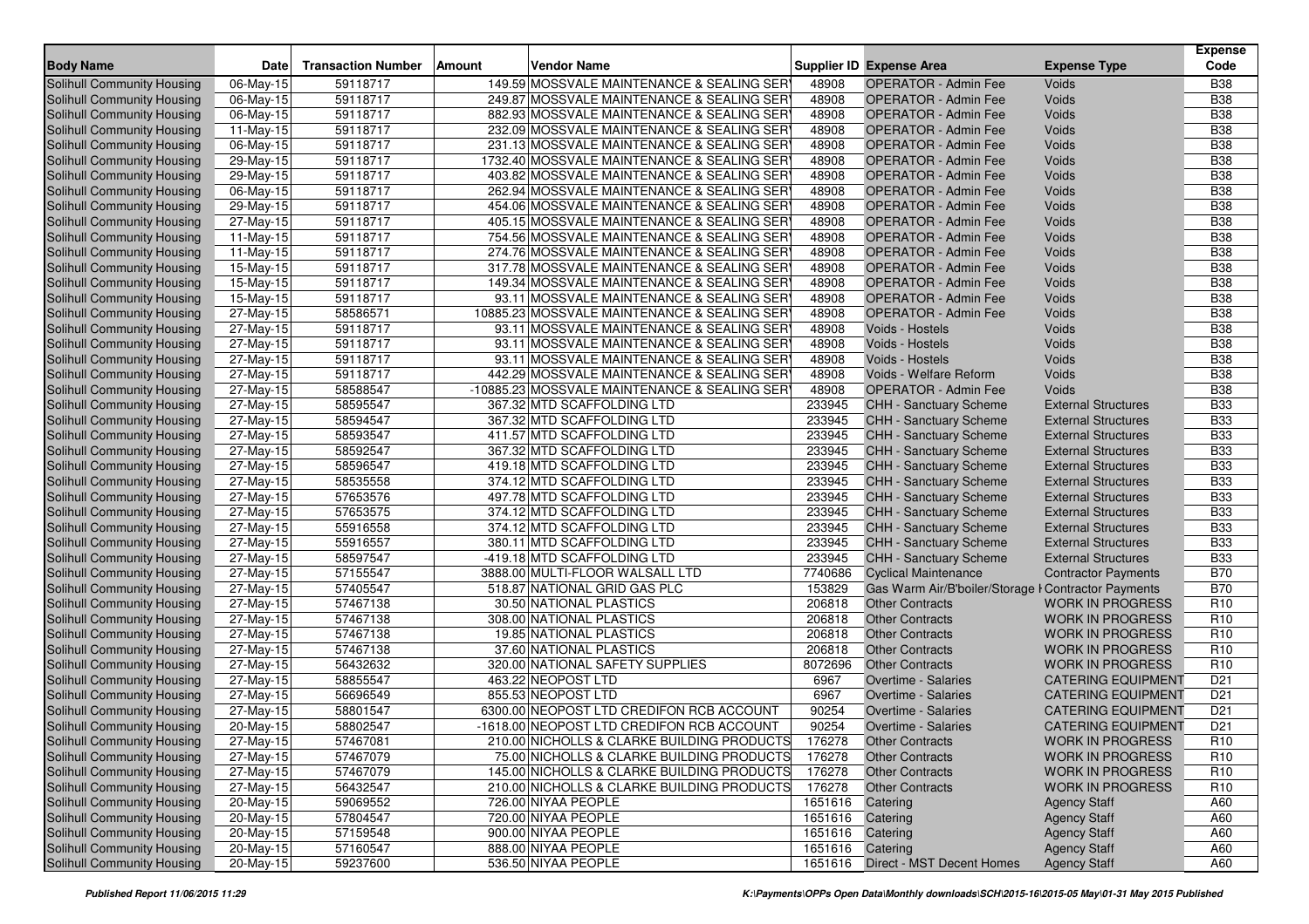| Body Name | Date | Transaction Number | Amount | Vendor Name | Supplier ID | Expense Area | Expense Type | Expense Code |
|---|---|---|---|---|---|---|---|---|
| Solihull Community Housing | 06-May-15 | 59118717 | 149.59 | MOSSVALE MAINTENANCE & SEALING SER | 48908 | OPERATOR - Admin Fee | Voids | B38 |
| Solihull Community Housing | 06-May-15 | 59118717 | 249.87 | MOSSVALE MAINTENANCE & SEALING SER | 48908 | OPERATOR - Admin Fee | Voids | B38 |
| Solihull Community Housing | 06-May-15 | 59118717 | 882.93 | MOSSVALE MAINTENANCE & SEALING SER | 48908 | OPERATOR - Admin Fee | Voids | B38 |
| Solihull Community Housing | 11-May-15 | 59118717 | 232.09 | MOSSVALE MAINTENANCE & SEALING SER | 48908 | OPERATOR - Admin Fee | Voids | B38 |
| Solihull Community Housing | 06-May-15 | 59118717 | 231.13 | MOSSVALE MAINTENANCE & SEALING SER | 48908 | OPERATOR - Admin Fee | Voids | B38 |
| Solihull Community Housing | 29-May-15 | 59118717 | 1732.40 | MOSSVALE MAINTENANCE & SEALING SER | 48908 | OPERATOR - Admin Fee | Voids | B38 |
| Solihull Community Housing | 29-May-15 | 59118717 | 403.82 | MOSSVALE MAINTENANCE & SEALING SER | 48908 | OPERATOR - Admin Fee | Voids | B38 |
| Solihull Community Housing | 06-May-15 | 59118717 | 262.94 | MOSSVALE MAINTENANCE & SEALING SER | 48908 | OPERATOR - Admin Fee | Voids | B38 |
| Solihull Community Housing | 29-May-15 | 59118717 | 454.06 | MOSSVALE MAINTENANCE & SEALING SER | 48908 | OPERATOR - Admin Fee | Voids | B38 |
| Solihull Community Housing | 27-May-15 | 59118717 | 405.15 | MOSSVALE MAINTENANCE & SEALING SER | 48908 | OPERATOR - Admin Fee | Voids | B38 |
| Solihull Community Housing | 11-May-15 | 59118717 | 754.56 | MOSSVALE MAINTENANCE & SEALING SER | 48908 | OPERATOR - Admin Fee | Voids | B38 |
| Solihull Community Housing | 11-May-15 | 59118717 | 274.76 | MOSSVALE MAINTENANCE & SEALING SER | 48908 | OPERATOR - Admin Fee | Voids | B38 |
| Solihull Community Housing | 15-May-15 | 59118717 | 317.78 | MOSSVALE MAINTENANCE & SEALING SER | 48908 | OPERATOR - Admin Fee | Voids | B38 |
| Solihull Community Housing | 15-May-15 | 59118717 | 149.34 | MOSSVALE MAINTENANCE & SEALING SER | 48908 | OPERATOR - Admin Fee | Voids | B38 |
| Solihull Community Housing | 15-May-15 | 59118717 | 93.11 | MOSSVALE MAINTENANCE & SEALING SER | 48908 | OPERATOR - Admin Fee | Voids | B38 |
| Solihull Community Housing | 27-May-15 | 58586571 | 10885.23 | MOSSVALE MAINTENANCE & SEALING SER | 48908 | OPERATOR - Admin Fee | Voids | B38 |
| Solihull Community Housing | 27-May-15 | 59118717 | 93.11 | MOSSVALE MAINTENANCE & SEALING SER | 48908 | Voids - Hostels | Voids | B38 |
| Solihull Community Housing | 27-May-15 | 59118717 | 93.11 | MOSSVALE MAINTENANCE & SEALING SER | 48908 | Voids - Hostels | Voids | B38 |
| Solihull Community Housing | 27-May-15 | 59118717 | 93.11 | MOSSVALE MAINTENANCE & SEALING SER | 48908 | Voids - Hostels | Voids | B38 |
| Solihull Community Housing | 27-May-15 | 59118717 | 442.29 | MOSSVALE MAINTENANCE & SEALING SER | 48908 | Voids - Welfare Reform | Voids | B38 |
| Solihull Community Housing | 27-May-15 | 58588547 | -10885.23 | MOSSVALE MAINTENANCE & SEALING SER | 48908 | OPERATOR - Admin Fee | Voids | B38 |
| Solihull Community Housing | 27-May-15 | 58595547 | 367.32 | MTD SCAFFOLDING LTD | 233945 | CHH - Sanctuary Scheme | External Structures | B33 |
| Solihull Community Housing | 27-May-15 | 58594547 | 367.32 | MTD SCAFFOLDING LTD | 233945 | CHH - Sanctuary Scheme | External Structures | B33 |
| Solihull Community Housing | 27-May-15 | 58593547 | 411.57 | MTD SCAFFOLDING LTD | 233945 | CHH - Sanctuary Scheme | External Structures | B33 |
| Solihull Community Housing | 27-May-15 | 58592547 | 367.32 | MTD SCAFFOLDING LTD | 233945 | CHH - Sanctuary Scheme | External Structures | B33 |
| Solihull Community Housing | 27-May-15 | 58596547 | 419.18 | MTD SCAFFOLDING LTD | 233945 | CHH - Sanctuary Scheme | External Structures | B33 |
| Solihull Community Housing | 27-May-15 | 58535558 | 374.12 | MTD SCAFFOLDING LTD | 233945 | CHH - Sanctuary Scheme | External Structures | B33 |
| Solihull Community Housing | 27-May-15 | 57653576 | 497.78 | MTD SCAFFOLDING LTD | 233945 | CHH - Sanctuary Scheme | External Structures | B33 |
| Solihull Community Housing | 27-May-15 | 57653575 | 374.12 | MTD SCAFFOLDING LTD | 233945 | CHH - Sanctuary Scheme | External Structures | B33 |
| Solihull Community Housing | 27-May-15 | 55916558 | 374.12 | MTD SCAFFOLDING LTD | 233945 | CHH - Sanctuary Scheme | External Structures | B33 |
| Solihull Community Housing | 27-May-15 | 55916557 | 380.11 | MTD SCAFFOLDING LTD | 233945 | CHH - Sanctuary Scheme | External Structures | B33 |
| Solihull Community Housing | 27-May-15 | 58597547 | -419.18 | MTD SCAFFOLDING LTD | 233945 | CHH - Sanctuary Scheme | External Structures | B33 |
| Solihull Community Housing | 27-May-15 | 57155547 | 3888.00 | MULTI-FLOOR WALSALL LTD | 7740686 | Cyclical Maintenance | Contractor Payments | B70 |
| Solihull Community Housing | 27-May-15 | 57405547 | 518.87 | NATIONAL GRID GAS PLC | 153829 | Gas Warm Air/B'boiler/Storage I | Contractor Payments | B70 |
| Solihull Community Housing | 27-May-15 | 57467138 | 30.50 | NATIONAL PLASTICS | 206818 | Other Contracts | WORK IN PROGRESS | R10 |
| Solihull Community Housing | 27-May-15 | 57467138 | 308.00 | NATIONAL PLASTICS | 206818 | Other Contracts | WORK IN PROGRESS | R10 |
| Solihull Community Housing | 27-May-15 | 57467138 | 19.85 | NATIONAL PLASTICS | 206818 | Other Contracts | WORK IN PROGRESS | R10 |
| Solihull Community Housing | 27-May-15 | 57467138 | 37.60 | NATIONAL PLASTICS | 206818 | Other Contracts | WORK IN PROGRESS | R10 |
| Solihull Community Housing | 27-May-15 | 56432632 | 320.00 | NATIONAL SAFETY SUPPLIES | 8072696 | Other Contracts | WORK IN PROGRESS | R10 |
| Solihull Community Housing | 27-May-15 | 58855547 | 463.22 | NEOPOST LTD | 6967 | Overtime - Salaries | CATERING EQUIPMENT | D21 |
| Solihull Community Housing | 27-May-15 | 56696549 | 855.53 | NEOPOST LTD | 6967 | Overtime - Salaries | CATERING EQUIPMENT | D21 |
| Solihull Community Housing | 27-May-15 | 58801547 | 6300.00 | NEOPOST LTD CREDIFON RCB ACCOUNT | 90254 | Overtime - Salaries | CATERING EQUIPMENT | D21 |
| Solihull Community Housing | 20-May-15 | 58802547 | -1618.00 | NEOPOST LTD CREDIFON RCB ACCOUNT | 90254 | Overtime - Salaries | CATERING EQUIPMENT | D21 |
| Solihull Community Housing | 27-May-15 | 57467081 | 210.00 | NICHOLLS & CLARKE BUILDING PRODUCTS | 176278 | Other Contracts | WORK IN PROGRESS | R10 |
| Solihull Community Housing | 27-May-15 | 57467079 | 75.00 | NICHOLLS & CLARKE BUILDING PRODUCTS | 176278 | Other Contracts | WORK IN PROGRESS | R10 |
| Solihull Community Housing | 27-May-15 | 57467079 | 145.00 | NICHOLLS & CLARKE BUILDING PRODUCTS | 176278 | Other Contracts | WORK IN PROGRESS | R10 |
| Solihull Community Housing | 27-May-15 | 56432547 | 210.00 | NICHOLLS & CLARKE BUILDING PRODUCTS | 176278 | Other Contracts | WORK IN PROGRESS | R10 |
| Solihull Community Housing | 20-May-15 | 59069552 | 726.00 | NIYAA PEOPLE | 1651616 | Catering | Agency Staff | A60 |
| Solihull Community Housing | 20-May-15 | 57804547 | 720.00 | NIYAA PEOPLE | 1651616 | Catering | Agency Staff | A60 |
| Solihull Community Housing | 20-May-15 | 57159548 | 900.00 | NIYAA PEOPLE | 1651616 | Catering | Agency Staff | A60 |
| Solihull Community Housing | 20-May-15 | 57160547 | 888.00 | NIYAA PEOPLE | 1651616 | Catering | Agency Staff | A60 |
| Solihull Community Housing | 20-May-15 | 59237600 | 536.50 | NIYAA PEOPLE | 1651616 | Direct - MST Decent Homes | Agency Staff | A60 |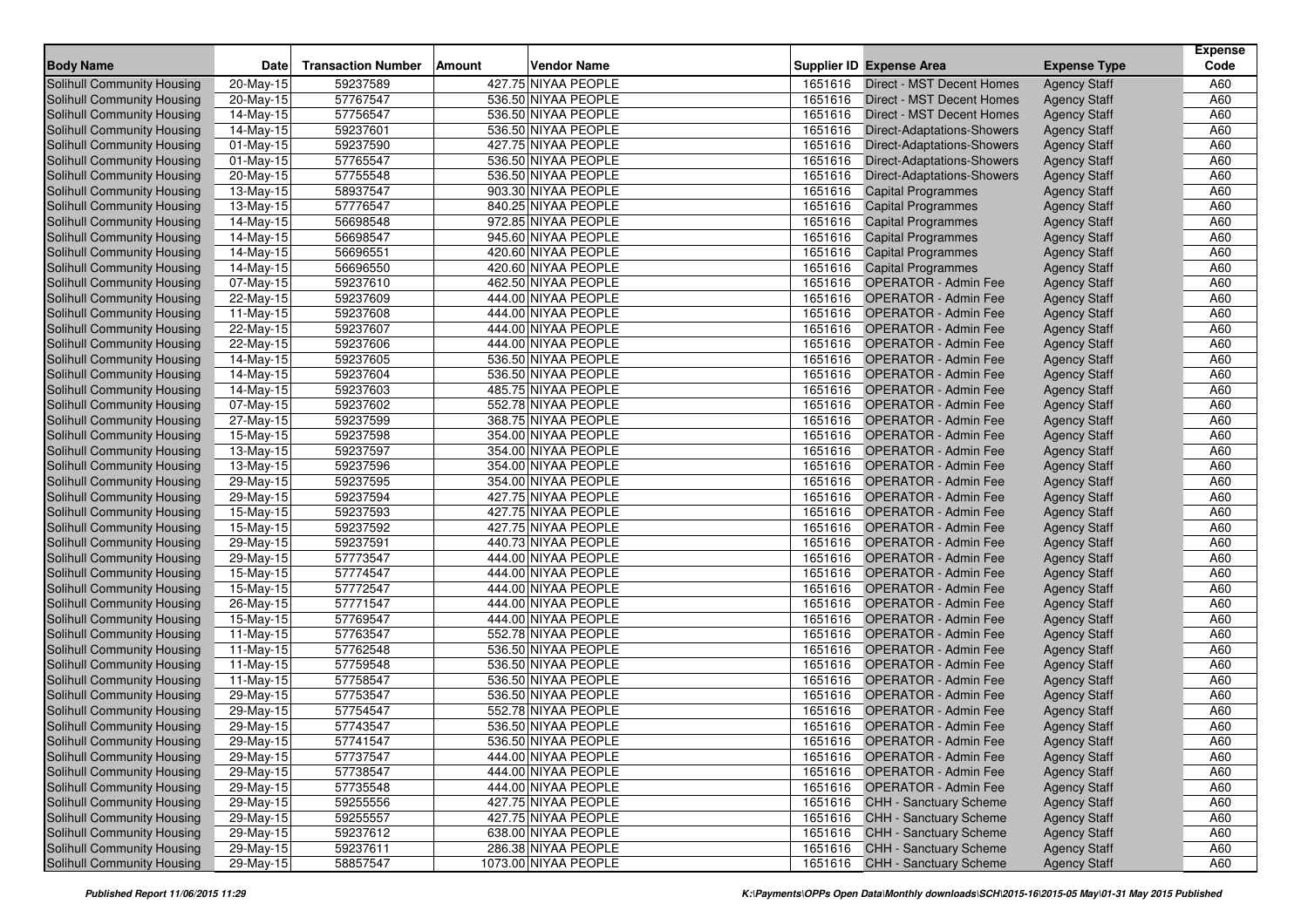| Body Name | Date | Transaction Number | Amount | Vendor Name | Supplier ID | Expense Area | Expense Type | Expense Code |
|---|---|---|---|---|---|---|---|---|
| Solihull Community Housing | 20-May-15 | 59237589 | 427.75 | NIYAA PEOPLE | 1651616 | Direct - MST Decent Homes | Agency Staff | A60 |
| Solihull Community Housing | 20-May-15 | 57767547 | 536.50 | NIYAA PEOPLE | 1651616 | Direct - MST Decent Homes | Agency Staff | A60 |
| Solihull Community Housing | 14-May-15 | 57756547 | 536.50 | NIYAA PEOPLE | 1651616 | Direct - MST Decent Homes | Agency Staff | A60 |
| Solihull Community Housing | 14-May-15 | 59237601 | 536.50 | NIYAA PEOPLE | 1651616 | Direct-Adaptations-Showers | Agency Staff | A60 |
| Solihull Community Housing | 01-May-15 | 59237590 | 427.75 | NIYAA PEOPLE | 1651616 | Direct-Adaptations-Showers | Agency Staff | A60 |
| Solihull Community Housing | 01-May-15 | 57765547 | 536.50 | NIYAA PEOPLE | 1651616 | Direct-Adaptations-Showers | Agency Staff | A60 |
| Solihull Community Housing | 20-May-15 | 57755548 | 536.50 | NIYAA PEOPLE | 1651616 | Direct-Adaptations-Showers | Agency Staff | A60 |
| Solihull Community Housing | 13-May-15 | 58937547 | 903.30 | NIYAA PEOPLE | 1651616 | Capital Programmes | Agency Staff | A60 |
| Solihull Community Housing | 13-May-15 | 57776547 | 840.25 | NIYAA PEOPLE | 1651616 | Capital Programmes | Agency Staff | A60 |
| Solihull Community Housing | 14-May-15 | 56698548 | 972.85 | NIYAA PEOPLE | 1651616 | Capital Programmes | Agency Staff | A60 |
| Solihull Community Housing | 14-May-15 | 56698547 | 945.60 | NIYAA PEOPLE | 1651616 | Capital Programmes | Agency Staff | A60 |
| Solihull Community Housing | 14-May-15 | 56696551 | 420.60 | NIYAA PEOPLE | 1651616 | Capital Programmes | Agency Staff | A60 |
| Solihull Community Housing | 14-May-15 | 56696550 | 420.60 | NIYAA PEOPLE | 1651616 | Capital Programmes | Agency Staff | A60 |
| Solihull Community Housing | 07-May-15 | 59237610 | 462.50 | NIYAA PEOPLE | 1651616 | OPERATOR - Admin Fee | Agency Staff | A60 |
| Solihull Community Housing | 22-May-15 | 59237609 | 444.00 | NIYAA PEOPLE | 1651616 | OPERATOR - Admin Fee | Agency Staff | A60 |
| Solihull Community Housing | 11-May-15 | 59237608 | 444.00 | NIYAA PEOPLE | 1651616 | OPERATOR - Admin Fee | Agency Staff | A60 |
| Solihull Community Housing | 22-May-15 | 59237607 | 444.00 | NIYAA PEOPLE | 1651616 | OPERATOR - Admin Fee | Agency Staff | A60 |
| Solihull Community Housing | 22-May-15 | 59237606 | 444.00 | NIYAA PEOPLE | 1651616 | OPERATOR - Admin Fee | Agency Staff | A60 |
| Solihull Community Housing | 14-May-15 | 59237605 | 536.50 | NIYAA PEOPLE | 1651616 | OPERATOR - Admin Fee | Agency Staff | A60 |
| Solihull Community Housing | 14-May-15 | 59237604 | 536.50 | NIYAA PEOPLE | 1651616 | OPERATOR - Admin Fee | Agency Staff | A60 |
| Solihull Community Housing | 14-May-15 | 59237603 | 485.75 | NIYAA PEOPLE | 1651616 | OPERATOR - Admin Fee | Agency Staff | A60 |
| Solihull Community Housing | 07-May-15 | 59237602 | 552.78 | NIYAA PEOPLE | 1651616 | OPERATOR - Admin Fee | Agency Staff | A60 |
| Solihull Community Housing | 27-May-15 | 59237599 | 368.75 | NIYAA PEOPLE | 1651616 | OPERATOR - Admin Fee | Agency Staff | A60 |
| Solihull Community Housing | 15-May-15 | 59237598 | 354.00 | NIYAA PEOPLE | 1651616 | OPERATOR - Admin Fee | Agency Staff | A60 |
| Solihull Community Housing | 13-May-15 | 59237597 | 354.00 | NIYAA PEOPLE | 1651616 | OPERATOR - Admin Fee | Agency Staff | A60 |
| Solihull Community Housing | 13-May-15 | 59237596 | 354.00 | NIYAA PEOPLE | 1651616 | OPERATOR - Admin Fee | Agency Staff | A60 |
| Solihull Community Housing | 29-May-15 | 59237595 | 354.00 | NIYAA PEOPLE | 1651616 | OPERATOR - Admin Fee | Agency Staff | A60 |
| Solihull Community Housing | 29-May-15 | 59237594 | 427.75 | NIYAA PEOPLE | 1651616 | OPERATOR - Admin Fee | Agency Staff | A60 |
| Solihull Community Housing | 15-May-15 | 59237593 | 427.75 | NIYAA PEOPLE | 1651616 | OPERATOR - Admin Fee | Agency Staff | A60 |
| Solihull Community Housing | 15-May-15 | 59237592 | 427.75 | NIYAA PEOPLE | 1651616 | OPERATOR - Admin Fee | Agency Staff | A60 |
| Solihull Community Housing | 29-May-15 | 59237591 | 440.73 | NIYAA PEOPLE | 1651616 | OPERATOR - Admin Fee | Agency Staff | A60 |
| Solihull Community Housing | 29-May-15 | 57773547 | 444.00 | NIYAA PEOPLE | 1651616 | OPERATOR - Admin Fee | Agency Staff | A60 |
| Solihull Community Housing | 15-May-15 | 57774547 | 444.00 | NIYAA PEOPLE | 1651616 | OPERATOR - Admin Fee | Agency Staff | A60 |
| Solihull Community Housing | 15-May-15 | 57772547 | 444.00 | NIYAA PEOPLE | 1651616 | OPERATOR - Admin Fee | Agency Staff | A60 |
| Solihull Community Housing | 26-May-15 | 57771547 | 444.00 | NIYAA PEOPLE | 1651616 | OPERATOR - Admin Fee | Agency Staff | A60 |
| Solihull Community Housing | 15-May-15 | 57769547 | 444.00 | NIYAA PEOPLE | 1651616 | OPERATOR - Admin Fee | Agency Staff | A60 |
| Solihull Community Housing | 11-May-15 | 57763547 | 552.78 | NIYAA PEOPLE | 1651616 | OPERATOR - Admin Fee | Agency Staff | A60 |
| Solihull Community Housing | 11-May-15 | 57762548 | 536.50 | NIYAA PEOPLE | 1651616 | OPERATOR - Admin Fee | Agency Staff | A60 |
| Solihull Community Housing | 11-May-15 | 57759548 | 536.50 | NIYAA PEOPLE | 1651616 | OPERATOR - Admin Fee | Agency Staff | A60 |
| Solihull Community Housing | 11-May-15 | 57758547 | 536.50 | NIYAA PEOPLE | 1651616 | OPERATOR - Admin Fee | Agency Staff | A60 |
| Solihull Community Housing | 29-May-15 | 57753547 | 536.50 | NIYAA PEOPLE | 1651616 | OPERATOR - Admin Fee | Agency Staff | A60 |
| Solihull Community Housing | 29-May-15 | 57754547 | 552.78 | NIYAA PEOPLE | 1651616 | OPERATOR - Admin Fee | Agency Staff | A60 |
| Solihull Community Housing | 29-May-15 | 57743547 | 536.50 | NIYAA PEOPLE | 1651616 | OPERATOR - Admin Fee | Agency Staff | A60 |
| Solihull Community Housing | 29-May-15 | 57741547 | 536.50 | NIYAA PEOPLE | 1651616 | OPERATOR - Admin Fee | Agency Staff | A60 |
| Solihull Community Housing | 29-May-15 | 57737547 | 444.00 | NIYAA PEOPLE | 1651616 | OPERATOR - Admin Fee | Agency Staff | A60 |
| Solihull Community Housing | 29-May-15 | 57738547 | 444.00 | NIYAA PEOPLE | 1651616 | OPERATOR - Admin Fee | Agency Staff | A60 |
| Solihull Community Housing | 29-May-15 | 57735548 | 444.00 | NIYAA PEOPLE | 1651616 | OPERATOR - Admin Fee | Agency Staff | A60 |
| Solihull Community Housing | 29-May-15 | 59255556 | 427.75 | NIYAA PEOPLE | 1651616 | CHH - Sanctuary Scheme | Agency Staff | A60 |
| Solihull Community Housing | 29-May-15 | 59255557 | 427.75 | NIYAA PEOPLE | 1651616 | CHH - Sanctuary Scheme | Agency Staff | A60 |
| Solihull Community Housing | 29-May-15 | 59237612 | 638.00 | NIYAA PEOPLE | 1651616 | CHH - Sanctuary Scheme | Agency Staff | A60 |
| Solihull Community Housing | 29-May-15 | 59237611 | 286.38 | NIYAA PEOPLE | 1651616 | CHH - Sanctuary Scheme | Agency Staff | A60 |
| Solihull Community Housing | 29-May-15 | 58857547 | 1073.00 | NIYAA PEOPLE | 1651616 | CHH - Sanctuary Scheme | Agency Staff | A60 |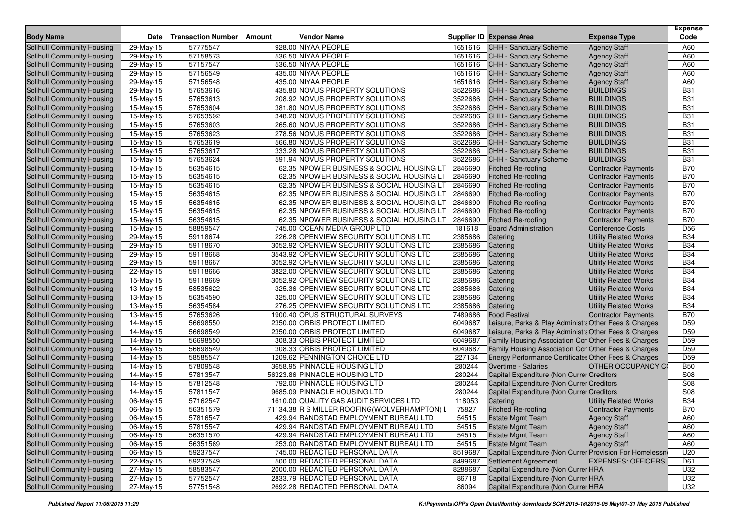| Body Name | Date | Transaction Number | Amount | Vendor Name | Supplier ID | Expense Area | Expense Type | Expense Code |
|---|---|---|---|---|---|---|---|---|
| Solihull Community Housing | 29-May-15 | 57775547 | 928.00 | NIYAA PEOPLE | 1651616 | CHH - Sanctuary Scheme | Agency Staff | A60 |
| Solihull Community Housing | 29-May-15 | 57158573 | 536.50 | NIYAA PEOPLE | 1651616 | CHH - Sanctuary Scheme | Agency Staff | A60 |
| Solihull Community Housing | 29-May-15 | 57157547 | 536.50 | NIYAA PEOPLE | 1651616 | CHH - Sanctuary Scheme | Agency Staff | A60 |
| Solihull Community Housing | 29-May-15 | 57156549 | 435.00 | NIYAA PEOPLE | 1651616 | CHH - Sanctuary Scheme | Agency Staff | A60 |
| Solihull Community Housing | 29-May-15 | 57156548 | 435.00 | NIYAA PEOPLE | 1651616 | CHH - Sanctuary Scheme | Agency Staff | A60 |
| Solihull Community Housing | 29-May-15 | 57653616 | 435.80 | NOVUS PROPERTY SOLUTIONS | 3522686 | CHH - Sanctuary Scheme | BUILDINGS | B31 |
| Solihull Community Housing | 15-May-15 | 57653613 | 208.92 | NOVUS PROPERTY SOLUTIONS | 3522686 | CHH - Sanctuary Scheme | BUILDINGS | B31 |
| Solihull Community Housing | 15-May-15 | 57653604 | 381.80 | NOVUS PROPERTY SOLUTIONS | 3522686 | CHH - Sanctuary Scheme | BUILDINGS | B31 |
| Solihull Community Housing | 15-May-15 | 57653592 | 348.20 | NOVUS PROPERTY SOLUTIONS | 3522686 | CHH - Sanctuary Scheme | BUILDINGS | B31 |
| Solihull Community Housing | 15-May-15 | 57653603 | 265.60 | NOVUS PROPERTY SOLUTIONS | 3522686 | CHH - Sanctuary Scheme | BUILDINGS | B31 |
| Solihull Community Housing | 15-May-15 | 57653623 | 278.56 | NOVUS PROPERTY SOLUTIONS | 3522686 | CHH - Sanctuary Scheme | BUILDINGS | B31 |
| Solihull Community Housing | 15-May-15 | 57653619 | 566.80 | NOVUS PROPERTY SOLUTIONS | 3522686 | CHH - Sanctuary Scheme | BUILDINGS | B31 |
| Solihull Community Housing | 15-May-15 | 57653617 | 333.28 | NOVUS PROPERTY SOLUTIONS | 3522686 | CHH - Sanctuary Scheme | BUILDINGS | B31 |
| Solihull Community Housing | 15-May-15 | 57653624 | 591.94 | NOVUS PROPERTY SOLUTIONS | 3522686 | CHH - Sanctuary Scheme | BUILDINGS | B31 |
| Solihull Community Housing | 15-May-15 | 56354615 | 62.35 | NPOWER BUSINESS & SOCIAL HOUSING LT | 2846690 | Pitched Re-roofing | Contractor Payments | B70 |
| Solihull Community Housing | 15-May-15 | 56354615 | 62.35 | NPOWER BUSINESS & SOCIAL HOUSING LT | 2846690 | Pitched Re-roofing | Contractor Payments | B70 |
| Solihull Community Housing | 15-May-15 | 56354615 | 62.35 | NPOWER BUSINESS & SOCIAL HOUSING LT | 2846690 | Pitched Re-roofing | Contractor Payments | B70 |
| Solihull Community Housing | 15-May-15 | 56354615 | 62.35 | NPOWER BUSINESS & SOCIAL HOUSING LT | 2846690 | Pitched Re-roofing | Contractor Payments | B70 |
| Solihull Community Housing | 15-May-15 | 56354615 | 62.35 | NPOWER BUSINESS & SOCIAL HOUSING LT | 2846690 | Pitched Re-roofing | Contractor Payments | B70 |
| Solihull Community Housing | 15-May-15 | 56354615 | 62.35 | NPOWER BUSINESS & SOCIAL HOUSING LT | 2846690 | Pitched Re-roofing | Contractor Payments | B70 |
| Solihull Community Housing | 15-May-15 | 56354615 | 62.35 | NPOWER BUSINESS & SOCIAL HOUSING LT | 2846690 | Pitched Re-roofing | Contractor Payments | B70 |
| Solihull Community Housing | 15-May-15 | 58859547 | 745.00 | OCEAN MEDIA GROUP LTD | 181618 | Board Administration | Conference Costs | D56 |
| Solihull Community Housing | 29-May-15 | 59118674 | 226.28 | OPENVIEW SECURITY SOLUTIONS LTD | 2385686 | Catering | Utility Related Works | B34 |
| Solihull Community Housing | 29-May-15 | 59118670 | 3052.92 | OPENVIEW SECURITY SOLUTIONS LTD | 2385686 | Catering | Utility Related Works | B34 |
| Solihull Community Housing | 29-May-15 | 59118668 | 3543.92 | OPENVIEW SECURITY SOLUTIONS LTD | 2385686 | Catering | Utility Related Works | B34 |
| Solihull Community Housing | 29-May-15 | 59118667 | 3052.92 | OPENVIEW SECURITY SOLUTIONS LTD | 2385686 | Catering | Utility Related Works | B34 |
| Solihull Community Housing | 22-May-15 | 59118666 | 3822.00 | OPENVIEW SECURITY SOLUTIONS LTD | 2385686 | Catering | Utility Related Works | B34 |
| Solihull Community Housing | 15-May-15 | 59118669 | 3052.92 | OPENVIEW SECURITY SOLUTIONS LTD | 2385686 | Catering | Utility Related Works | B34 |
| Solihull Community Housing | 13-May-15 | 58535622 | 325.36 | OPENVIEW SECURITY SOLUTIONS LTD | 2385686 | Catering | Utility Related Works | B34 |
| Solihull Community Housing | 13-May-15 | 56354590 | 325.00 | OPENVIEW SECURITY SOLUTIONS LTD | 2385686 | Catering | Utility Related Works | B34 |
| Solihull Community Housing | 13-May-15 | 56354584 | 276.25 | OPENVIEW SECURITY SOLUTIONS LTD | 2385686 | Catering | Utility Related Works | B34 |
| Solihull Community Housing | 13-May-15 | 57653626 | 1900.40 | OPUS STRUCTURAL SURVEYS | 7489686 | Food Festival | Contractor Payments | B70 |
| Solihull Community Housing | 14-May-15 | 56698550 | 2350.00 | ORBIS PROTECT LIMITED | 6049687 | Leisure, Parks & Play Administra | Other Fees & Charges | D59 |
| Solihull Community Housing | 14-May-15 | 56698549 | 2350.00 | ORBIS PROTECT LIMITED | 6049687 | Leisure, Parks & Play Administra | Other Fees & Charges | D59 |
| Solihull Community Housing | 14-May-15 | 56698550 | 308.33 | ORBIS PROTECT LIMITED | 6049687 | Family Housing Association Con | Other Fees & Charges | D59 |
| Solihull Community Housing | 14-May-15 | 56698549 | 308.33 | ORBIS PROTECT LIMITED | 6049687 | Family Housing Association Con | Other Fees & Charges | D59 |
| Solihull Community Housing | 14-May-15 | 58585547 | 1209.62 | PENNINGTON CHOICE LTD | 227134 | Energy Performance Certificates | Other Fees & Charges | D59 |
| Solihull Community Housing | 14-May-15 | 57809548 | 3658.95 | PINNACLE HOUSING LTD | 280244 | Overtime - Salaries | OTHER OCCUPANCY C | B50 |
| Solihull Community Housing | 14-May-15 | 57813547 | 56323.86 | PINNACLE HOUSING LTD | 280244 | Capital Expenditure (Non Currer | Creditors | S08 |
| Solihull Community Housing | 14-May-15 | 57812548 | 792.00 | PINNACLE HOUSING LTD | 280244 | Capital Expenditure (Non Currer | Creditors | S08 |
| Solihull Community Housing | 14-May-15 | 57811547 | 9685.09 | PINNACLE HOUSING LTD | 280244 | Capital Expenditure (Non Currer | Creditors | S08 |
| Solihull Community Housing | 06-May-15 | 57162547 | 1610.00 | QUALITY GAS AUDIT SERVICES LTD | 118053 | Catering | Utility Related Works | B34 |
| Solihull Community Housing | 06-May-15 | 56351579 | 71134.38 | R S MILLER ROOFING(WOLVERHAMPTON) | 75827 | Pitched Re-roofing | Contractor Payments | B70 |
| Solihull Community Housing | 06-May-15 | 57816547 | 429.94 | RANDSTAD EMPLOYMENT BUREAU LTD | 54515 | Estate Mgmt Team | Agency Staff | A60 |
| Solihull Community Housing | 06-May-15 | 57815547 | 429.94 | RANDSTAD EMPLOYMENT BUREAU LTD | 54515 | Estate Mgmt Team | Agency Staff | A60 |
| Solihull Community Housing | 06-May-15 | 56351570 | 429.94 | RANDSTAD EMPLOYMENT BUREAU LTD | 54515 | Estate Mgmt Team | Agency Staff | A60 |
| Solihull Community Housing | 06-May-15 | 56351569 | 253.00 | RANDSTAD EMPLOYMENT BUREAU LTD | 54515 | Estate Mgmt Team | Agency Staff | A60 |
| Solihull Community Housing | 06-May-15 | 59237547 | 745.00 | REDACTED PERSONAL DATA | 8519687 | Capital Expenditure (Non Currer | Provision For Homelessn | U20 |
| Solihull Community Housing | 22-May-15 | 59237549 | 500.00 | REDACTED PERSONAL DATA | 8499687 | Settlement Agreement | EXPENSES: OFFICERS | D61 |
| Solihull Community Housing | 27-May-15 | 58583547 | 2000.00 | REDACTED PERSONAL DATA | 8288687 | Capital Expenditure (Non Currer | HRA | U32 |
| Solihull Community Housing | 27-May-15 | 57752547 | 2833.79 | REDACTED PERSONAL DATA | 86718 | Capital Expenditure (Non Currer | HRA | U32 |
| Solihull Community Housing | 27-May-15 | 57751548 | 2692.28 | REDACTED PERSONAL DATA | 86094 | Capital Expenditure (Non Currer | HRA | U32 |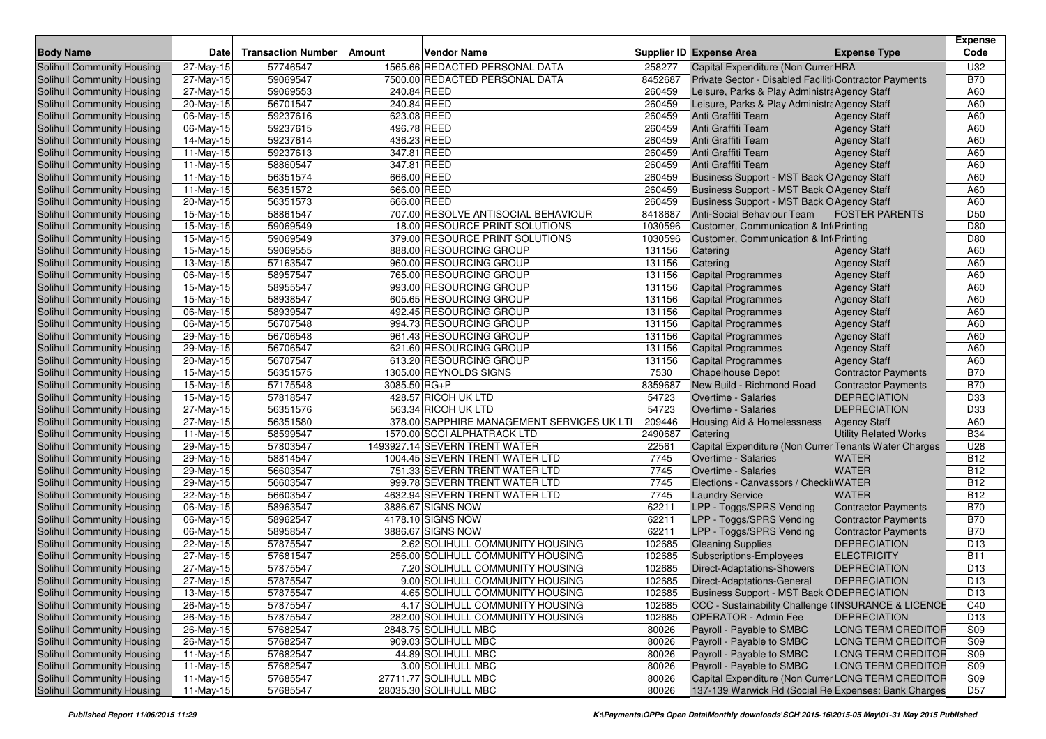| Body Name | Date | Transaction Number | Amount | Vendor Name | Supplier ID | Expense Area | Expense Type | Expense Code |
|---|---|---|---|---|---|---|---|---|
| Solihull Community Housing | 27-May-15 | 57746547 | 1565.66 | REDACTED PERSONAL DATA | 258277 | Capital Expenditure (Non Currer HRA | | U32 |
| Solihull Community Housing | 27-May-15 | 59069547 | 7500.00 | REDACTED PERSONAL DATA | 8452687 | Private Sector - Disabled Faciliti Contractor Payments | | B70 |
| Solihull Community Housing | 27-May-15 | 59069553 | 240.84 | REED | 260459 | Leisure, Parks & Play Administra Agency Staff | | A60 |
| Solihull Community Housing | 20-May-15 | 56701547 | 240.84 | REED | 260459 | Leisure, Parks & Play Administra Agency Staff | | A60 |
| Solihull Community Housing | 06-May-15 | 59237616 | 623.08 | REED | 260459 | Anti Graffiti Team | Agency Staff | A60 |
| Solihull Community Housing | 06-May-15 | 59237615 | 496.78 | REED | 260459 | Anti Graffiti Team | Agency Staff | A60 |
| Solihull Community Housing | 14-May-15 | 59237614 | 436.23 | REED | 260459 | Anti Graffiti Team | Agency Staff | A60 |
| Solihull Community Housing | 11-May-15 | 59237613 | 347.81 | REED | 260459 | Anti Graffiti Team | Agency Staff | A60 |
| Solihull Community Housing | 11-May-15 | 58860547 | 347.81 | REED | 260459 | Anti Graffiti Team | Agency Staff | A60 |
| Solihull Community Housing | 11-May-15 | 56351574 | 666.00 | REED | 260459 | Business Support - MST Back O Agency Staff | | A60 |
| Solihull Community Housing | 11-May-15 | 56351572 | 666.00 | REED | 260459 | Business Support - MST Back O Agency Staff | | A60 |
| Solihull Community Housing | 20-May-15 | 56351573 | 666.00 | REED | 260459 | Business Support - MST Back O Agency Staff | | A60 |
| Solihull Community Housing | 15-May-15 | 58861547 | 707.00 | RESOLVE ANTISOCIAL BEHAVIOUR | 8418687 | Anti-Social Behaviour Team | FOSTER PARENTS | D50 |
| Solihull Community Housing | 15-May-15 | 59069549 | 18.00 | RESOURCE PRINT SOLUTIONS | 1030596 | Customer, Communication & Inf Printing | | D80 |
| Solihull Community Housing | 15-May-15 | 59069549 | 379.00 | RESOURCE PRINT SOLUTIONS | 1030596 | Customer, Communication & Inf Printing | | D80 |
| Solihull Community Housing | 15-May-15 | 59069555 | 888.00 | RESOURCING GROUP | 131156 | Catering | Agency Staff | A60 |
| Solihull Community Housing | 13-May-15 | 57163547 | 960.00 | RESOURCING GROUP | 131156 | Catering | Agency Staff | A60 |
| Solihull Community Housing | 06-May-15 | 58957547 | 765.00 | RESOURCING GROUP | 131156 | Capital Programmes | Agency Staff | A60 |
| Solihull Community Housing | 15-May-15 | 58955547 | 993.00 | RESOURCING GROUP | 131156 | Capital Programmes | Agency Staff | A60 |
| Solihull Community Housing | 15-May-15 | 58938547 | 605.65 | RESOURCING GROUP | 131156 | Capital Programmes | Agency Staff | A60 |
| Solihull Community Housing | 06-May-15 | 58939547 | 492.45 | RESOURCING GROUP | 131156 | Capital Programmes | Agency Staff | A60 |
| Solihull Community Housing | 06-May-15 | 56707548 | 994.73 | RESOURCING GROUP | 131156 | Capital Programmes | Agency Staff | A60 |
| Solihull Community Housing | 29-May-15 | 56706548 | 961.43 | RESOURCING GROUP | 131156 | Capital Programmes | Agency Staff | A60 |
| Solihull Community Housing | 29-May-15 | 56706547 | 621.60 | RESOURCING GROUP | 131156 | Capital Programmes | Agency Staff | A60 |
| Solihull Community Housing | 20-May-15 | 56707547 | 613.20 | RESOURCING GROUP | 131156 | Capital Programmes | Agency Staff | A60 |
| Solihull Community Housing | 15-May-15 | 56351575 | 1305.00 | REYNOLDS SIGNS | 7530 | Chapelhouse Depot | Contractor Payments | B70 |
| Solihull Community Housing | 15-May-15 | 57175548 | 3085.50 | RG+P | 8359687 | New Build - Richmond Road | Contractor Payments | B70 |
| Solihull Community Housing | 15-May-15 | 57818547 | 428.57 | RICOH UK LTD | 54723 | Overtime - Salaries | DEPRECIATION | D33 |
| Solihull Community Housing | 27-May-15 | 56351576 | 563.34 | RICOH UK LTD | 54723 | Overtime - Salaries | DEPRECIATION | D33 |
| Solihull Community Housing | 27-May-15 | 56351580 | 378.00 | SAPPHIRE MANAGEMENT SERVICES UK LTI | 209446 | Housing Aid & Homelessness | Agency Staff | A60 |
| Solihull Community Housing | 11-May-15 | 58599547 | 1570.00 | SCCI ALPHATRACK LTD | 2490687 | Catering | Utility Related Works | B34 |
| Solihull Community Housing | 29-May-15 | 57803547 | 1493927.14 | SEVERN TRENT WATER | 22561 | Capital Expenditure (Non Currer Tenants Water Charges | | U28 |
| Solihull Community Housing | 29-May-15 | 58814547 | 1004.45 | SEVERN TRENT WATER LTD | 7745 | Overtime - Salaries | WATER | B12 |
| Solihull Community Housing | 29-May-15 | 56603547 | 751.33 | SEVERN TRENT WATER LTD | 7745 | Overtime - Salaries | WATER | B12 |
| Solihull Community Housing | 29-May-15 | 56603547 | 999.78 | SEVERN TRENT WATER LTD | 7745 | Elections - Canvassors / Checki WATER | | B12 |
| Solihull Community Housing | 22-May-15 | 56603547 | 4632.94 | SEVERN TRENT WATER LTD | 7745 | Laundry Service | WATER | B12 |
| Solihull Community Housing | 06-May-15 | 58963547 | 3886.67 | SIGNS NOW | 62211 | LPP - Toggs/SPRS Vending | Contractor Payments | B70 |
| Solihull Community Housing | 06-May-15 | 58962547 | 4178.10 | SIGNS NOW | 62211 | LPP - Toggs/SPRS Vending | Contractor Payments | B70 |
| Solihull Community Housing | 06-May-15 | 58958547 | 3886.67 | SIGNS NOW | 62211 | LPP - Toggs/SPRS Vending | Contractor Payments | B70 |
| Solihull Community Housing | 22-May-15 | 57875547 | 2.62 | SOLIHULL COMMUNITY HOUSING | 102685 | Cleaning Supplies | DEPRECIATION | D13 |
| Solihull Community Housing | 27-May-15 | 57681547 | 256.00 | SOLIHULL COMMUNITY HOUSING | 102685 | Subscriptions-Employees | ELECTRICITY | B11 |
| Solihull Community Housing | 27-May-15 | 57875547 | 7.20 | SOLIHULL COMMUNITY HOUSING | 102685 | Direct-Adaptations-Showers | DEPRECIATION | D13 |
| Solihull Community Housing | 27-May-15 | 57875547 | 9.00 | SOLIHULL COMMUNITY HOUSING | 102685 | Direct-Adaptations-General | DEPRECIATION | D13 |
| Solihull Community Housing | 13-May-15 | 57875547 | 4.65 | SOLIHULL COMMUNITY HOUSING | 102685 | Business Support - MST Back O DEPRECIATION | | D13 |
| Solihull Community Housing | 26-May-15 | 57875547 | 4.17 | SOLIHULL COMMUNITY HOUSING | 102685 | CCC - Sustainability Challenge ( INSURANCE & LICENCE | | C40 |
| Solihull Community Housing | 26-May-15 | 57875547 | 282.00 | SOLIHULL COMMUNITY HOUSING | 102685 | OPERATOR - Admin Fee | DEPRECIATION | D13 |
| Solihull Community Housing | 26-May-15 | 57682547 | 2848.75 | SOLIHULL MBC | 80026 | Payroll - Payable to SMBC | LONG TERM CREDITOR | S09 |
| Solihull Community Housing | 26-May-15 | 57682547 | 909.03 | SOLIHULL MBC | 80026 | Payroll - Payable to SMBC | LONG TERM CREDITOR | S09 |
| Solihull Community Housing | 11-May-15 | 57682547 | 44.89 | SOLIHULL MBC | 80026 | Payroll - Payable to SMBC | LONG TERM CREDITOR | S09 |
| Solihull Community Housing | 11-May-15 | 57682547 | 3.00 | SOLIHULL MBC | 80026 | Payroll - Payable to SMBC | LONG TERM CREDITOR | S09 |
| Solihull Community Housing | 11-May-15 | 57685547 | 27711.77 | SOLIHULL MBC | 80026 | Capital Expenditure (Non Currer LONG TERM CREDITOR | | S09 |
| Solihull Community Housing | 11-May-15 | 57685547 | 28035.30 | SOLIHULL MBC | 80026 | 137-139 Warwick Rd (Social Re Expenses: Bank Charges | | D57 |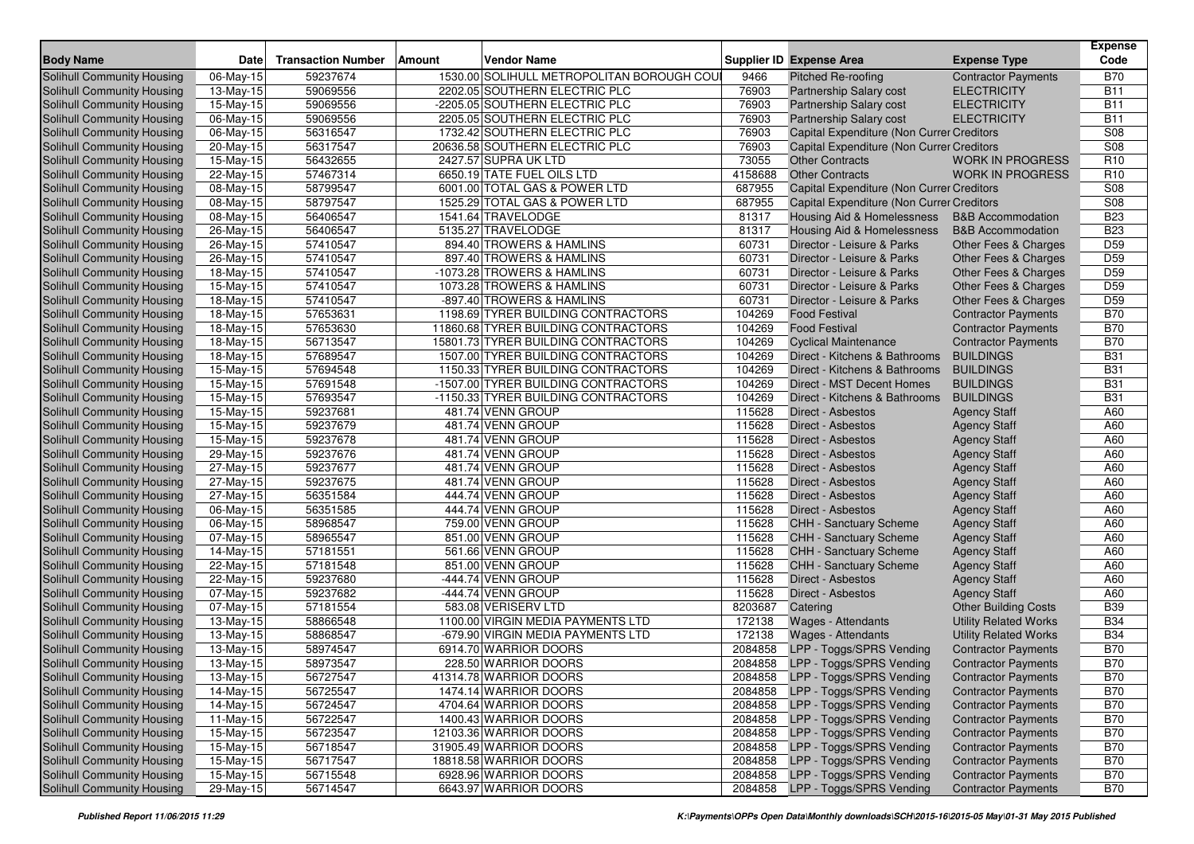| Body Name | Date | Transaction Number | Amount | Vendor Name | Supplier ID | Expense Area | Expense Type | Expense Code |
|---|---|---|---|---|---|---|---|---|
| Solihull Community Housing | 06-May-15 | 59237674 | 1530.00 | SOLIHULL METROPOLITAN BOROUGH COU | 9466 | Pitched Re-roofing | Contractor Payments | B70 |
| Solihull Community Housing | 13-May-15 | 59069556 | 2202.05 | SOUTHERN ELECTRIC PLC | 76903 | Partnership Salary cost | ELECTRICITY | B11 |
| Solihull Community Housing | 15-May-15 | 59069556 | -2205.05 | SOUTHERN ELECTRIC PLC | 76903 | Partnership Salary cost | ELECTRICITY | B11 |
| Solihull Community Housing | 06-May-15 | 59069556 | 2205.05 | SOUTHERN ELECTRIC PLC | 76903 | Partnership Salary cost | ELECTRICITY | B11 |
| Solihull Community Housing | 06-May-15 | 56316547 | 1732.42 | SOUTHERN ELECTRIC PLC | 76903 | Capital Expenditure (Non Curren Creditors | | S08 |
| Solihull Community Housing | 20-May-15 | 56317547 | 20636.58 | SOUTHERN ELECTRIC PLC | 76903 | Capital Expenditure (Non Curren Creditors | | S08 |
| Solihull Community Housing | 15-May-15 | 56432655 | 2427.57 | SUPRA UK LTD | 73055 | Other Contracts | WORK IN PROGRESS | R10 |
| Solihull Community Housing | 22-May-15 | 57467314 | 6650.19 | TATE FUEL OILS LTD | 4158688 | Other Contracts | WORK IN PROGRESS | R10 |
| Solihull Community Housing | 08-May-15 | 58799547 | 6001.00 | TOTAL GAS & POWER LTD | 687955 | Capital Expenditure (Non Curren Creditors | | S08 |
| Solihull Community Housing | 08-May-15 | 58797547 | 1525.29 | TOTAL GAS & POWER LTD | 687955 | Capital Expenditure (Non Curren Creditors | | S08 |
| Solihull Community Housing | 08-May-15 | 56406547 | 1541.64 | TRAVELODGE | 81317 | Housing Aid & Homelessness | B&B Accommodation | B23 |
| Solihull Community Housing | 26-May-15 | 56406547 | 5135.27 | TRAVELODGE | 81317 | Housing Aid & Homelessness | B&B Accommodation | B23 |
| Solihull Community Housing | 26-May-15 | 57410547 | 894.40 | TROWERS & HAMLINS | 60731 | Director - Leisure & Parks | Other Fees & Charges | D59 |
| Solihull Community Housing | 26-May-15 | 57410547 | 897.40 | TROWERS & HAMLINS | 60731 | Director - Leisure & Parks | Other Fees & Charges | D59 |
| Solihull Community Housing | 18-May-15 | 57410547 | -1073.28 | TROWERS & HAMLINS | 60731 | Director - Leisure & Parks | Other Fees & Charges | D59 |
| Solihull Community Housing | 15-May-15 | 57410547 | 1073.28 | TROWERS & HAMLINS | 60731 | Director - Leisure & Parks | Other Fees & Charges | D59 |
| Solihull Community Housing | 18-May-15 | 57410547 | -897.40 | TROWERS & HAMLINS | 60731 | Director - Leisure & Parks | Other Fees & Charges | D59 |
| Solihull Community Housing | 18-May-15 | 57653631 | 1198.69 | TYRER BUILDING CONTRACTORS | 104269 | Food Festival | Contractor Payments | B70 |
| Solihull Community Housing | 18-May-15 | 57653630 | 11860.68 | TYRER BUILDING CONTRACTORS | 104269 | Food Festival | Contractor Payments | B70 |
| Solihull Community Housing | 18-May-15 | 56713547 | 15801.73 | TYRER BUILDING CONTRACTORS | 104269 | Cyclical Maintenance | Contractor Payments | B70 |
| Solihull Community Housing | 18-May-15 | 57689547 | 1507.00 | TYRER BUILDING CONTRACTORS | 104269 | Direct - Kitchens & Bathrooms | BUILDINGS | B31 |
| Solihull Community Housing | 15-May-15 | 57694548 | 1150.33 | TYRER BUILDING CONTRACTORS | 104269 | Direct - Kitchens & Bathrooms | BUILDINGS | B31 |
| Solihull Community Housing | 15-May-15 | 57691548 | -1507.00 | TYRER BUILDING CONTRACTORS | 104269 | Direct - MST Decent Homes | BUILDINGS | B31 |
| Solihull Community Housing | 15-May-15 | 57693547 | -1150.33 | TYRER BUILDING CONTRACTORS | 104269 | Direct - Kitchens & Bathrooms | BUILDINGS | B31 |
| Solihull Community Housing | 15-May-15 | 59237681 | 481.74 | VENN GROUP | 115628 | Direct - Asbestos | Agency Staff | A60 |
| Solihull Community Housing | 15-May-15 | 59237679 | 481.74 | VENN GROUP | 115628 | Direct - Asbestos | Agency Staff | A60 |
| Solihull Community Housing | 15-May-15 | 59237678 | 481.74 | VENN GROUP | 115628 | Direct - Asbestos | Agency Staff | A60 |
| Solihull Community Housing | 29-May-15 | 59237676 | 481.74 | VENN GROUP | 115628 | Direct - Asbestos | Agency Staff | A60 |
| Solihull Community Housing | 27-May-15 | 59237677 | 481.74 | VENN GROUP | 115628 | Direct - Asbestos | Agency Staff | A60 |
| Solihull Community Housing | 27-May-15 | 59237675 | 481.74 | VENN GROUP | 115628 | Direct - Asbestos | Agency Staff | A60 |
| Solihull Community Housing | 27-May-15 | 56351584 | 444.74 | VENN GROUP | 115628 | Direct - Asbestos | Agency Staff | A60 |
| Solihull Community Housing | 06-May-15 | 56351585 | 444.74 | VENN GROUP | 115628 | Direct - Asbestos | Agency Staff | A60 |
| Solihull Community Housing | 06-May-15 | 58968547 | 759.00 | VENN GROUP | 115628 | CHH - Sanctuary Scheme | Agency Staff | A60 |
| Solihull Community Housing | 07-May-15 | 58965547 | 851.00 | VENN GROUP | 115628 | CHH - Sanctuary Scheme | Agency Staff | A60 |
| Solihull Community Housing | 14-May-15 | 57181551 | 561.66 | VENN GROUP | 115628 | CHH - Sanctuary Scheme | Agency Staff | A60 |
| Solihull Community Housing | 22-May-15 | 57181548 | 851.00 | VENN GROUP | 115628 | CHH - Sanctuary Scheme | Agency Staff | A60 |
| Solihull Community Housing | 22-May-15 | 59237680 | -444.74 | VENN GROUP | 115628 | Direct - Asbestos | Agency Staff | A60 |
| Solihull Community Housing | 07-May-15 | 59237682 | -444.74 | VENN GROUP | 115628 | Direct - Asbestos | Agency Staff | A60 |
| Solihull Community Housing | 07-May-15 | 57181554 | 583.08 | VERISERV LTD | 8203687 | Catering | Other Building Costs | B39 |
| Solihull Community Housing | 13-May-15 | 58866548 | 1100.00 | VIRGIN MEDIA PAYMENTS LTD | 172138 | Wages - Attendants | Utility Related Works | B34 |
| Solihull Community Housing | 13-May-15 | 58868547 | -679.90 | VIRGIN MEDIA PAYMENTS LTD | 172138 | Wages - Attendants | Utility Related Works | B34 |
| Solihull Community Housing | 13-May-15 | 58974547 | 6914.70 | WARRIOR DOORS | 2084858 | LPP - Toggs/SPRS Vending | Contractor Payments | B70 |
| Solihull Community Housing | 13-May-15 | 58973547 | 228.50 | WARRIOR DOORS | 2084858 | LPP - Toggs/SPRS Vending | Contractor Payments | B70 |
| Solihull Community Housing | 13-May-15 | 56727547 | 41314.78 | WARRIOR DOORS | 2084858 | LPP - Toggs/SPRS Vending | Contractor Payments | B70 |
| Solihull Community Housing | 14-May-15 | 56725547 | 1474.14 | WARRIOR DOORS | 2084858 | LPP - Toggs/SPRS Vending | Contractor Payments | B70 |
| Solihull Community Housing | 14-May-15 | 56724547 | 4704.64 | WARRIOR DOORS | 2084858 | LPP - Toggs/SPRS Vending | Contractor Payments | B70 |
| Solihull Community Housing | 11-May-15 | 56722547 | 1400.43 | WARRIOR DOORS | 2084858 | LPP - Toggs/SPRS Vending | Contractor Payments | B70 |
| Solihull Community Housing | 15-May-15 | 56723547 | 12103.36 | WARRIOR DOORS | 2084858 | LPP - Toggs/SPRS Vending | Contractor Payments | B70 |
| Solihull Community Housing | 15-May-15 | 56718547 | 31905.49 | WARRIOR DOORS | 2084858 | LPP - Toggs/SPRS Vending | Contractor Payments | B70 |
| Solihull Community Housing | 15-May-15 | 56717547 | 18818.58 | WARRIOR DOORS | 2084858 | LPP - Toggs/SPRS Vending | Contractor Payments | B70 |
| Solihull Community Housing | 15-May-15 | 56715548 | 6928.96 | WARRIOR DOORS | 2084858 | LPP - Toggs/SPRS Vending | Contractor Payments | B70 |
| Solihull Community Housing | 29-May-15 | 56714547 | 6643.97 | WARRIOR DOORS | 2084858 | LPP - Toggs/SPRS Vending | Contractor Payments | B70 |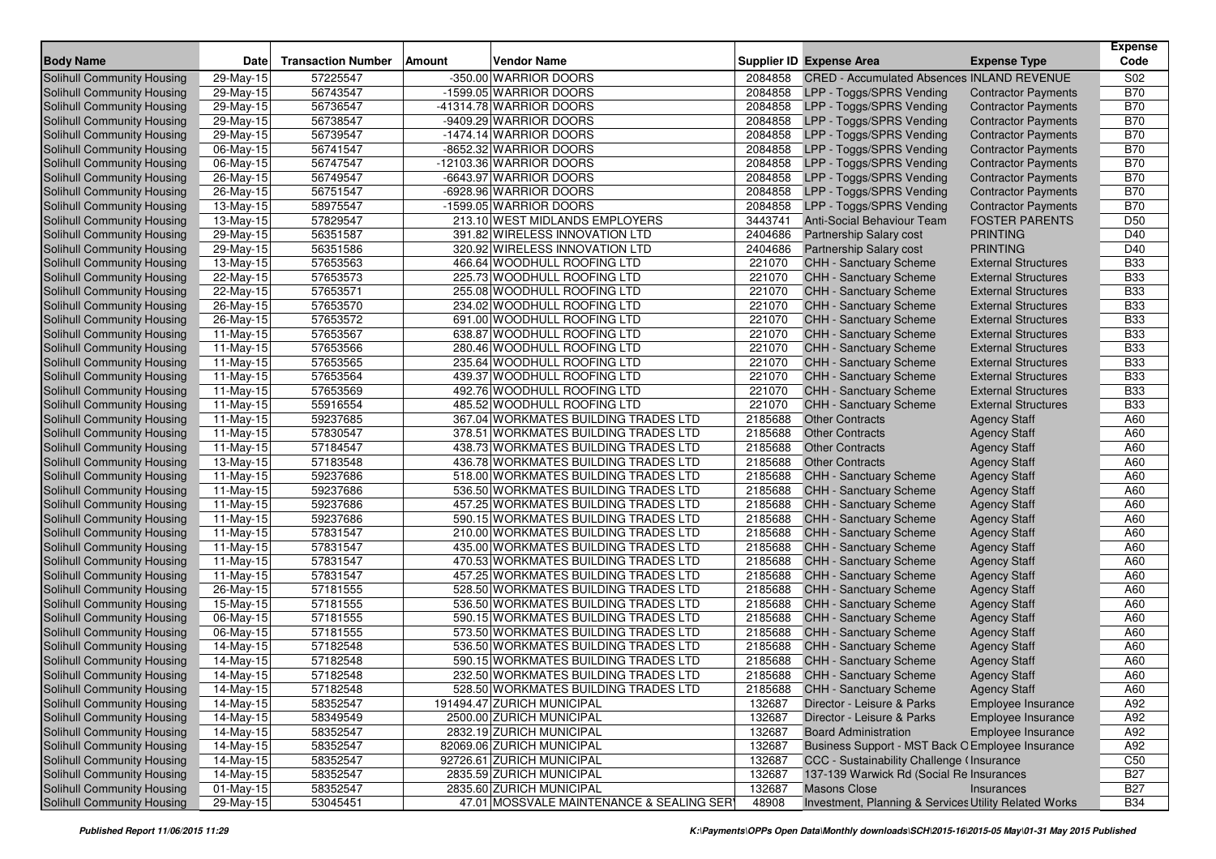| Body Name | Date | Transaction Number | Amount | Vendor Name | Supplier ID | Expense Area | Expense Type | Expense Code |
|---|---|---|---|---|---|---|---|---|
| Solihull Community Housing | 29-May-15 | 57225547 | -350.00 | WARRIOR DOORS | 2084858 | CRED - Accumulated Absences | INLAND REVENUE | S02 |
| Solihull Community Housing | 29-May-15 | 56743547 | -1599.05 | WARRIOR DOORS | 2084858 | LPP - Toggs/SPRS Vending | Contractor Payments | B70 |
| Solihull Community Housing | 29-May-15 | 56736547 | -41314.78 | WARRIOR DOORS | 2084858 | LPP - Toggs/SPRS Vending | Contractor Payments | B70 |
| Solihull Community Housing | 29-May-15 | 56738547 | -9409.29 | WARRIOR DOORS | 2084858 | LPP - Toggs/SPRS Vending | Contractor Payments | B70 |
| Solihull Community Housing | 29-May-15 | 56739547 | -1474.14 | WARRIOR DOORS | 2084858 | LPP - Toggs/SPRS Vending | Contractor Payments | B70 |
| Solihull Community Housing | 06-May-15 | 56741547 | -8652.32 | WARRIOR DOORS | 2084858 | LPP - Toggs/SPRS Vending | Contractor Payments | B70 |
| Solihull Community Housing | 06-May-15 | 56747547 | -12103.36 | WARRIOR DOORS | 2084858 | LPP - Toggs/SPRS Vending | Contractor Payments | B70 |
| Solihull Community Housing | 26-May-15 | 56749547 | -6643.97 | WARRIOR DOORS | 2084858 | LPP - Toggs/SPRS Vending | Contractor Payments | B70 |
| Solihull Community Housing | 26-May-15 | 56751547 | -6928.96 | WARRIOR DOORS | 2084858 | LPP - Toggs/SPRS Vending | Contractor Payments | B70 |
| Solihull Community Housing | 13-May-15 | 58975547 | -1599.05 | WARRIOR DOORS | 2084858 | LPP - Toggs/SPRS Vending | Contractor Payments | B70 |
| Solihull Community Housing | 13-May-15 | 57829547 | 213.10 | WEST MIDLANDS EMPLOYERS | 3443741 | Anti-Social Behaviour Team | FOSTER PARENTS | D50 |
| Solihull Community Housing | 29-May-15 | 56351587 | 391.82 | WIRELESS INNOVATION LTD | 2404686 | Partnership Salary cost | PRINTING | D40 |
| Solihull Community Housing | 29-May-15 | 56351586 | 320.92 | WIRELESS INNOVATION LTD | 2404686 | Partnership Salary cost | PRINTING | D40 |
| Solihull Community Housing | 13-May-15 | 57653563 | 466.64 | WOODHULL ROOFING LTD | 221070 | CHH - Sanctuary Scheme | External Structures | B33 |
| Solihull Community Housing | 22-May-15 | 57653573 | 225.73 | WOODHULL ROOFING LTD | 221070 | CHH - Sanctuary Scheme | External Structures | B33 |
| Solihull Community Housing | 22-May-15 | 57653571 | 255.08 | WOODHULL ROOFING LTD | 221070 | CHH - Sanctuary Scheme | External Structures | B33 |
| Solihull Community Housing | 26-May-15 | 57653570 | 234.02 | WOODHULL ROOFING LTD | 221070 | CHH - Sanctuary Scheme | External Structures | B33 |
| Solihull Community Housing | 26-May-15 | 57653572 | 691.00 | WOODHULL ROOFING LTD | 221070 | CHH - Sanctuary Scheme | External Structures | B33 |
| Solihull Community Housing | 11-May-15 | 57653567 | 638.87 | WOODHULL ROOFING LTD | 221070 | CHH - Sanctuary Scheme | External Structures | B33 |
| Solihull Community Housing | 11-May-15 | 57653566 | 280.46 | WOODHULL ROOFING LTD | 221070 | CHH - Sanctuary Scheme | External Structures | B33 |
| Solihull Community Housing | 11-May-15 | 57653565 | 235.64 | WOODHULL ROOFING LTD | 221070 | CHH - Sanctuary Scheme | External Structures | B33 |
| Solihull Community Housing | 11-May-15 | 57653564 | 439.37 | WOODHULL ROOFING LTD | 221070 | CHH - Sanctuary Scheme | External Structures | B33 |
| Solihull Community Housing | 11-May-15 | 57653569 | 492.76 | WOODHULL ROOFING LTD | 221070 | CHH - Sanctuary Scheme | External Structures | B33 |
| Solihull Community Housing | 11-May-15 | 55916554 | 485.52 | WOODHULL ROOFING LTD | 221070 | CHH - Sanctuary Scheme | External Structures | B33 |
| Solihull Community Housing | 11-May-15 | 59237685 | 367.04 | WORKMATES BUILDING TRADES LTD | 2185688 | Other Contracts | Agency Staff | A60 |
| Solihull Community Housing | 11-May-15 | 57830547 | 378.51 | WORKMATES BUILDING TRADES LTD | 2185688 | Other Contracts | Agency Staff | A60 |
| Solihull Community Housing | 11-May-15 | 57184547 | 438.73 | WORKMATES BUILDING TRADES LTD | 2185688 | Other Contracts | Agency Staff | A60 |
| Solihull Community Housing | 13-May-15 | 57183548 | 436.78 | WORKMATES BUILDING TRADES LTD | 2185688 | Other Contracts | Agency Staff | A60 |
| Solihull Community Housing | 11-May-15 | 59237686 | 518.00 | WORKMATES BUILDING TRADES LTD | 2185688 | CHH - Sanctuary Scheme | Agency Staff | A60 |
| Solihull Community Housing | 11-May-15 | 59237686 | 536.50 | WORKMATES BUILDING TRADES LTD | 2185688 | CHH - Sanctuary Scheme | Agency Staff | A60 |
| Solihull Community Housing | 11-May-15 | 59237686 | 457.25 | WORKMATES BUILDING TRADES LTD | 2185688 | CHH - Sanctuary Scheme | Agency Staff | A60 |
| Solihull Community Housing | 11-May-15 | 59237686 | 590.15 | WORKMATES BUILDING TRADES LTD | 2185688 | CHH - Sanctuary Scheme | Agency Staff | A60 |
| Solihull Community Housing | 11-May-15 | 57831547 | 210.00 | WORKMATES BUILDING TRADES LTD | 2185688 | CHH - Sanctuary Scheme | Agency Staff | A60 |
| Solihull Community Housing | 11-May-15 | 57831547 | 435.00 | WORKMATES BUILDING TRADES LTD | 2185688 | CHH - Sanctuary Scheme | Agency Staff | A60 |
| Solihull Community Housing | 11-May-15 | 57831547 | 470.53 | WORKMATES BUILDING TRADES LTD | 2185688 | CHH - Sanctuary Scheme | Agency Staff | A60 |
| Solihull Community Housing | 11-May-15 | 57831547 | 457.25 | WORKMATES BUILDING TRADES LTD | 2185688 | CHH - Sanctuary Scheme | Agency Staff | A60 |
| Solihull Community Housing | 26-May-15 | 57181555 | 528.50 | WORKMATES BUILDING TRADES LTD | 2185688 | CHH - Sanctuary Scheme | Agency Staff | A60 |
| Solihull Community Housing | 15-May-15 | 57181555 | 536.50 | WORKMATES BUILDING TRADES LTD | 2185688 | CHH - Sanctuary Scheme | Agency Staff | A60 |
| Solihull Community Housing | 06-May-15 | 57181555 | 590.15 | WORKMATES BUILDING TRADES LTD | 2185688 | CHH - Sanctuary Scheme | Agency Staff | A60 |
| Solihull Community Housing | 06-May-15 | 57181555 | 573.50 | WORKMATES BUILDING TRADES LTD | 2185688 | CHH - Sanctuary Scheme | Agency Staff | A60 |
| Solihull Community Housing | 14-May-15 | 57182548 | 536.50 | WORKMATES BUILDING TRADES LTD | 2185688 | CHH - Sanctuary Scheme | Agency Staff | A60 |
| Solihull Community Housing | 14-May-15 | 57182548 | 590.15 | WORKMATES BUILDING TRADES LTD | 2185688 | CHH - Sanctuary Scheme | Agency Staff | A60 |
| Solihull Community Housing | 14-May-15 | 57182548 | 232.50 | WORKMATES BUILDING TRADES LTD | 2185688 | CHH - Sanctuary Scheme | Agency Staff | A60 |
| Solihull Community Housing | 14-May-15 | 57182548 | 528.50 | WORKMATES BUILDING TRADES LTD | 2185688 | CHH - Sanctuary Scheme | Agency Staff | A60 |
| Solihull Community Housing | 14-May-15 | 58352547 | 191494.47 | ZURICH MUNICIPAL | 132687 | Director - Leisure & Parks | Employee Insurance | A92 |
| Solihull Community Housing | 14-May-15 | 58349549 | 2500.00 | ZURICH MUNICIPAL | 132687 | Director - Leisure & Parks | Employee Insurance | A92 |
| Solihull Community Housing | 14-May-15 | 58352547 | 2832.19 | ZURICH MUNICIPAL | 132687 | Board Administration | Employee Insurance | A92 |
| Solihull Community Housing | 14-May-15 | 58352547 | 82069.06 | ZURICH MUNICIPAL | 132687 | Business Support - MST Back O | Employee Insurance | A92 |
| Solihull Community Housing | 14-May-15 | 58352547 | 92726.61 | ZURICH MUNICIPAL | 132687 | CCC - Sustainability Challenge ( | Insurance | C50 |
| Solihull Community Housing | 14-May-15 | 58352547 | 2835.59 | ZURICH MUNICIPAL | 132687 | 137-139 Warwick Rd (Social Re | Insurances | B27 |
| Solihull Community Housing | 01-May-15 | 58352547 | 2835.60 | ZURICH MUNICIPAL | 132687 | Masons Close | Insurances | B27 |
| Solihull Community Housing | 29-May-15 | 53045451 | 47.01 | MOSSVALE MAINTENANCE & SEALING SER | 48908 | Investment, Planning & Services | Utility Related Works | B34 |

*Published Report 11/06/2015 11:29*

*K:\Payments\OPPs Open Data\Monthly downloads\SCH\2015-16\2015-05 May\01-31 May 2015 Published*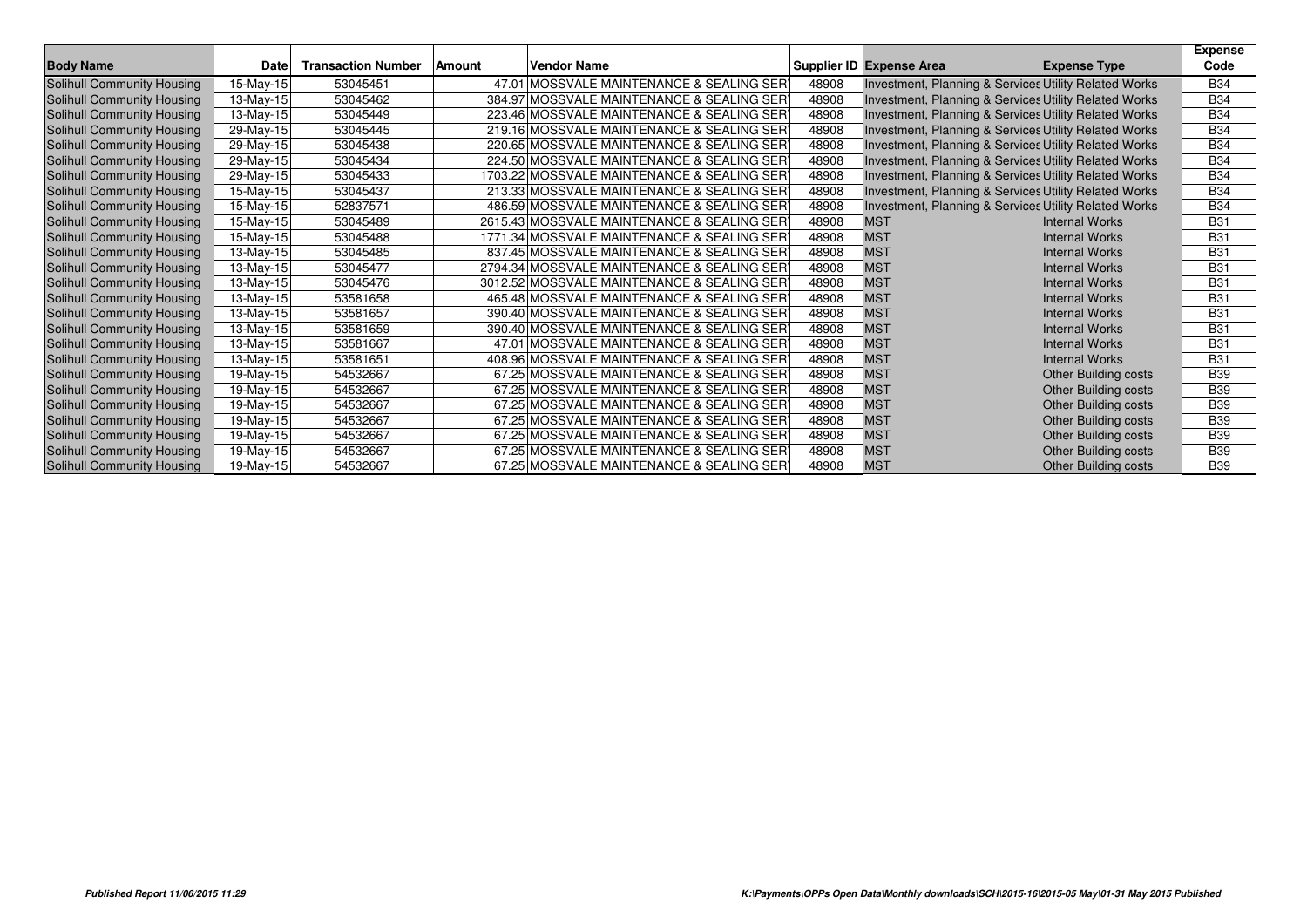| Body Name | Date | Transaction Number | Amount | Vendor Name | Supplier ID | Expense Area | Expense Type | Expense Code |
|---|---|---|---|---|---|---|---|---|
| Solihull Community Housing | 15-May-15 | 53045451 | 47.01 | MOSSVALE MAINTENANCE & SEALING SER | 48908 | Investment, Planning & Services | Utility Related Works | B34 |
| Solihull Community Housing | 13-May-15 | 53045462 | 384.97 | MOSSVALE MAINTENANCE & SEALING SER | 48908 | Investment, Planning & Services | Utility Related Works | B34 |
| Solihull Community Housing | 13-May-15 | 53045449 | 223.46 | MOSSVALE MAINTENANCE & SEALING SER | 48908 | Investment, Planning & Services | Utility Related Works | B34 |
| Solihull Community Housing | 29-May-15 | 53045445 | 219.16 | MOSSVALE MAINTENANCE & SEALING SER | 48908 | Investment, Planning & Services | Utility Related Works | B34 |
| Solihull Community Housing | 29-May-15 | 53045438 | 220.65 | MOSSVALE MAINTENANCE & SEALING SER | 48908 | Investment, Planning & Services | Utility Related Works | B34 |
| Solihull Community Housing | 29-May-15 | 53045434 | 224.50 | MOSSVALE MAINTENANCE & SEALING SER | 48908 | Investment, Planning & Services | Utility Related Works | B34 |
| Solihull Community Housing | 29-May-15 | 53045433 | 1703.22 | MOSSVALE MAINTENANCE & SEALING SER | 48908 | Investment, Planning & Services | Utility Related Works | B34 |
| Solihull Community Housing | 15-May-15 | 53045437 | 213.33 | MOSSVALE MAINTENANCE & SEALING SER | 48908 | Investment, Planning & Services | Utility Related Works | B34 |
| Solihull Community Housing | 15-May-15 | 52837571 | 486.59 | MOSSVALE MAINTENANCE & SEALING SER | 48908 | Investment, Planning & Services | Utility Related Works | B34 |
| Solihull Community Housing | 15-May-15 | 53045489 | 2615.43 | MOSSVALE MAINTENANCE & SEALING SER | 48908 | MST | Internal Works | B31 |
| Solihull Community Housing | 15-May-15 | 53045488 | 1771.34 | MOSSVALE MAINTENANCE & SEALING SER | 48908 | MST | Internal Works | B31 |
| Solihull Community Housing | 13-May-15 | 53045485 | 837.45 | MOSSVALE MAINTENANCE & SEALING SER | 48908 | MST | Internal Works | B31 |
| Solihull Community Housing | 13-May-15 | 53045477 | 2794.34 | MOSSVALE MAINTENANCE & SEALING SER | 48908 | MST | Internal Works | B31 |
| Solihull Community Housing | 13-May-15 | 53045476 | 3012.52 | MOSSVALE MAINTENANCE & SEALING SER | 48908 | MST | Internal Works | B31 |
| Solihull Community Housing | 13-May-15 | 53581658 | 465.48 | MOSSVALE MAINTENANCE & SEALING SER | 48908 | MST | Internal Works | B31 |
| Solihull Community Housing | 13-May-15 | 53581657 | 390.40 | MOSSVALE MAINTENANCE & SEALING SER | 48908 | MST | Internal Works | B31 |
| Solihull Community Housing | 13-May-15 | 53581659 | 390.40 | MOSSVALE MAINTENANCE & SEALING SER | 48908 | MST | Internal Works | B31 |
| Solihull Community Housing | 13-May-15 | 53581667 | 47.01 | MOSSVALE MAINTENANCE & SEALING SER | 48908 | MST | Internal Works | B31 |
| Solihull Community Housing | 13-May-15 | 53581651 | 408.96 | MOSSVALE MAINTENANCE & SEALING SER | 48908 | MST | Internal Works | B31 |
| Solihull Community Housing | 19-May-15 | 54532667 | 67.25 | MOSSVALE MAINTENANCE & SEALING SER | 48908 | MST | Other Building costs | B39 |
| Solihull Community Housing | 19-May-15 | 54532667 | 67.25 | MOSSVALE MAINTENANCE & SEALING SER | 48908 | MST | Other Building costs | B39 |
| Solihull Community Housing | 19-May-15 | 54532667 | 67.25 | MOSSVALE MAINTENANCE & SEALING SER | 48908 | MST | Other Building costs | B39 |
| Solihull Community Housing | 19-May-15 | 54532667 | 67.25 | MOSSVALE MAINTENANCE & SEALING SER | 48908 | MST | Other Building costs | B39 |
| Solihull Community Housing | 19-May-15 | 54532667 | 67.25 | MOSSVALE MAINTENANCE & SEALING SER | 48908 | MST | Other Building costs | B39 |
| Solihull Community Housing | 19-May-15 | 54532667 | 67.25 | MOSSVALE MAINTENANCE & SEALING SER | 48908 | MST | Other Building costs | B39 |
| Solihull Community Housing | 19-May-15 | 54532667 | 67.25 | MOSSVALE MAINTENANCE & SEALING SER | 48908 | MST | Other Building costs | B39 |

*Published Report 11/06/2015 11:29*

*K:\Payments\OPPs Open Data\Monthly downloads\SCH\2015-16\2015-05 May\01-31 May 2015 Published*